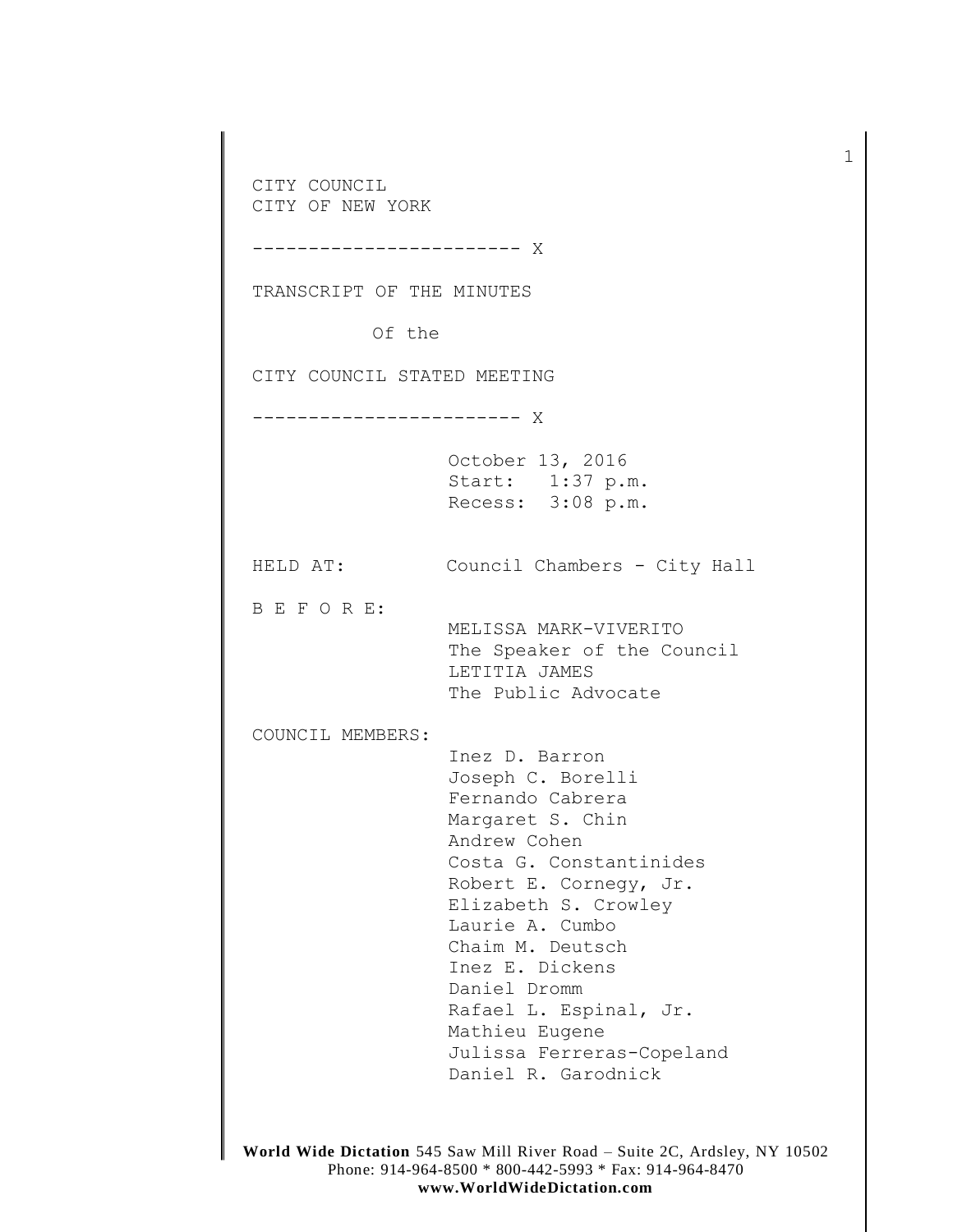CITY COUNCIL
CITY OF NEW YORK

------------------------ X

TRANSCRIPT OF THE MINUTES

Of the

CITY COUNCIL STATED MEETING

------------------------ X

October 13, 2016
Start: 1:37 p.m.
Recess: 3:08 p.m.

HELD AT: Council Chambers - City Hall

B E F O R E:

MELISSA MARK-VIVERITO
The Speaker of the Council
LETITIA JAMES
The Public Advocate

COUNCIL MEMBERS:

Inez D. Barron
Joseph C. Borelli
Fernando Cabrera
Margaret S. Chin
Andrew Cohen
Costa G. Constantinides
Robert E. Cornegy, Jr.
Elizabeth S. Crowley
Laurie A. Cumbo
Chaim M. Deutsch
Inez E. Dickens
Daniel Dromm
Rafael L. Espinal, Jr.
Mathieu Eugene
Julissa Ferreras-Copeland
Daniel R. Garodnick

**World Wide Dictation** 545 Saw Mill River Road – Suite 2C, Ardsley, NY 10502
Phone: 914-964-8500 * 800-442-5993 * Fax: 914-964-8470
**www.WorldWideDictation.com**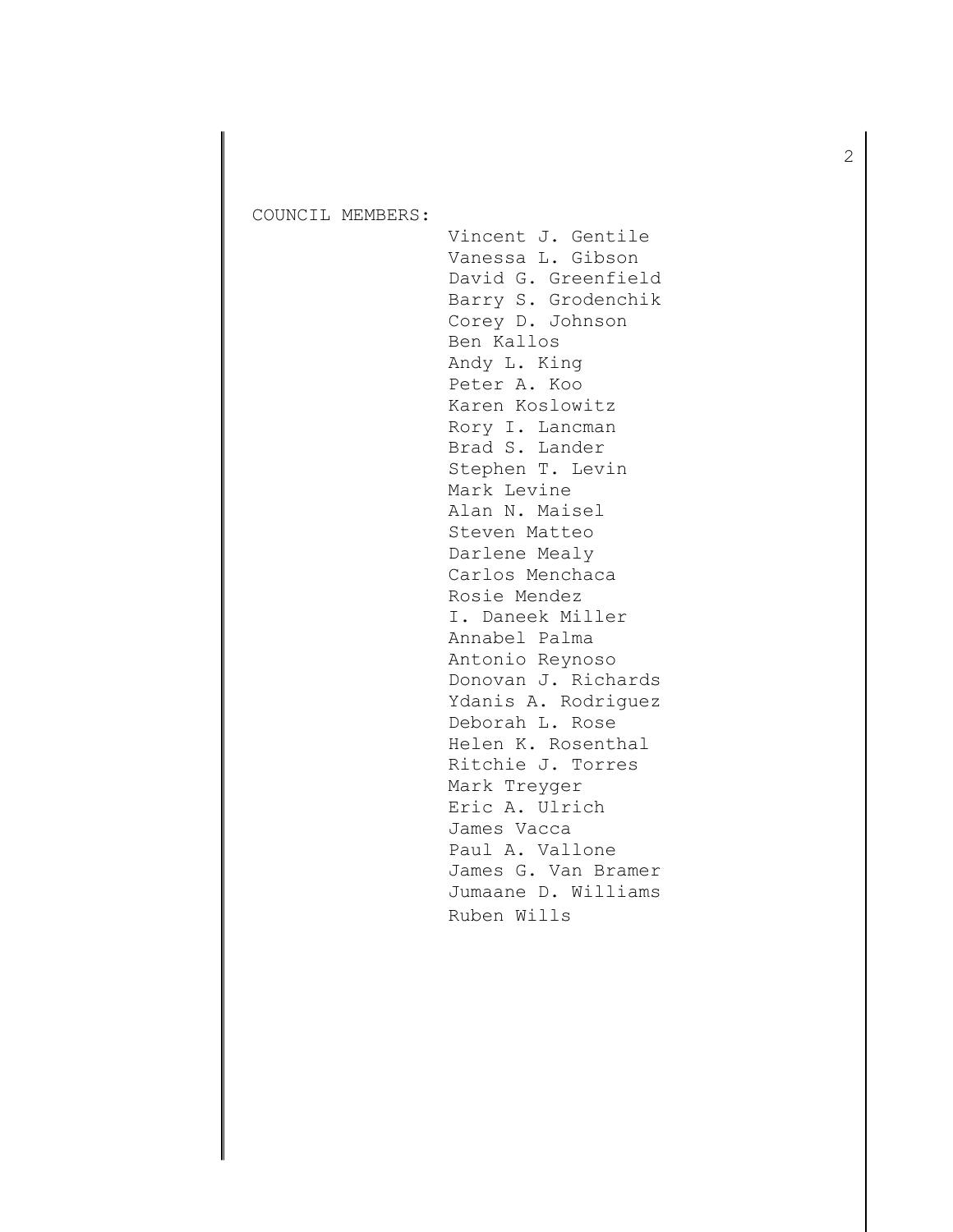COUNCIL MEMBERS:

Vincent J. Gentile
Vanessa L. Gibson
David G. Greenfield
Barry S. Grodenchik
Corey D. Johnson
Ben Kallos
Andy L. King
Peter A. Koo
Karen Koslowitz
Rory I. Lancman
Brad S. Lander
Stephen T. Levin
Mark Levine
Alan N. Maisel
Steven Matteo
Darlene Mealy
Carlos Menchaca
Rosie Mendez
I. Daneek Miller
Annabel Palma
Antonio Reynoso
Donovan J. Richards
Ydanis A. Rodriguez
Deborah L. Rose
Helen K. Rosenthal
Ritchie J. Torres
Mark Treyger
Eric A. Ulrich
James Vacca
Paul A. Vallone
James G. Van Bramer
Jumaane D. Williams
Ruben Wills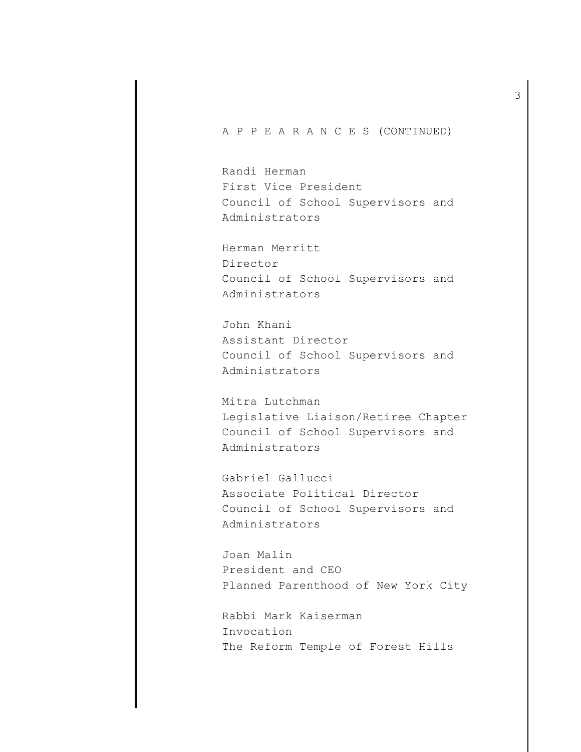A P P E A R A N C E S (CONTINUED)

Randi Herman
First Vice President
Council of School Supervisors and Administrators

Herman Merritt
Director
Council of School Supervisors and Administrators

John Khani
Assistant Director
Council of School Supervisors and Administrators

Mitra Lutchman
Legislative Liaison/Retiree Chapter
Council of School Supervisors and Administrators

Gabriel Gallucci
Associate Political Director
Council of School Supervisors and Administrators

Joan Malin
President and CEO
Planned Parenthood of New York City

Rabbi Mark Kaiserman
Invocation
The Reform Temple of Forest Hills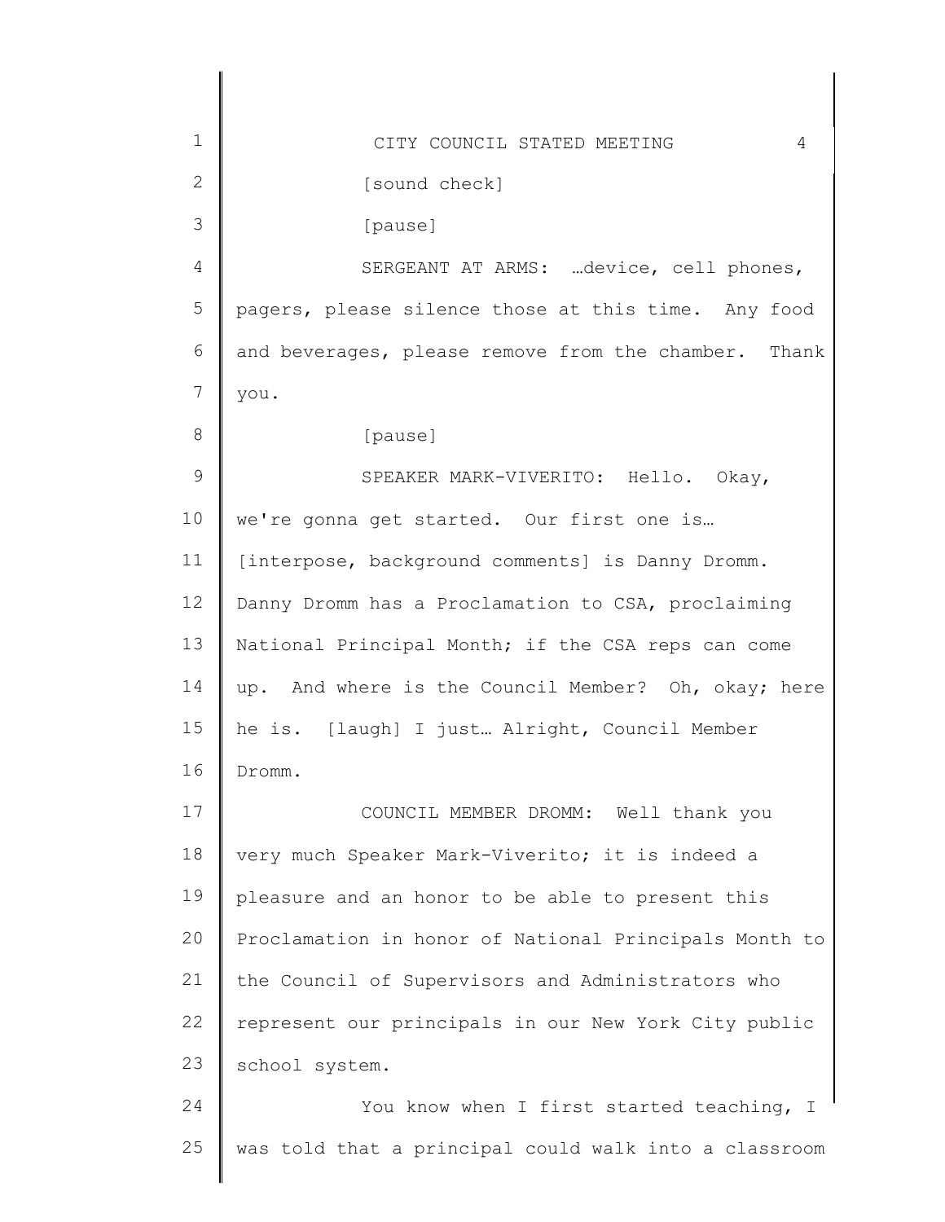[sound check]

[pause]

SERGEANT AT ARMS: …device, cell phones, pagers, please silence those at this time. Any food and beverages, please remove from the chamber. Thank you.

[pause]

SPEAKER MARK-VIVERITO: Hello. Okay, we're gonna get started. Our first one is… [interpose, background comments] is Danny Dromm. Danny Dromm has a Proclamation to CSA, proclaiming National Principal Month; if the CSA reps can come up. And where is the Council Member? Oh, okay; here he is. [laugh] I just… Alright, Council Member Dromm.

COUNCIL MEMBER DROMM: Well thank you very much Speaker Mark-Viverito; it is indeed a pleasure and an honor to be able to present this Proclamation in honor of National Principals Month to the Council of Supervisors and Administrators who represent our principals in our New York City public school system.

You know when I first started teaching, I was told that a principal could walk into a classroom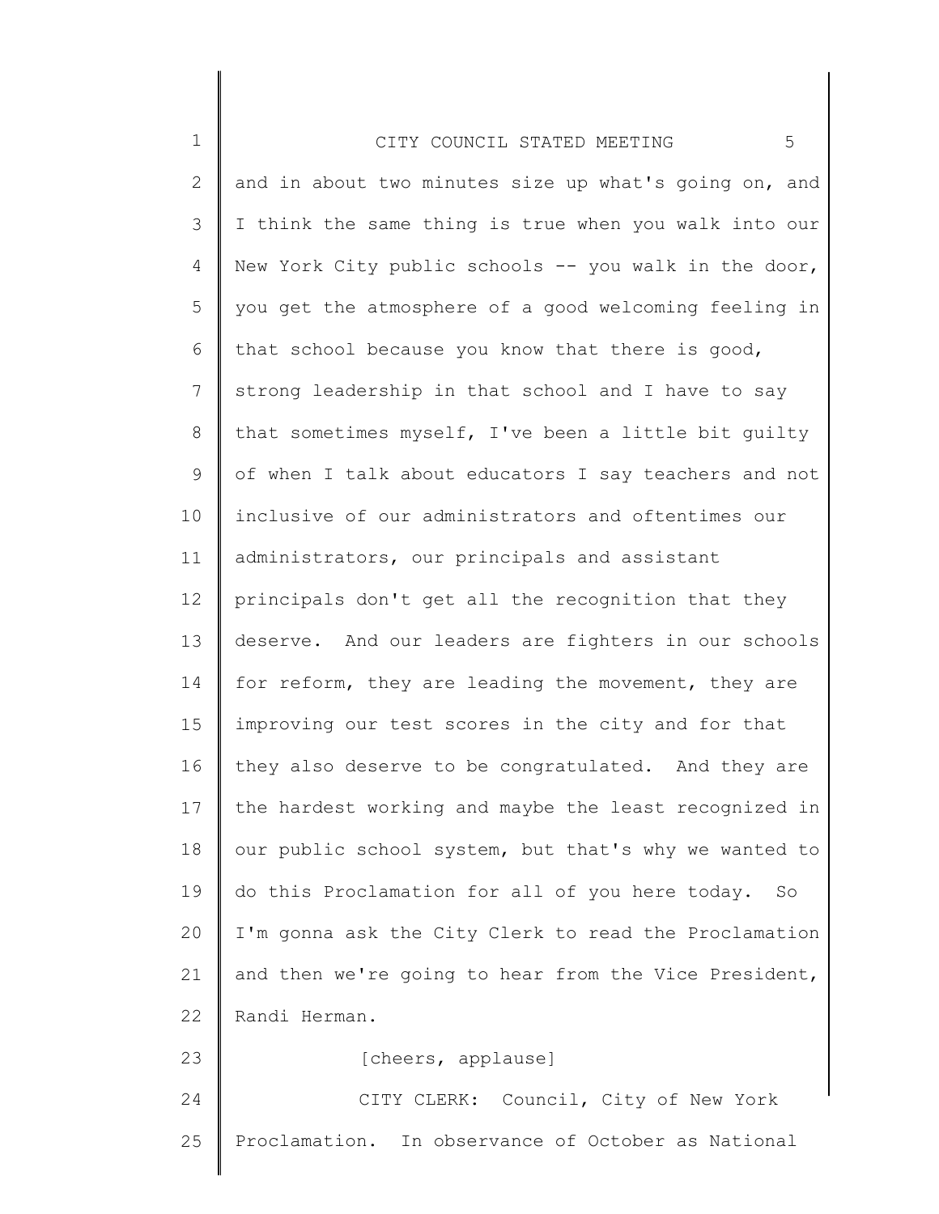and in about two minutes size up what's going on, and I think the same thing is true when you walk into our New York City public schools -- you walk in the door, you get the atmosphere of a good welcoming feeling in that school because you know that there is good, strong leadership in that school and I have to say that sometimes myself, I've been a little bit guilty of when I talk about educators I say teachers and not inclusive of our administrators and oftentimes our administrators, our principals and assistant principals don't get all the recognition that they deserve. And our leaders are fighters in our schools for reform, they are leading the movement, they are improving our test scores in the city and for that they also deserve to be congratulated. And they are the hardest working and maybe the least recognized in our public school system, but that's why we wanted to do this Proclamation for all of you here today. So I'm gonna ask the City Clerk to read the Proclamation and then we're going to hear from the Vice President, Randi Herman.

[cheers, applause]

CITY CLERK: Council, City of New York Proclamation. In observance of October as National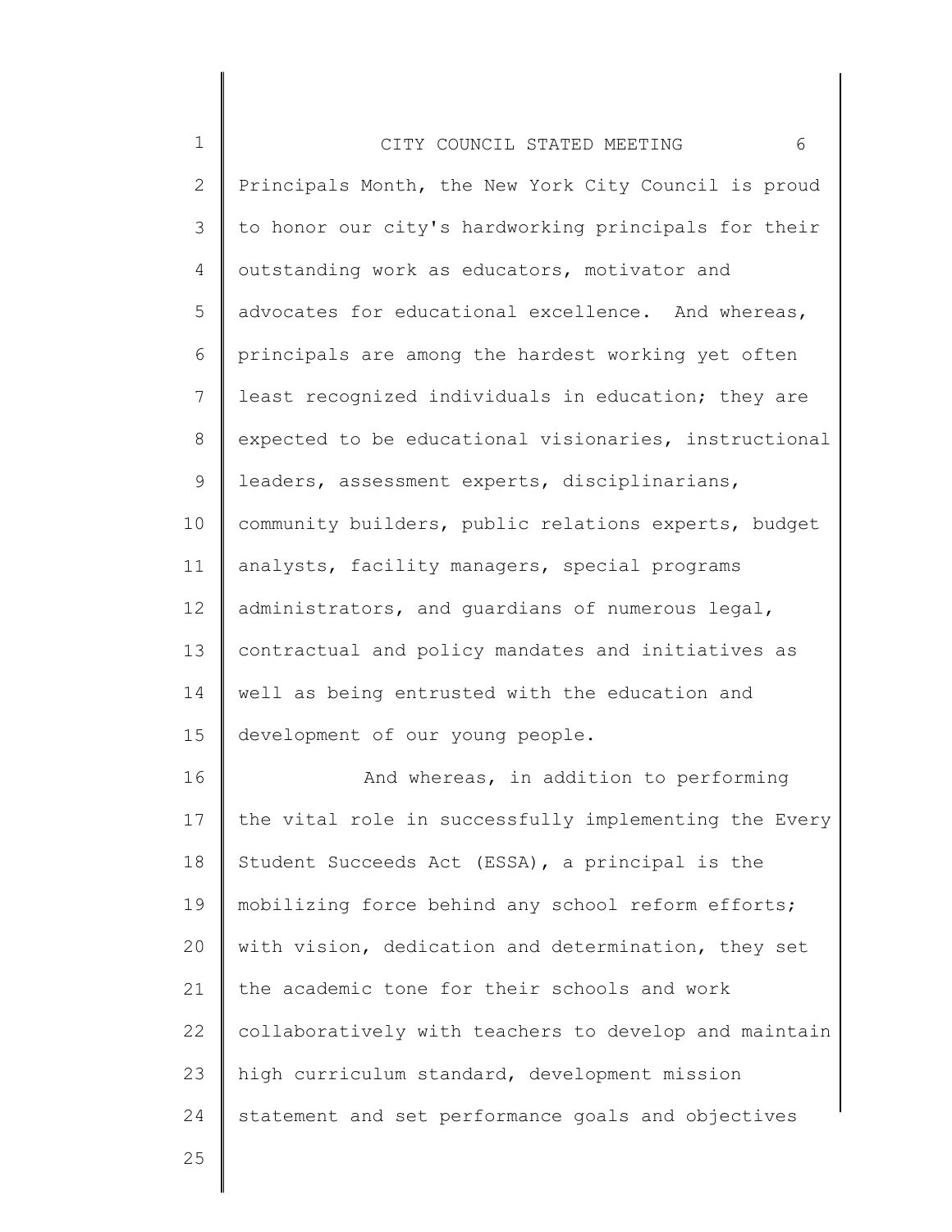Principals Month, the New York City Council is proud to honor our city's hardworking principals for their outstanding work as educators, motivator and advocates for educational excellence. And whereas, principals are among the hardest working yet often least recognized individuals in education; they are expected to be educational visionaries, instructional leaders, assessment experts, disciplinarians, community builders, public relations experts, budget analysts, facility managers, special programs administrators, and guardians of numerous legal, contractual and policy mandates and initiatives as well as being entrusted with the education and development of our young people.

And whereas, in addition to performing the vital role in successfully implementing the Every Student Succeeds Act (ESSA), a principal is the mobilizing force behind any school reform efforts; with vision, dedication and determination, they set the academic tone for their schools and work collaboratively with teachers to develop and maintain high curriculum standard, development mission statement and set performance goals and objectives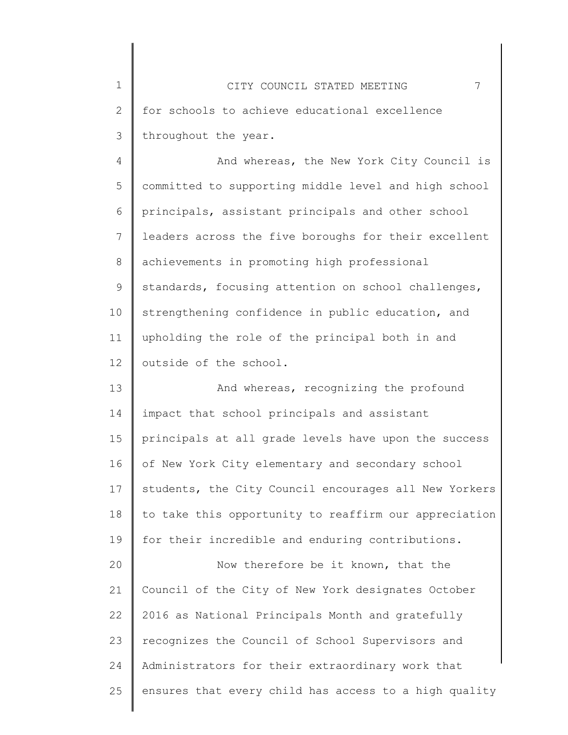for schools to achieve educational excellence throughout the year.

And whereas, the New York City Council is committed to supporting middle level and high school principals, assistant principals and other school leaders across the five boroughs for their excellent achievements in promoting high professional standards, focusing attention on school challenges, strengthening confidence in public education, and upholding the role of the principal both in and outside of the school.

And whereas, recognizing the profound impact that school principals and assistant principals at all grade levels have upon the success of New York City elementary and secondary school students, the City Council encourages all New Yorkers to take this opportunity to reaffirm our appreciation for their incredible and enduring contributions.

Now therefore be it known, that the Council of the City of New York designates October 2016 as National Principals Month and gratefully recognizes the Council of School Supervisors and Administrators for their extraordinary work that ensures that every child has access to a high quality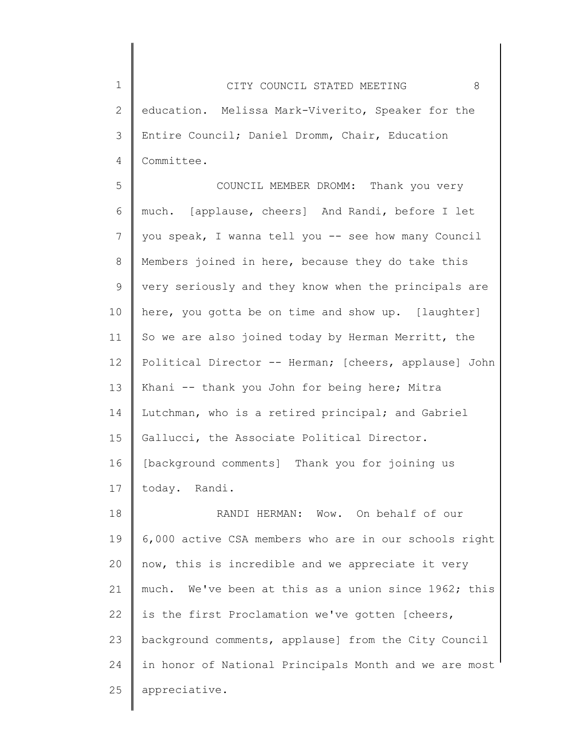education. Melissa Mark-Viverito, Speaker for the Entire Council; Daniel Dromm, Chair, Education Committee.

COUNCIL MEMBER DROMM: Thank you very much. [applause, cheers] And Randi, before I let you speak, I wanna tell you -- see how many Council Members joined in here, because they do take this very seriously and they know when the principals are here, you gotta be on time and show up. [laughter] So we are also joined today by Herman Merritt, the Political Director -- Herman; [cheers, applause] John Khani -- thank you John for being here; Mitra Lutchman, who is a retired principal; and Gabriel Gallucci, the Associate Political Director. [background comments] Thank you for joining us today. Randi.

RANDI HERMAN: Wow. On behalf of our 6,000 active CSA members who are in our schools right now, this is incredible and we appreciate it very much. We've been at this as a union since 1962; this is the first Proclamation we've gotten [cheers, background comments, applause] from the City Council in honor of National Principals Month and we are most appreciative.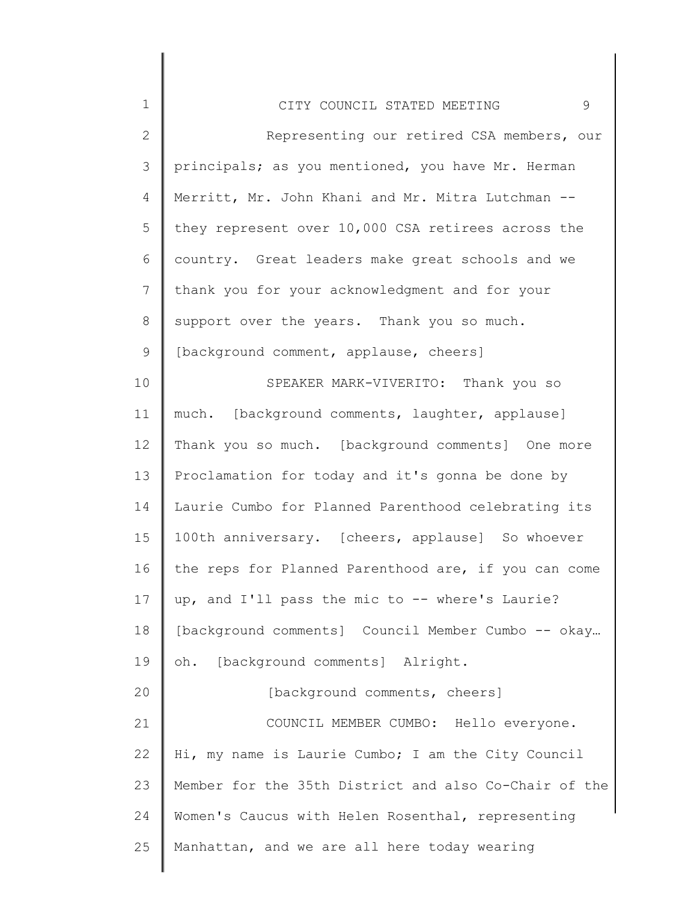Representing our retired CSA members, our principals; as you mentioned, you have Mr. Herman Merritt, Mr. John Khani and Mr. Mitra Lutchman -- they represent over 10,000 CSA retirees across the country. Great leaders make great schools and we thank you for your acknowledgment and for your support over the years. Thank you so much. [background comment, applause, cheers]

SPEAKER MARK-VIVERITO: Thank you so much. [background comments, laughter, applause] Thank you so much. [background comments] One more Proclamation for today and it's gonna be done by Laurie Cumbo for Planned Parenthood celebrating its 100th anniversary. [cheers, applause] So whoever the reps for Planned Parenthood are, if you can come up, and I'll pass the mic to -- where's Laurie? [background comments] Council Member Cumbo -- okay… oh. [background comments] Alright.

[background comments, cheers]

COUNCIL MEMBER CUMBO: Hello everyone. Hi, my name is Laurie Cumbo; I am the City Council Member for the 35th District and also Co-Chair of the Women's Caucus with Helen Rosenthal, representing Manhattan, and we are all here today wearing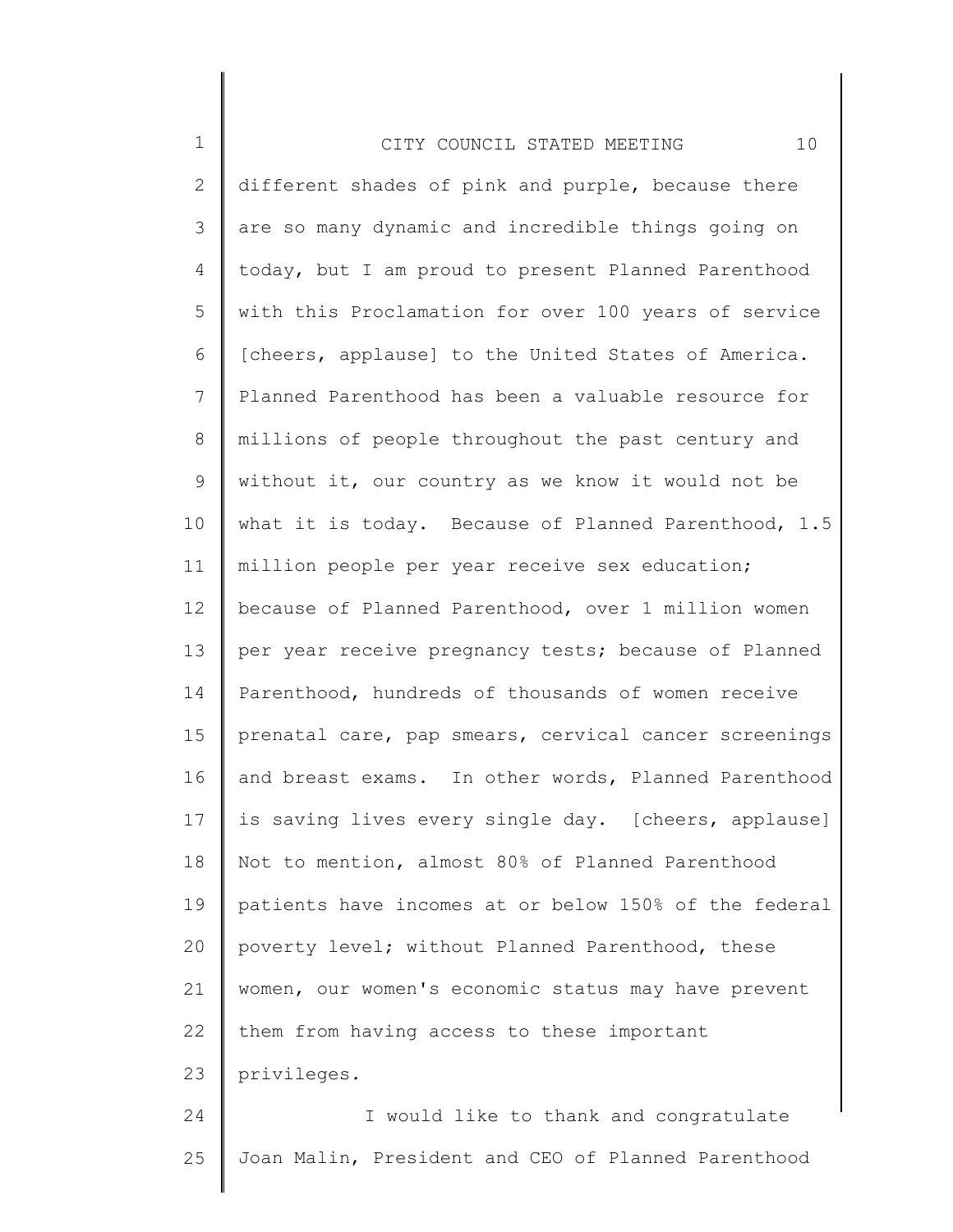different shades of pink and purple, because there are so many dynamic and incredible things going on today, but I am proud to present Planned Parenthood with this Proclamation for over 100 years of service [cheers, applause] to the United States of America. Planned Parenthood has been a valuable resource for millions of people throughout the past century and without it, our country as we know it would not be what it is today. Because of Planned Parenthood, 1.5 million people per year receive sex education; because of Planned Parenthood, over 1 million women per year receive pregnancy tests; because of Planned Parenthood, hundreds of thousands of women receive prenatal care, pap smears, cervical cancer screenings and breast exams. In other words, Planned Parenthood is saving lives every single day. [cheers, applause] Not to mention, almost 80% of Planned Parenthood patients have incomes at or below 150% of the federal poverty level; without Planned Parenthood, these women, our women's economic status may have prevent them from having access to these important privileges.

I would like to thank and congratulate Joan Malin, President and CEO of Planned Parenthood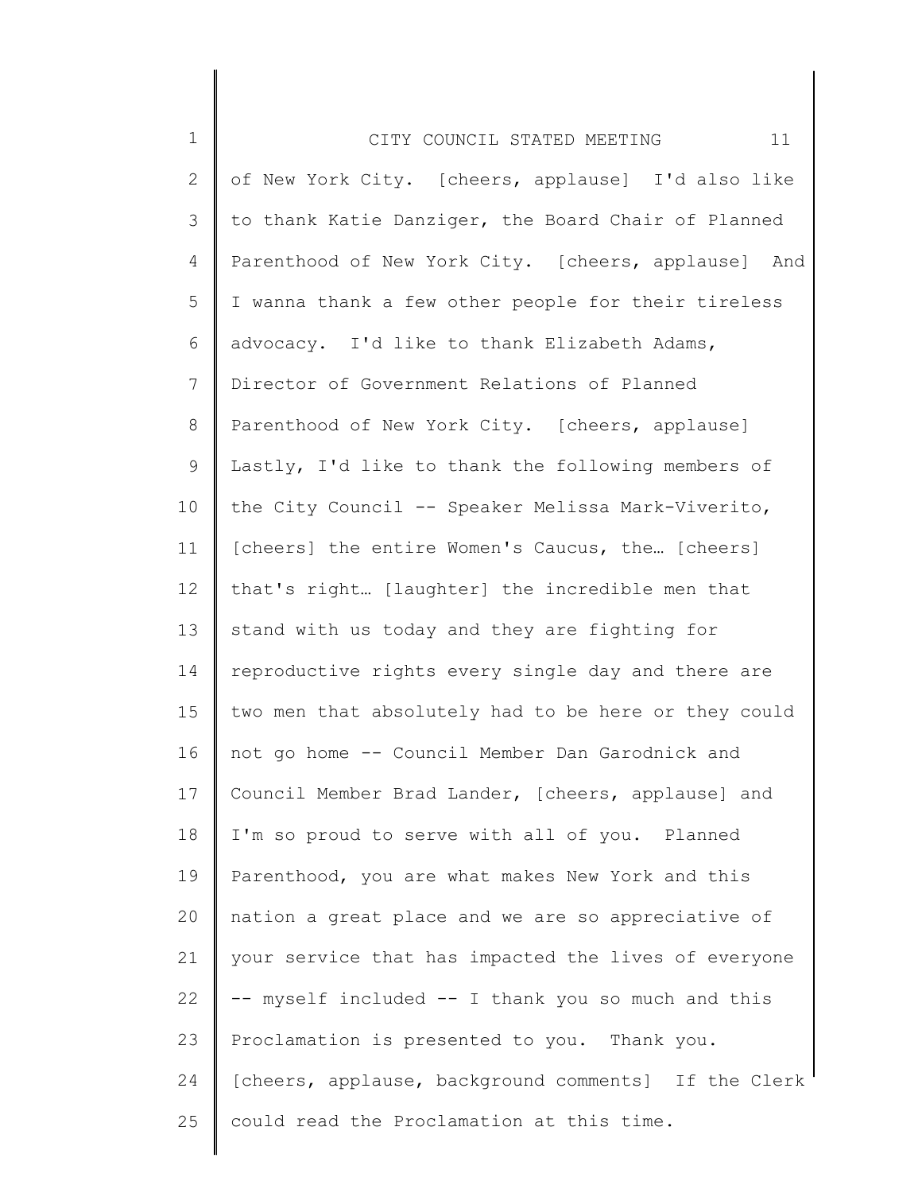of New York City. [cheers, applause] I'd also like to thank Katie Danziger, the Board Chair of Planned Parenthood of New York City. [cheers, applause] And I wanna thank a few other people for their tireless advocacy. I'd like to thank Elizabeth Adams, Director of Government Relations of Planned Parenthood of New York City. [cheers, applause] Lastly, I'd like to thank the following members of the City Council -- Speaker Melissa Mark-Viverito, [cheers] the entire Women's Caucus, the… [cheers] that's right… [laughter] the incredible men that stand with us today and they are fighting for reproductive rights every single day and there are two men that absolutely had to be here or they could not go home -- Council Member Dan Garodnick and Council Member Brad Lander, [cheers, applause] and I'm so proud to serve with all of you. Planned Parenthood, you are what makes New York and this nation a great place and we are so appreciative of your service that has impacted the lives of everyone -- myself included -- I thank you so much and this Proclamation is presented to you. Thank you. [cheers, applause, background comments] If the Clerk could read the Proclamation at this time.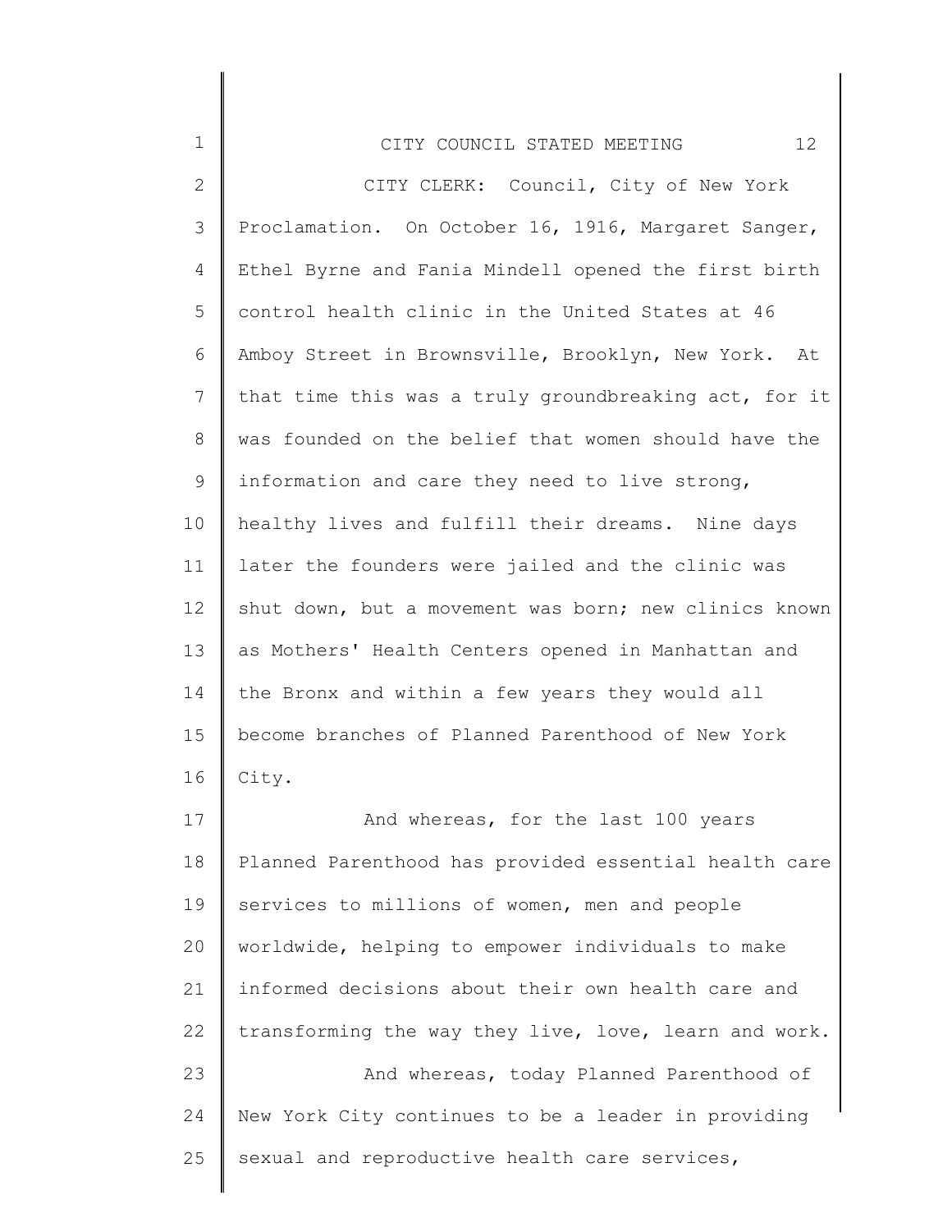CITY CLERK: Council, City of New York Proclamation. On October 16, 1916, Margaret Sanger, Ethel Byrne and Fania Mindell opened the first birth control health clinic in the United States at 46 Amboy Street in Brownsville, Brooklyn, New York. At that time this was a truly groundbreaking act, for it was founded on the belief that women should have the information and care they need to live strong, healthy lives and fulfill their dreams. Nine days later the founders were jailed and the clinic was shut down, but a movement was born; new clinics known as Mothers' Health Centers opened in Manhattan and the Bronx and within a few years they would all become branches of Planned Parenthood of New York City.

And whereas, for the last 100 years Planned Parenthood has provided essential health care services to millions of women, men and people worldwide, helping to empower individuals to make informed decisions about their own health care and transforming the way they live, love, learn and work.

And whereas, today Planned Parenthood of New York City continues to be a leader in providing sexual and reproductive health care services,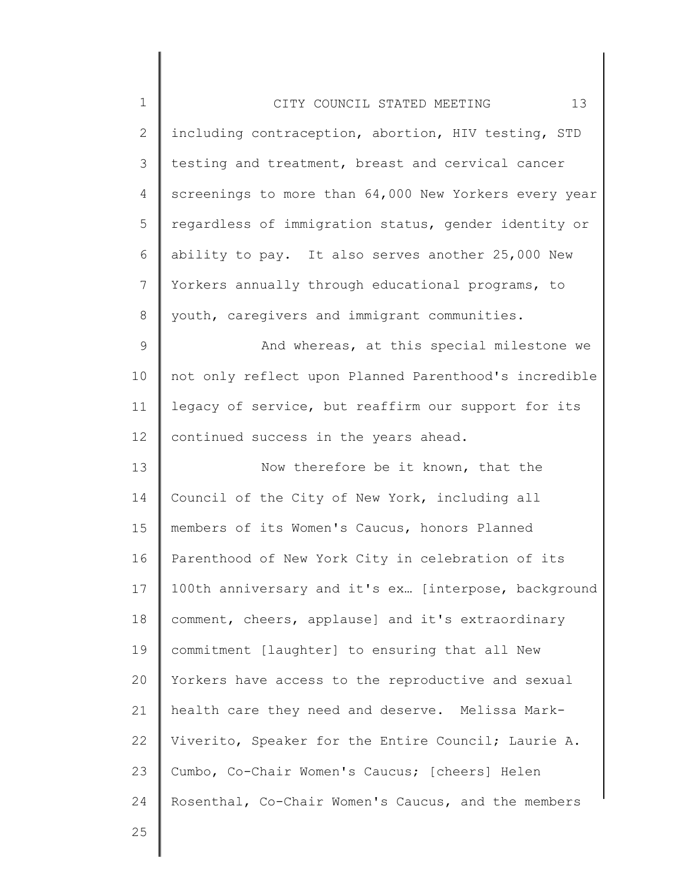including contraception, abortion, HIV testing, STD testing and treatment, breast and cervical cancer screenings to more than 64,000 New Yorkers every year regardless of immigration status, gender identity or ability to pay. It also serves another 25,000 New Yorkers annually through educational programs, to youth, caregivers and immigrant communities.

And whereas, at this special milestone we not only reflect upon Planned Parenthood's incredible legacy of service, but reaffirm our support for its continued success in the years ahead.

Now therefore be it known, that the Council of the City of New York, including all members of its Women's Caucus, honors Planned Parenthood of New York City in celebration of its 100th anniversary and it's ex… [interpose, background comment, cheers, applause] and it's extraordinary commitment [laughter] to ensuring that all New Yorkers have access to the reproductive and sexual health care they need and deserve. Melissa Mark-Viverito, Speaker for the Entire Council; Laurie A. Cumbo, Co-Chair Women's Caucus; [cheers] Helen Rosenthal, Co-Chair Women's Caucus, and the members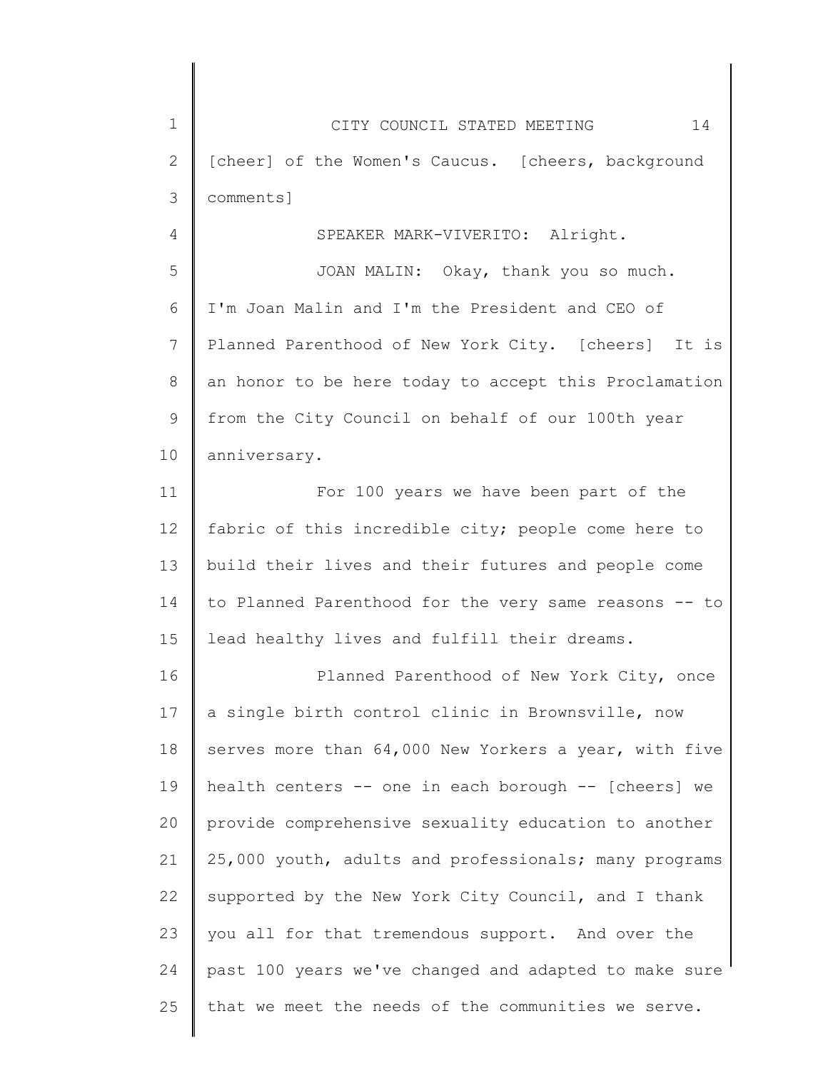[cheer] of the Women's Caucus. [cheers, background comments]

SPEAKER MARK-VIVERITO: Alright.

JOAN MALIN: Okay, thank you so much. I'm Joan Malin and I'm the President and CEO of Planned Parenthood of New York City. [cheers] It is an honor to be here today to accept this Proclamation from the City Council on behalf of our 100th year anniversary.

For 100 years we have been part of the fabric of this incredible city; people come here to build their lives and their futures and people come to Planned Parenthood for the very same reasons -- to lead healthy lives and fulfill their dreams.

Planned Parenthood of New York City, once a single birth control clinic in Brownsville, now serves more than 64,000 New Yorkers a year, with five health centers -- one in each borough -- [cheers] we provide comprehensive sexuality education to another 25,000 youth, adults and professionals; many programs supported by the New York City Council, and I thank you all for that tremendous support. And over the past 100 years we've changed and adapted to make sure that we meet the needs of the communities we serve.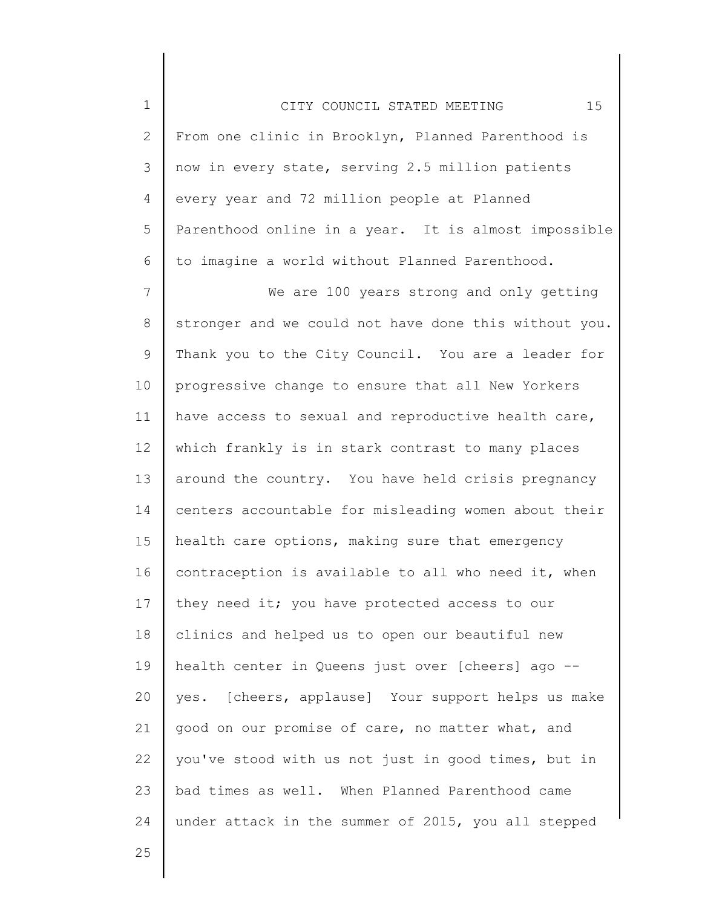From one clinic in Brooklyn, Planned Parenthood is now in every state, serving 2.5 million patients every year and 72 million people at Planned Parenthood online in a year. It is almost impossible to imagine a world without Planned Parenthood.

We are 100 years strong and only getting stronger and we could not have done this without you. Thank you to the City Council. You are a leader for progressive change to ensure that all New Yorkers have access to sexual and reproductive health care, which frankly is in stark contrast to many places around the country. You have held crisis pregnancy centers accountable for misleading women about their health care options, making sure that emergency contraception is available to all who need it, when they need it; you have protected access to our clinics and helped us to open our beautiful new health center in Queens just over [cheers] ago -- yes. [cheers, applause] Your support helps us make good on our promise of care, no matter what, and you've stood with us not just in good times, but in bad times as well. When Planned Parenthood came under attack in the summer of 2015, you all stepped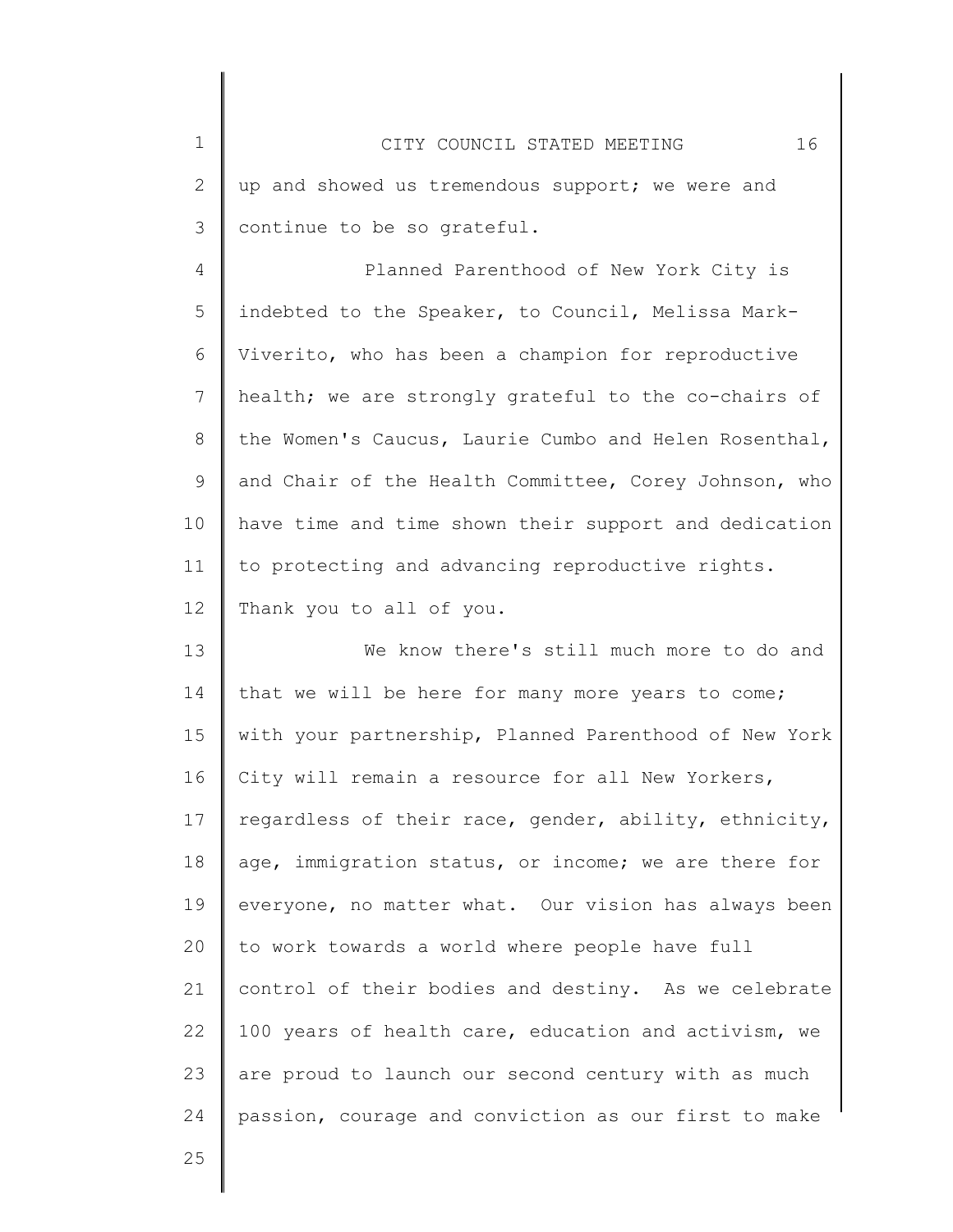up and showed us tremendous support; we were and continue to be so grateful.

Planned Parenthood of New York City is indebted to the Speaker, to Council, Melissa Mark-Viverito, who has been a champion for reproductive health; we are strongly grateful to the co-chairs of the Women's Caucus, Laurie Cumbo and Helen Rosenthal, and Chair of the Health Committee, Corey Johnson, who have time and time shown their support and dedication to protecting and advancing reproductive rights. Thank you to all of you.

We know there's still much more to do and that we will be here for many more years to come; with your partnership, Planned Parenthood of New York City will remain a resource for all New Yorkers, regardless of their race, gender, ability, ethnicity, age, immigration status, or income; we are there for everyone, no matter what. Our vision has always been to work towards a world where people have full control of their bodies and destiny. As we celebrate 100 years of health care, education and activism, we are proud to launch our second century with as much passion, courage and conviction as our first to make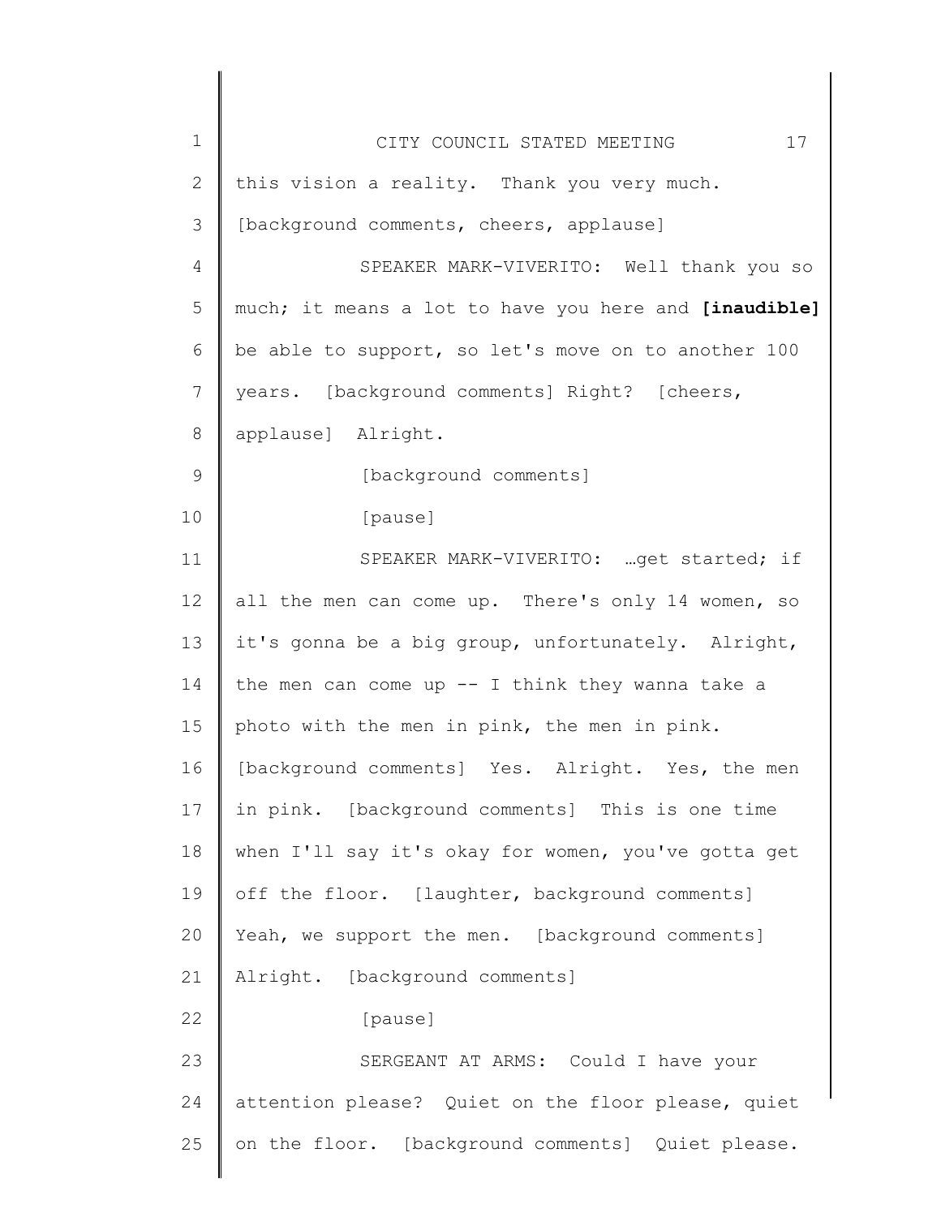this vision a reality. Thank you very much. [background comments, cheers, applause]

SPEAKER MARK-VIVERITO: Well thank you so much; it means a lot to have you here and **[inaudible]** be able to support, so let's move on to another 100 years. [background comments] Right? [cheers, applause] Alright.

[background comments]

[pause]

SPEAKER MARK-VIVERITO: …get started; if all the men can come up. There's only 14 women, so it's gonna be a big group, unfortunately. Alright, the men can come up -- I think they wanna take a photo with the men in pink, the men in pink. [background comments] Yes. Alright. Yes, the men in pink. [background comments] This is one time when I'll say it's okay for women, you've gotta get off the floor. [laughter, background comments] Yeah, we support the men. [background comments] Alright. [background comments]

[pause]

SERGEANT AT ARMS: Could I have your attention please? Quiet on the floor please, quiet on the floor. [background comments] Quiet please.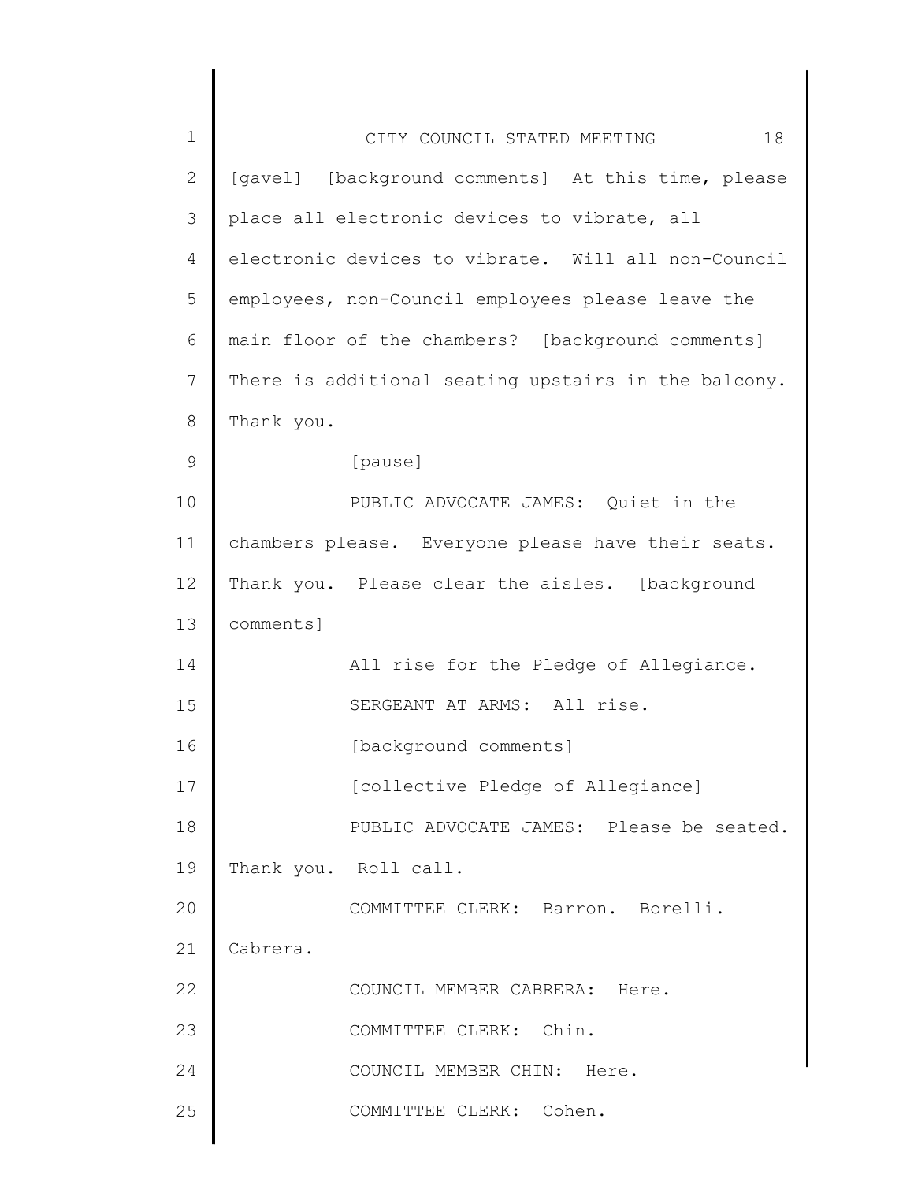[gavel] [background comments] At this time, please place all electronic devices to vibrate, all electronic devices to vibrate. Will all non-Council employees, non-Council employees please leave the main floor of the chambers? [background comments] There is additional seating upstairs in the balcony. Thank you.

[pause]

PUBLIC ADVOCATE JAMES: Quiet in the chambers please. Everyone please have their seats. Thank you. Please clear the aisles. [background comments]

All rise for the Pledge of Allegiance.

SERGEANT AT ARMS: All rise.

[background comments]

[collective Pledge of Allegiance]

PUBLIC ADVOCATE JAMES: Please be seated. Thank you. Roll call.

COMMITTEE CLERK: Barron. Borelli. Cabrera.

COUNCIL MEMBER CABRERA: Here.

COMMITTEE CLERK: Chin.

COUNCIL MEMBER CHIN: Here.

COMMITTEE CLERK: Cohen.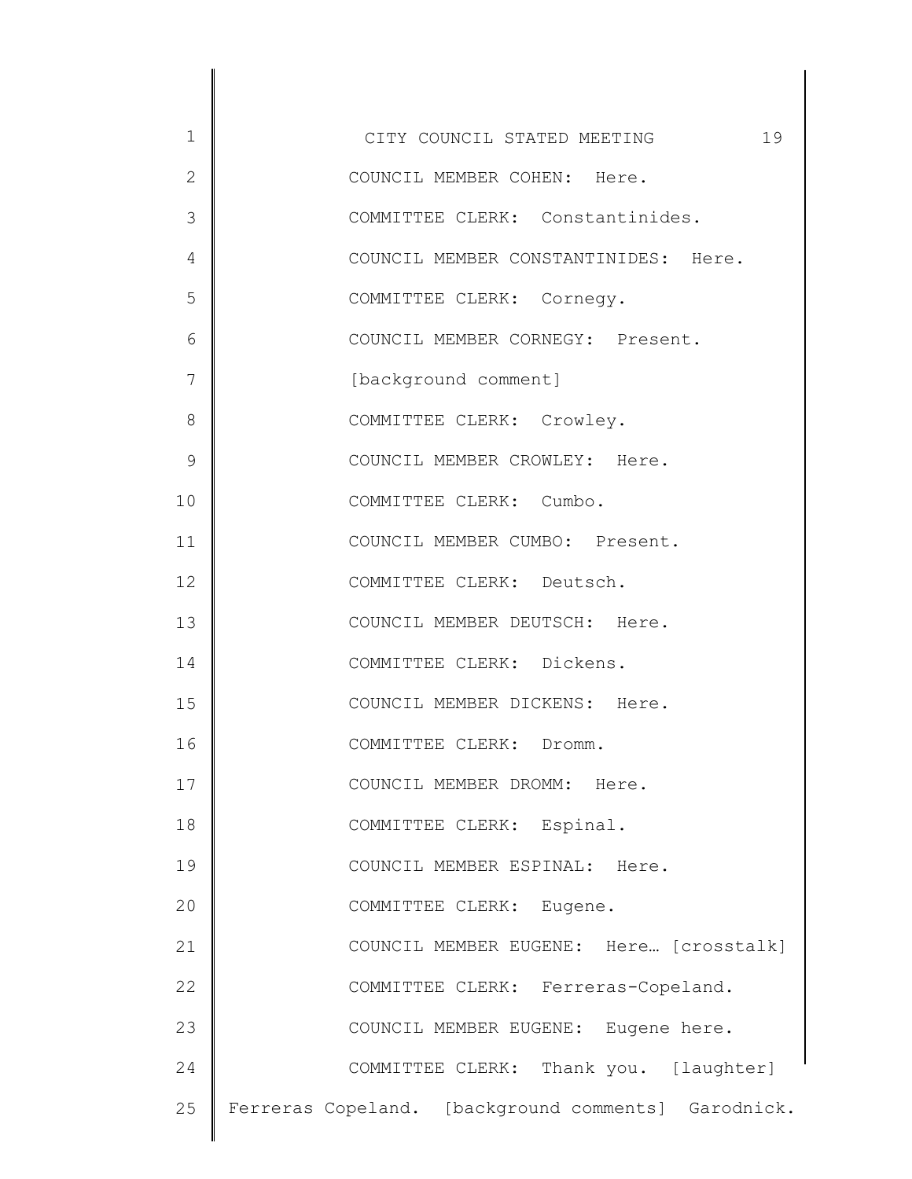COUNCIL MEMBER COHEN: Here.

COMMITTEE CLERK: Constantinides.

COUNCIL MEMBER CONSTANTINIDES: Here.

COMMITTEE CLERK: Cornegy.

COUNCIL MEMBER CORNEGY: Present.

[background comment]

COMMITTEE CLERK: Crowley.

COUNCIL MEMBER CROWLEY: Here.

COMMITTEE CLERK: Cumbo.

COUNCIL MEMBER CUMBO: Present.

COMMITTEE CLERK: Deutsch.

COUNCIL MEMBER DEUTSCH: Here.

COMMITTEE CLERK: Dickens.

COUNCIL MEMBER DICKENS: Here.

COMMITTEE CLERK: Dromm.

COUNCIL MEMBER DROMM: Here.

COMMITTEE CLERK: Espinal.

COUNCIL MEMBER ESPINAL: Here.

COMMITTEE CLERK: Eugene.

COUNCIL MEMBER EUGENE: Here… [crosstalk]

COMMITTEE CLERK: Ferreras-Copeland.

COUNCIL MEMBER EUGENE: Eugene here.

COMMITTEE CLERK: Thank you. [laughter] Ferreras Copeland. [background comments] Garodnick.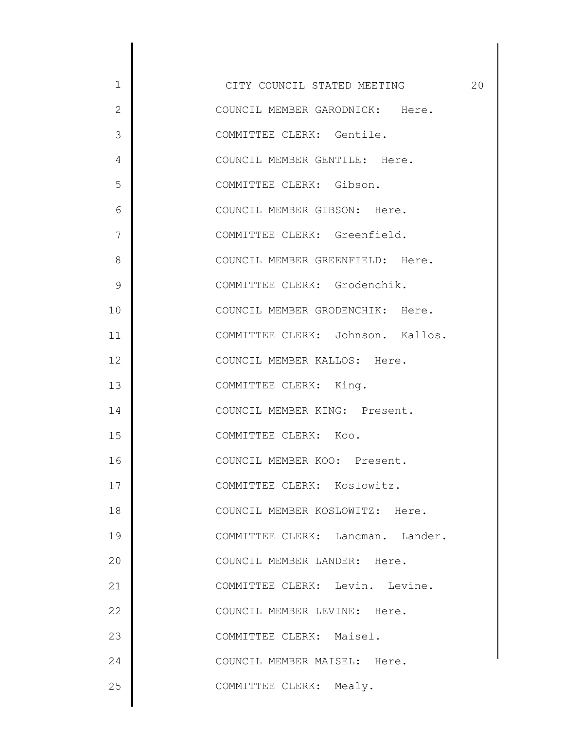COUNCIL MEMBER GARODNICK: Here.

COMMITTEE CLERK: Gentile.

COUNCIL MEMBER GENTILE: Here.

COMMITTEE CLERK: Gibson.

COUNCIL MEMBER GIBSON: Here.

COMMITTEE CLERK: Greenfield.

COUNCIL MEMBER GREENFIELD: Here.

COMMITTEE CLERK: Grodenchik.

COUNCIL MEMBER GRODENCHIK: Here.

COMMITTEE CLERK: Johnson. Kallos.

COUNCIL MEMBER KALLOS: Here.

COMMITTEE CLERK: King.

COUNCIL MEMBER KING: Present.

COMMITTEE CLERK: Koo.

COUNCIL MEMBER KOO: Present.

COMMITTEE CLERK: Koslowitz.

COUNCIL MEMBER KOSLOWITZ: Here.

COMMITTEE CLERK: Lancman. Lander.

COUNCIL MEMBER LANDER: Here.

COMMITTEE CLERK: Levin. Levine.

COUNCIL MEMBER LEVINE: Here.

COMMITTEE CLERK: Maisel.

COUNCIL MEMBER MAISEL: Here.

COMMITTEE CLERK: Mealy.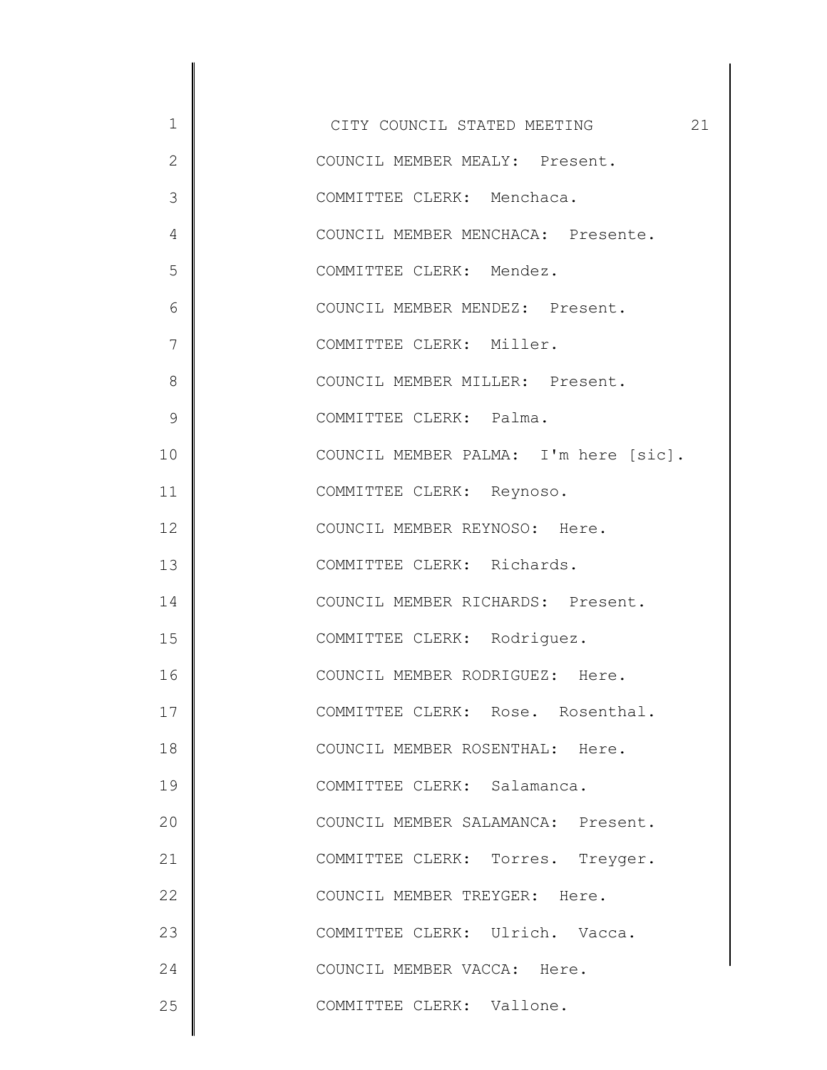COUNCIL MEMBER MEALY: Present.

COMMITTEE CLERK: Menchaca.

COUNCIL MEMBER MENCHACA: Presente.

COMMITTEE CLERK: Mendez.

COUNCIL MEMBER MENDEZ: Present.

COMMITTEE CLERK: Miller.

COUNCIL MEMBER MILLER: Present.

COMMITTEE CLERK: Palma.

COUNCIL MEMBER PALMA: I'm here [sic].

COMMITTEE CLERK: Reynoso.

COUNCIL MEMBER REYNOSO: Here.

COMMITTEE CLERK: Richards.

COUNCIL MEMBER RICHARDS: Present.

COMMITTEE CLERK: Rodriguez.

COUNCIL MEMBER RODRIGUEZ: Here.

COMMITTEE CLERK: Rose. Rosenthal.

COUNCIL MEMBER ROSENTHAL: Here.

COMMITTEE CLERK: Salamanca.

COUNCIL MEMBER SALAMANCA: Present.

COMMITTEE CLERK: Torres. Treyger.

COUNCIL MEMBER TREYGER: Here.

COMMITTEE CLERK: Ulrich. Vacca.

COUNCIL MEMBER VACCA: Here.

COMMITTEE CLERK: Vallone.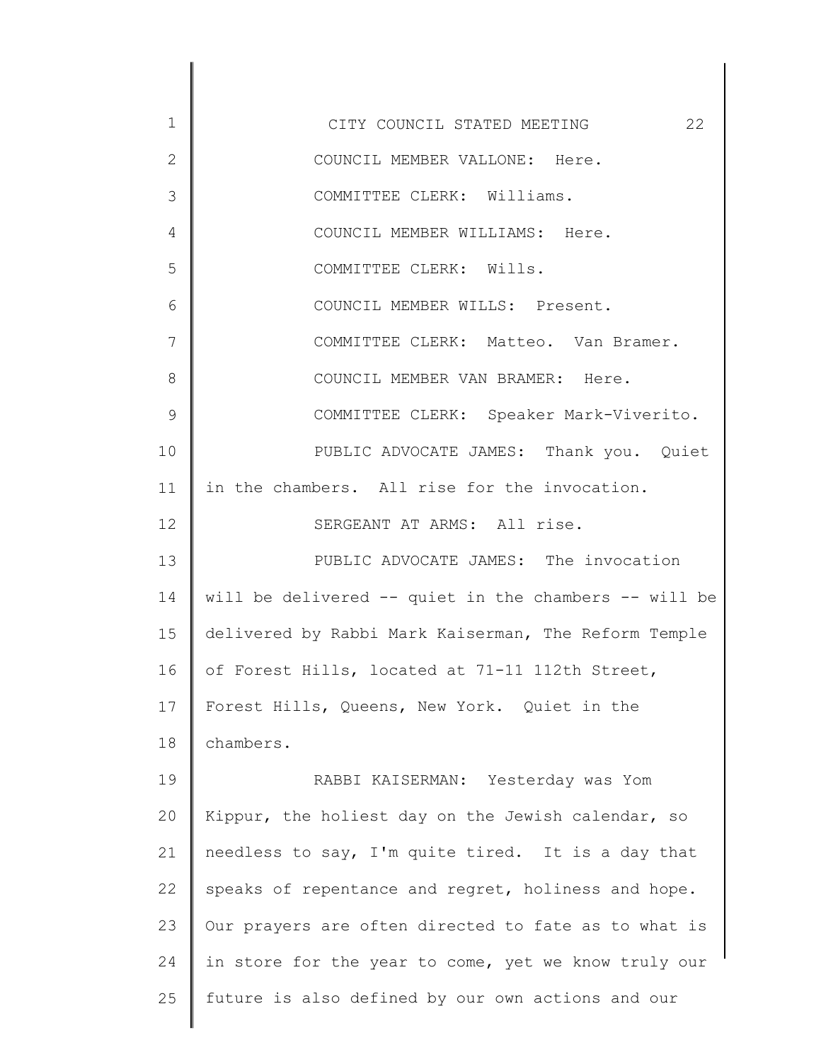COUNCIL MEMBER VALLONE: Here.

COMMITTEE CLERK: Williams.

COUNCIL MEMBER WILLIAMS: Here.

COMMITTEE CLERK: Wills.

COUNCIL MEMBER WILLS: Present.

COMMITTEE CLERK: Matteo. Van Bramer.

COUNCIL MEMBER VAN BRAMER: Here.

COMMITTEE CLERK: Speaker Mark-Viverito.

PUBLIC ADVOCATE JAMES: Thank you. Quiet in the chambers. All rise for the invocation.

SERGEANT AT ARMS: All rise.

PUBLIC ADVOCATE JAMES: The invocation will be delivered -- quiet in the chambers -- will be delivered by Rabbi Mark Kaiserman, The Reform Temple of Forest Hills, located at 71-11 112th Street, Forest Hills, Queens, New York. Quiet in the chambers.

RABBI KAISERMAN: Yesterday was Yom Kippur, the holiest day on the Jewish calendar, so needless to say, I'm quite tired. It is a day that speaks of repentance and regret, holiness and hope. Our prayers are often directed to fate as to what is in store for the year to come, yet we know truly our future is also defined by our own actions and our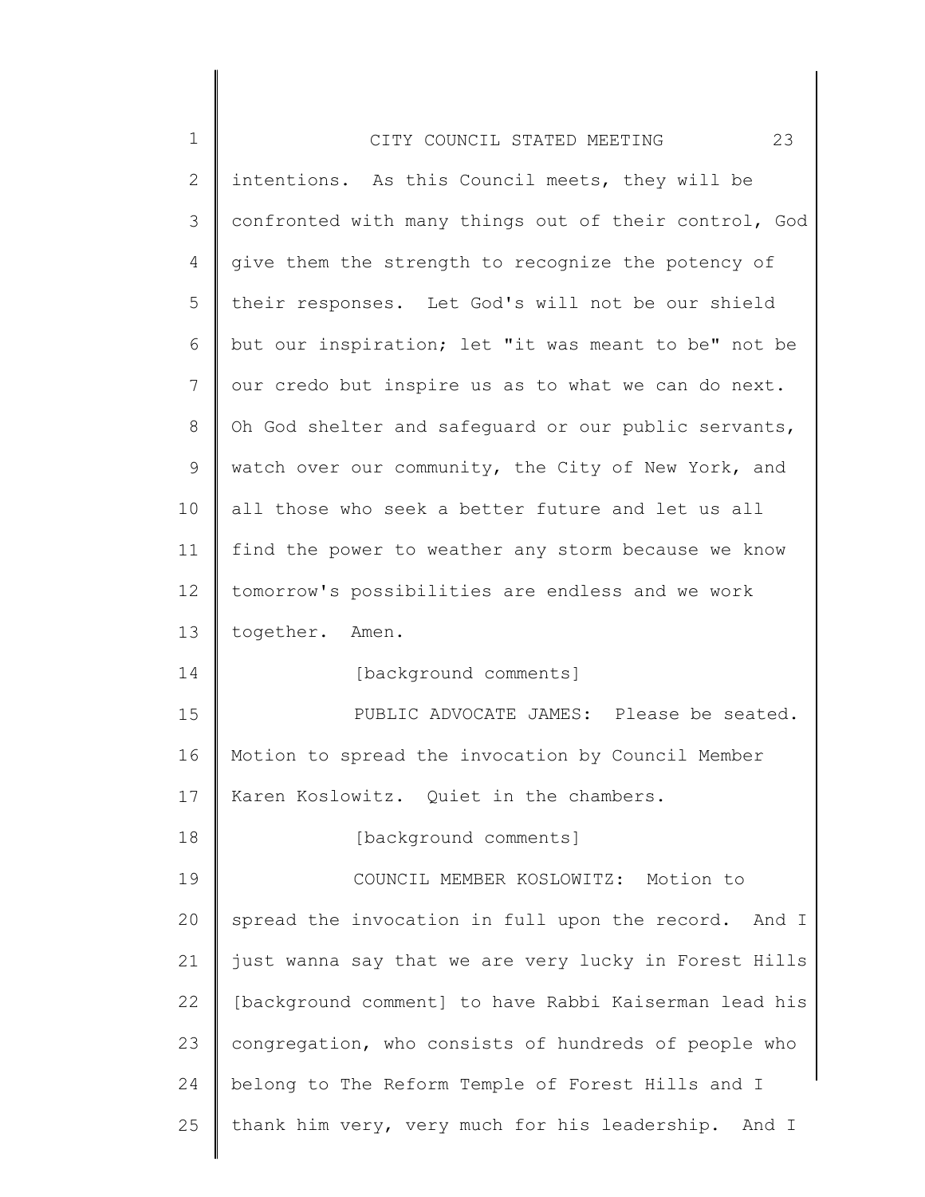intentions. As this Council meets, they will be confronted with many things out of their control, God give them the strength to recognize the potency of their responses. Let God's will not be our shield but our inspiration; let "it was meant to be" not be our credo but inspire us as to what we can do next. Oh God shelter and safeguard or our public servants, watch over our community, the City of New York, and all those who seek a better future and let us all find the power to weather any storm because we know tomorrow's possibilities are endless and we work together. Amen.

[background comments]

PUBLIC ADVOCATE JAMES: Please be seated. Motion to spread the invocation by Council Member Karen Koslowitz. Quiet in the chambers.

[background comments]

COUNCIL MEMBER KOSLOWITZ: Motion to spread the invocation in full upon the record. And I just wanna say that we are very lucky in Forest Hills [background comment] to have Rabbi Kaiserman lead his congregation, who consists of hundreds of people who belong to The Reform Temple of Forest Hills and I thank him very, very much for his leadership. And I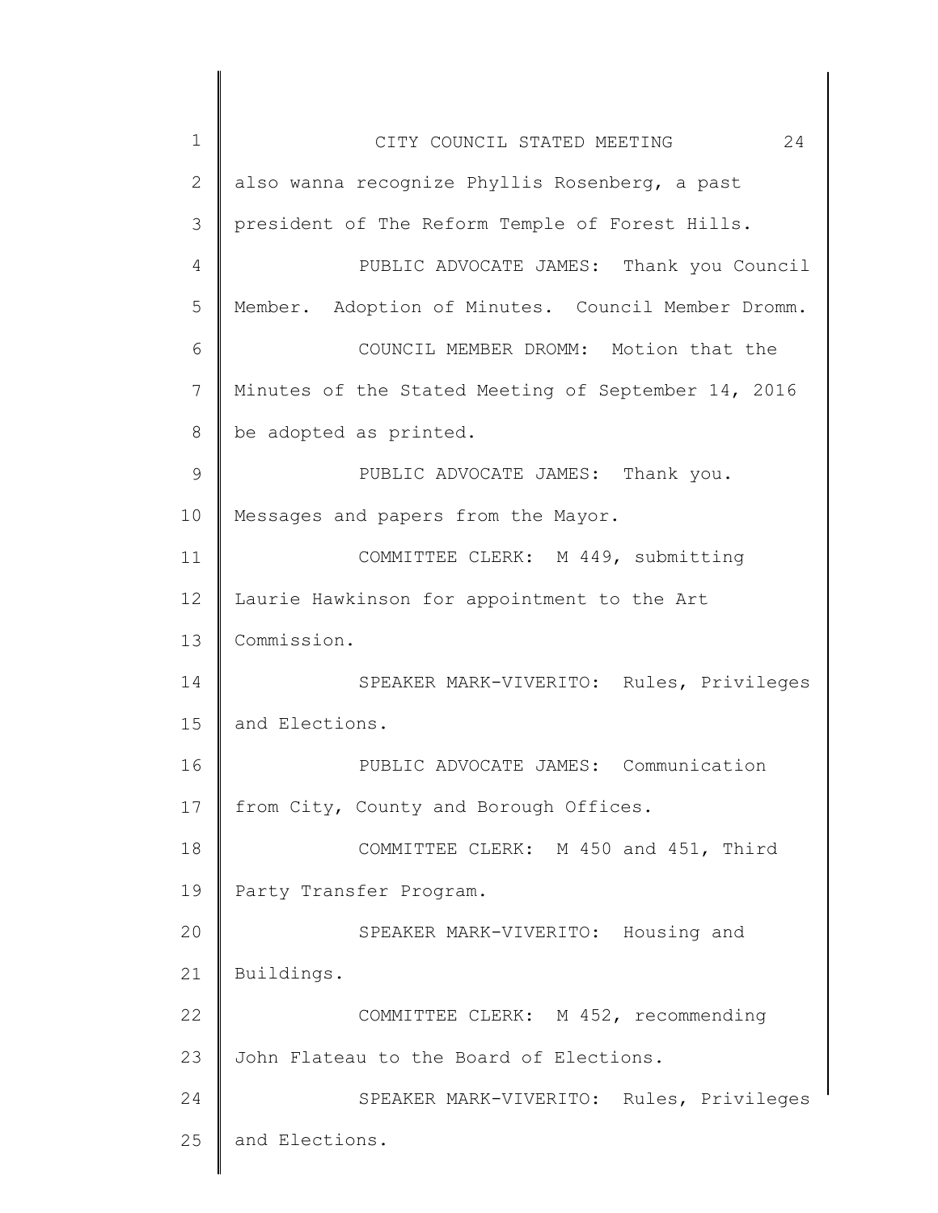also wanna recognize Phyllis Rosenberg, a past president of The Reform Temple of Forest Hills.

PUBLIC ADVOCATE JAMES: Thank you Council Member. Adoption of Minutes. Council Member Dromm.

COUNCIL MEMBER DROMM: Motion that the Minutes of the Stated Meeting of September 14, 2016 be adopted as printed.

PUBLIC ADVOCATE JAMES: Thank you. Messages and papers from the Mayor.

COMMITTEE CLERK: M 449, submitting Laurie Hawkinson for appointment to the Art Commission.

SPEAKER MARK-VIVERITO: Rules, Privileges and Elections.

PUBLIC ADVOCATE JAMES: Communication from City, County and Borough Offices.

COMMITTEE CLERK: M 450 and 451, Third Party Transfer Program.

SPEAKER MARK-VIVERITO: Housing and Buildings.

COMMITTEE CLERK: M 452, recommending John Flateau to the Board of Elections.

SPEAKER MARK-VIVERITO: Rules, Privileges and Elections.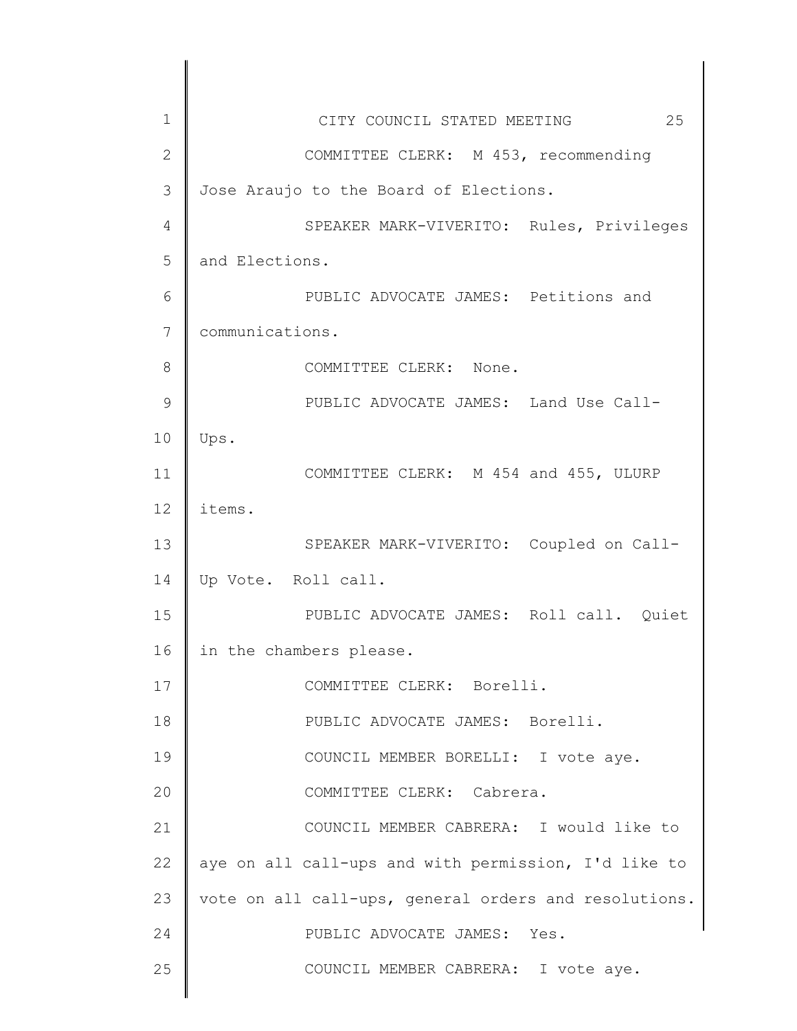COMMITTEE CLERK: M 453, recommending Jose Araujo to the Board of Elections.

SPEAKER MARK-VIVERITO: Rules, Privileges and Elections.

PUBLIC ADVOCATE JAMES: Petitions and communications.

COMMITTEE CLERK: None.

PUBLIC ADVOCATE JAMES: Land Use Call-Ups.

COMMITTEE CLERK: M 454 and 455, ULURP items.

SPEAKER MARK-VIVERITO: Coupled on Call-Up Vote. Roll call.

PUBLIC ADVOCATE JAMES: Roll call. Quiet in the chambers please.

COMMITTEE CLERK: Borelli.

PUBLIC ADVOCATE JAMES: Borelli.

COUNCIL MEMBER BORELLI: I vote aye.

COMMITTEE CLERK: Cabrera.

COUNCIL MEMBER CABRERA: I would like to aye on all call-ups and with permission, I'd like to vote on all call-ups, general orders and resolutions.

PUBLIC ADVOCATE JAMES: Yes.

COUNCIL MEMBER CABRERA: I vote aye.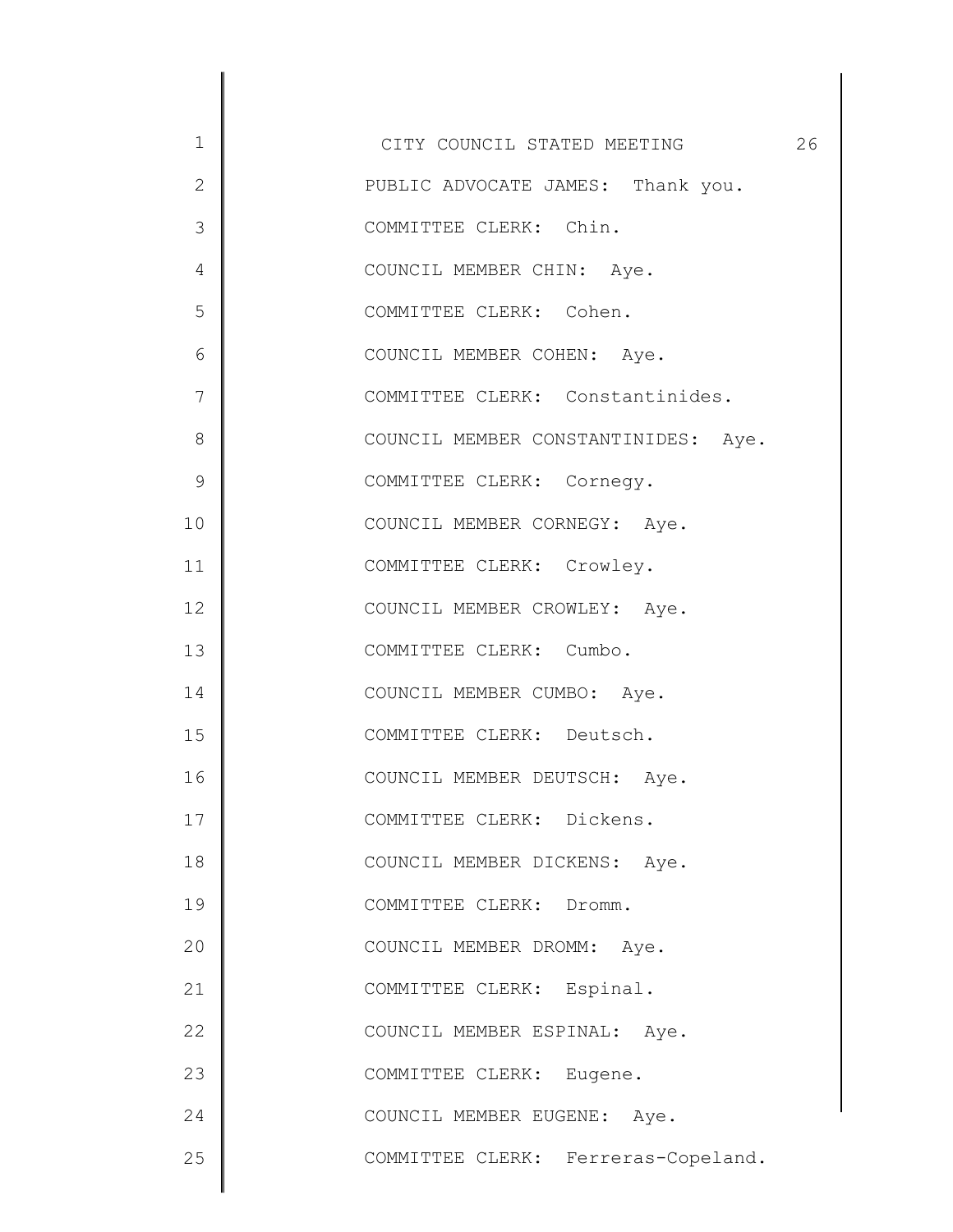PUBLIC ADVOCATE JAMES: Thank you.

COMMITTEE CLERK: Chin.

COUNCIL MEMBER CHIN: Aye.

COMMITTEE CLERK: Cohen.

COUNCIL MEMBER COHEN: Aye.

COMMITTEE CLERK: Constantinides.

COUNCIL MEMBER CONSTANTINIDES: Aye.

COMMITTEE CLERK: Cornegy.

COUNCIL MEMBER CORNEGY: Aye.

COMMITTEE CLERK: Crowley.

COUNCIL MEMBER CROWLEY: Aye.

COMMITTEE CLERK: Cumbo.

COUNCIL MEMBER CUMBO: Aye.

COMMITTEE CLERK: Deutsch.

COUNCIL MEMBER DEUTSCH: Aye.

COMMITTEE CLERK: Dickens.

COUNCIL MEMBER DICKENS: Aye.

COMMITTEE CLERK: Dromm.

COUNCIL MEMBER DROMM: Aye.

COMMITTEE CLERK: Espinal.

COUNCIL MEMBER ESPINAL: Aye.

COMMITTEE CLERK: Eugene.

COUNCIL MEMBER EUGENE: Aye.

COMMITTEE CLERK: Ferreras-Copeland.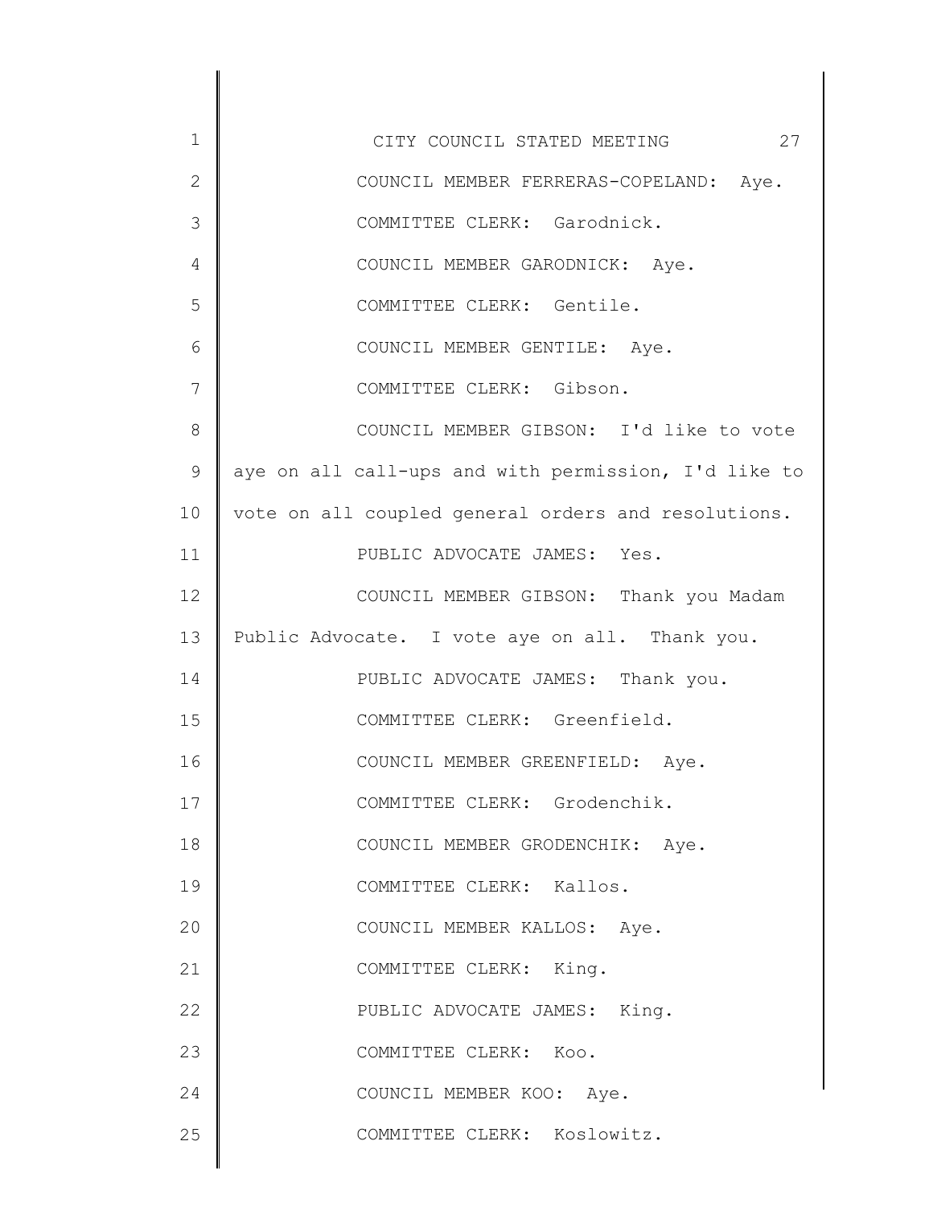COUNCIL MEMBER FERRERAS-COPELAND: Aye.

COMMITTEE CLERK: Garodnick.

COUNCIL MEMBER GARODNICK: Aye.

COMMITTEE CLERK: Gentile.

COUNCIL MEMBER GENTILE: Aye.

COMMITTEE CLERK: Gibson.

COUNCIL MEMBER GIBSON: I'd like to vote aye on all call-ups and with permission, I'd like to vote on all coupled general orders and resolutions.

PUBLIC ADVOCATE JAMES: Yes.

COUNCIL MEMBER GIBSON: Thank you Madam Public Advocate. I vote aye on all. Thank you.

PUBLIC ADVOCATE JAMES: Thank you.

COMMITTEE CLERK: Greenfield.

COUNCIL MEMBER GREENFIELD: Aye.

COMMITTEE CLERK: Grodenchik.

COUNCIL MEMBER GRODENCHIK: Aye.

COMMITTEE CLERK: Kallos.

COUNCIL MEMBER KALLOS: Aye.

COMMITTEE CLERK: King.

PUBLIC ADVOCATE JAMES: King.

COMMITTEE CLERK: Koo.

COUNCIL MEMBER KOO: Aye.

COMMITTEE CLERK: Koslowitz.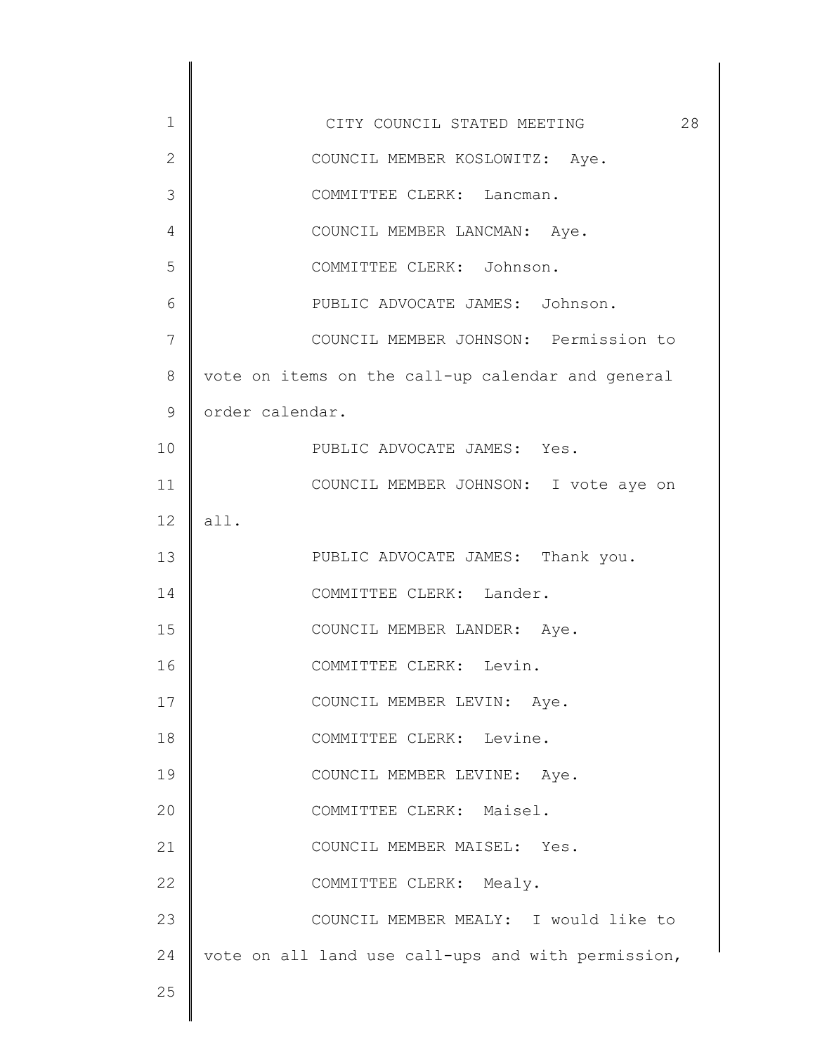COUNCIL MEMBER KOSLOWITZ: Aye.

COMMITTEE CLERK: Lancman.

COUNCIL MEMBER LANCMAN: Aye.

COMMITTEE CLERK: Johnson.

PUBLIC ADVOCATE JAMES: Johnson.

COUNCIL MEMBER JOHNSON: Permission to vote on items on the call-up calendar and general order calendar.

PUBLIC ADVOCATE JAMES: Yes.

COUNCIL MEMBER JOHNSON: I vote aye on all.

PUBLIC ADVOCATE JAMES: Thank you.

COMMITTEE CLERK: Lander.

COUNCIL MEMBER LANDER: Aye.

COMMITTEE CLERK: Levin.

COUNCIL MEMBER LEVIN: Aye.

COMMITTEE CLERK: Levine.

COUNCIL MEMBER LEVINE: Aye.

COMMITTEE CLERK: Maisel.

COUNCIL MEMBER MAISEL: Yes.

COMMITTEE CLERK: Mealy.

COUNCIL MEMBER MEALY: I would like to vote on all land use call-ups and with permission,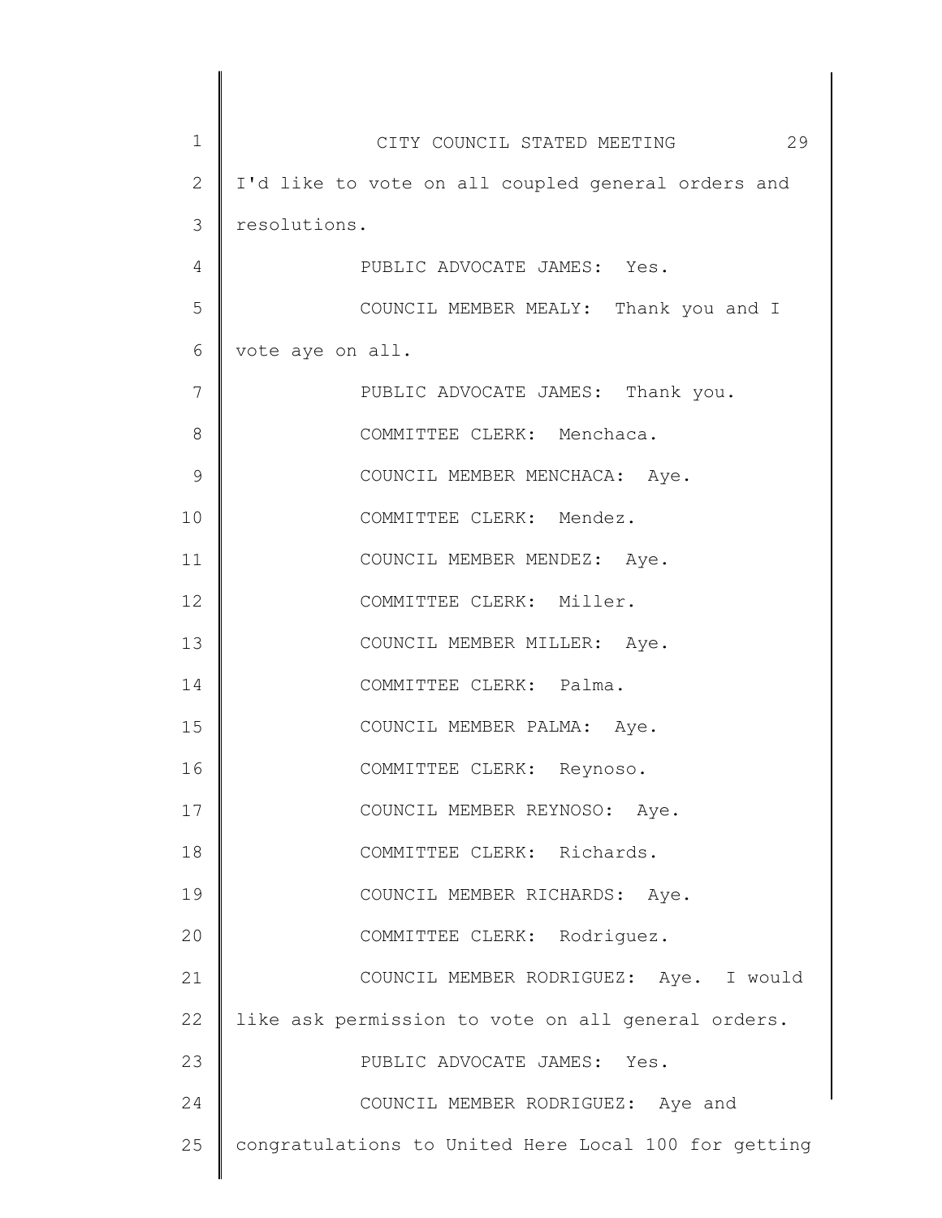I'd like to vote on all coupled general orders and resolutions.

PUBLIC ADVOCATE JAMES: Yes.

COUNCIL MEMBER MEALY: Thank you and I vote aye on all.

PUBLIC ADVOCATE JAMES: Thank you.

COMMITTEE CLERK: Menchaca.

COUNCIL MEMBER MENCHACA: Aye.

COMMITTEE CLERK: Mendez.

COUNCIL MEMBER MENDEZ: Aye.

COMMITTEE CLERK: Miller.

COUNCIL MEMBER MILLER: Aye.

COMMITTEE CLERK: Palma.

COUNCIL MEMBER PALMA: Aye.

COMMITTEE CLERK: Reynoso.

COUNCIL MEMBER REYNOSO: Aye.

COMMITTEE CLERK: Richards.

COUNCIL MEMBER RICHARDS: Aye.

COMMITTEE CLERK: Rodriguez.

COUNCIL MEMBER RODRIGUEZ: Aye. I would like ask permission to vote on all general orders.

PUBLIC ADVOCATE JAMES: Yes.

COUNCIL MEMBER RODRIGUEZ: Aye and congratulations to United Here Local 100 for getting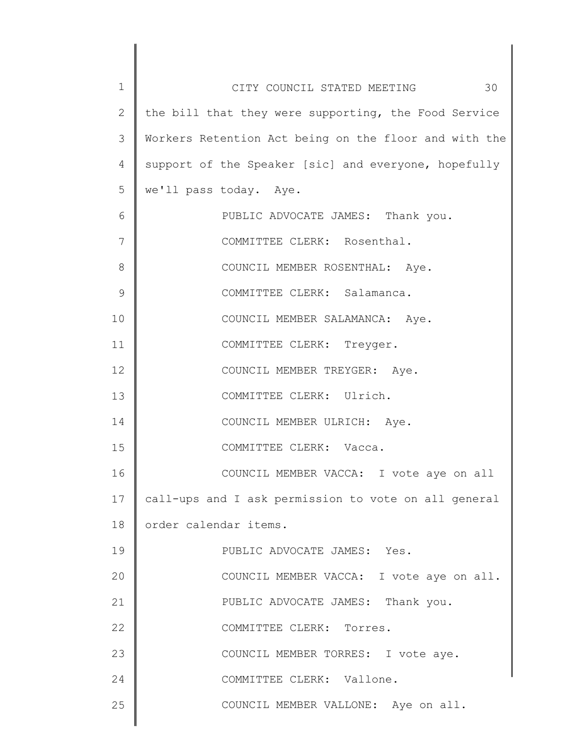the bill that they were supporting, the Food Service Workers Retention Act being on the floor and with the support of the Speaker [sic] and everyone, hopefully we'll pass today. Aye.

PUBLIC ADVOCATE JAMES: Thank you.

COMMITTEE CLERK: Rosenthal.

COUNCIL MEMBER ROSENTHAL: Aye.

COMMITTEE CLERK: Salamanca.

COUNCIL MEMBER SALAMANCA: Aye.

COMMITTEE CLERK: Treyger.

COUNCIL MEMBER TREYGER: Aye.

COMMITTEE CLERK: Ulrich.

COUNCIL MEMBER ULRICH: Aye.

COMMITTEE CLERK: Vacca.

COUNCIL MEMBER VACCA: I vote aye on all call-ups and I ask permission to vote on all general order calendar items.

PUBLIC ADVOCATE JAMES: Yes.

COUNCIL MEMBER VACCA: I vote aye on all.

PUBLIC ADVOCATE JAMES: Thank you.

COMMITTEE CLERK: Torres.

COUNCIL MEMBER TORRES: I vote aye.

COMMITTEE CLERK: Vallone.

COUNCIL MEMBER VALLONE: Aye on all.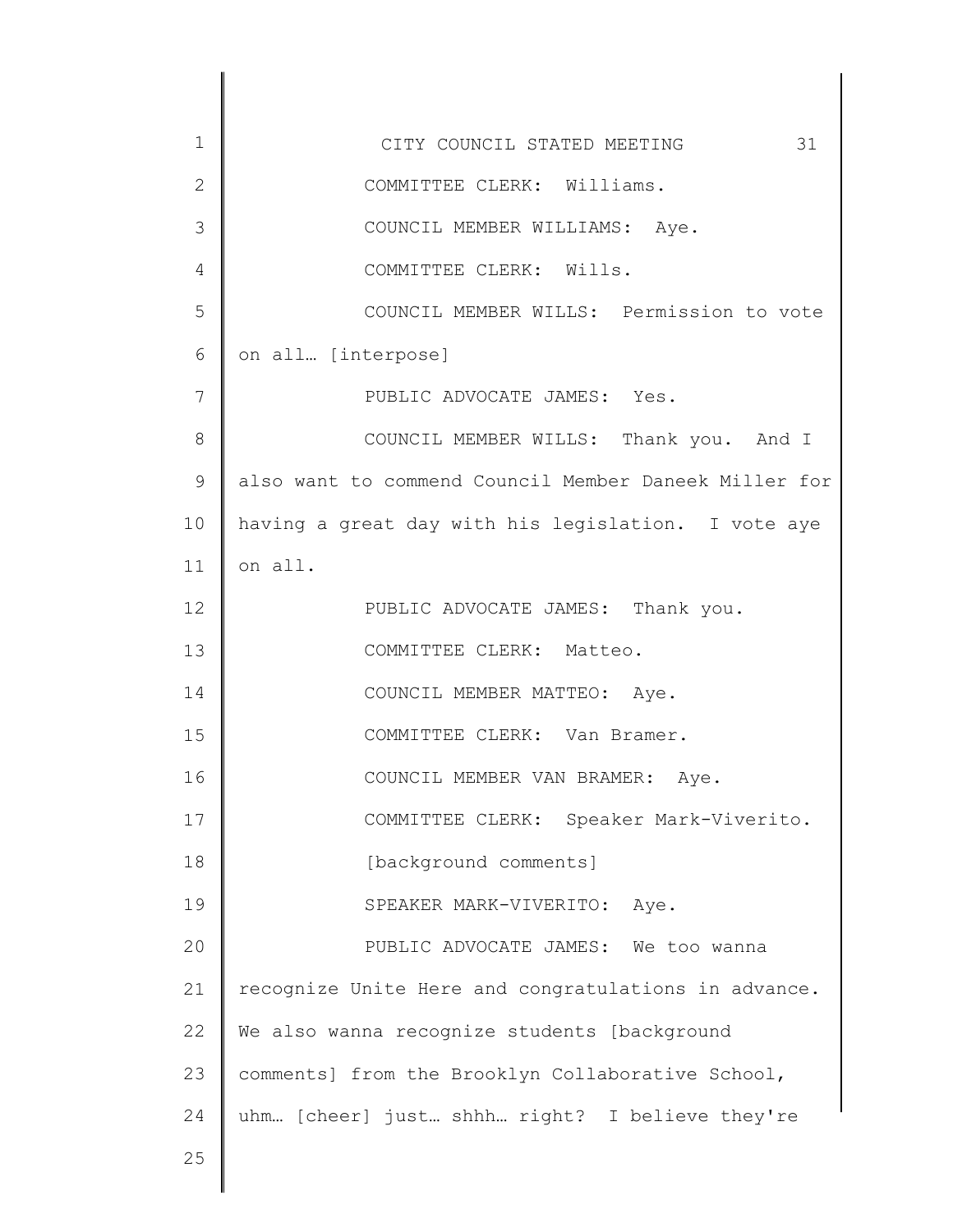COMMITTEE CLERK: Williams.

COUNCIL MEMBER WILLIAMS: Aye.

COMMITTEE CLERK: Wills.

COUNCIL MEMBER WILLS: Permission to vote on all… [interpose]

PUBLIC ADVOCATE JAMES: Yes.

COUNCIL MEMBER WILLS: Thank you. And I also want to commend Council Member Daneek Miller for having a great day with his legislation. I vote aye on all.

PUBLIC ADVOCATE JAMES: Thank you.

COMMITTEE CLERK: Matteo.

COUNCIL MEMBER MATTEO: Aye.

COMMITTEE CLERK: Van Bramer.

COUNCIL MEMBER VAN BRAMER: Aye.

COMMITTEE CLERK: Speaker Mark-Viverito.

[background comments]

SPEAKER MARK-VIVERITO: Aye.

PUBLIC ADVOCATE JAMES: We too wanna recognize Unite Here and congratulations in advance. We also wanna recognize students [background comments] from the Brooklyn Collaborative School, uhm… [cheer] just… shhh… right? I believe they're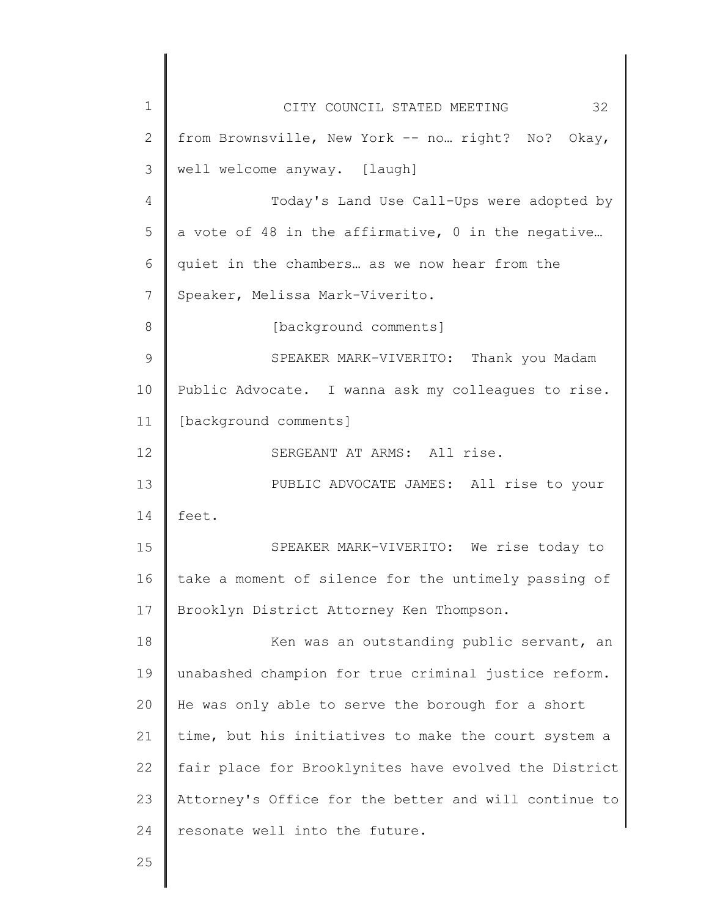from Brownsville, New York -- no… right? No? Okay, well welcome anyway. [laugh]

Today's Land Use Call-Ups were adopted by a vote of 48 in the affirmative, 0 in the negative… quiet in the chambers… as we now hear from the Speaker, Melissa Mark-Viverito.

[background comments]

SPEAKER MARK-VIVERITO: Thank you Madam Public Advocate. I wanna ask my colleagues to rise. [background comments]

SERGEANT AT ARMS: All rise.

PUBLIC ADVOCATE JAMES: All rise to your feet.

SPEAKER MARK-VIVERITO: We rise today to take a moment of silence for the untimely passing of Brooklyn District Attorney Ken Thompson.

Ken was an outstanding public servant, an unabashed champion for true criminal justice reform. He was only able to serve the borough for a short time, but his initiatives to make the court system a fair place for Brooklynites have evolved the District Attorney's Office for the better and will continue to resonate well into the future.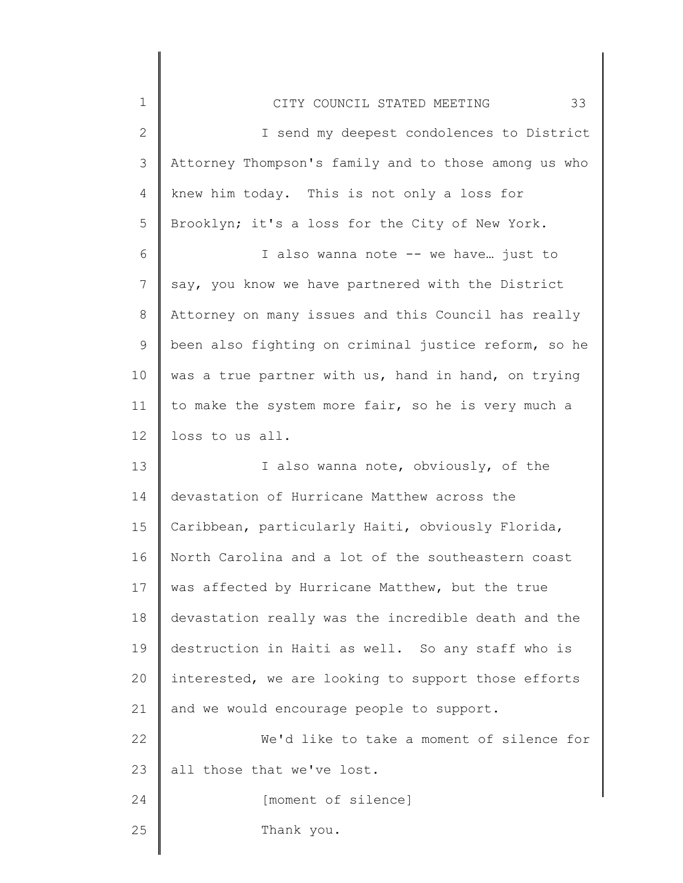I send my deepest condolences to District Attorney Thompson's family and to those among us who knew him today. This is not only a loss for Brooklyn; it's a loss for the City of New York.

I also wanna note -- we have… just to say, you know we have partnered with the District Attorney on many issues and this Council has really been also fighting on criminal justice reform, so he was a true partner with us, hand in hand, on trying to make the system more fair, so he is very much a loss to us all.

I also wanna note, obviously, of the devastation of Hurricane Matthew across the Caribbean, particularly Haiti, obviously Florida, North Carolina and a lot of the southeastern coast was affected by Hurricane Matthew, but the true devastation really was the incredible death and the destruction in Haiti as well. So any staff who is interested, we are looking to support those efforts and we would encourage people to support.

We'd like to take a moment of silence for all those that we've lost.

[moment of silence]

Thank you.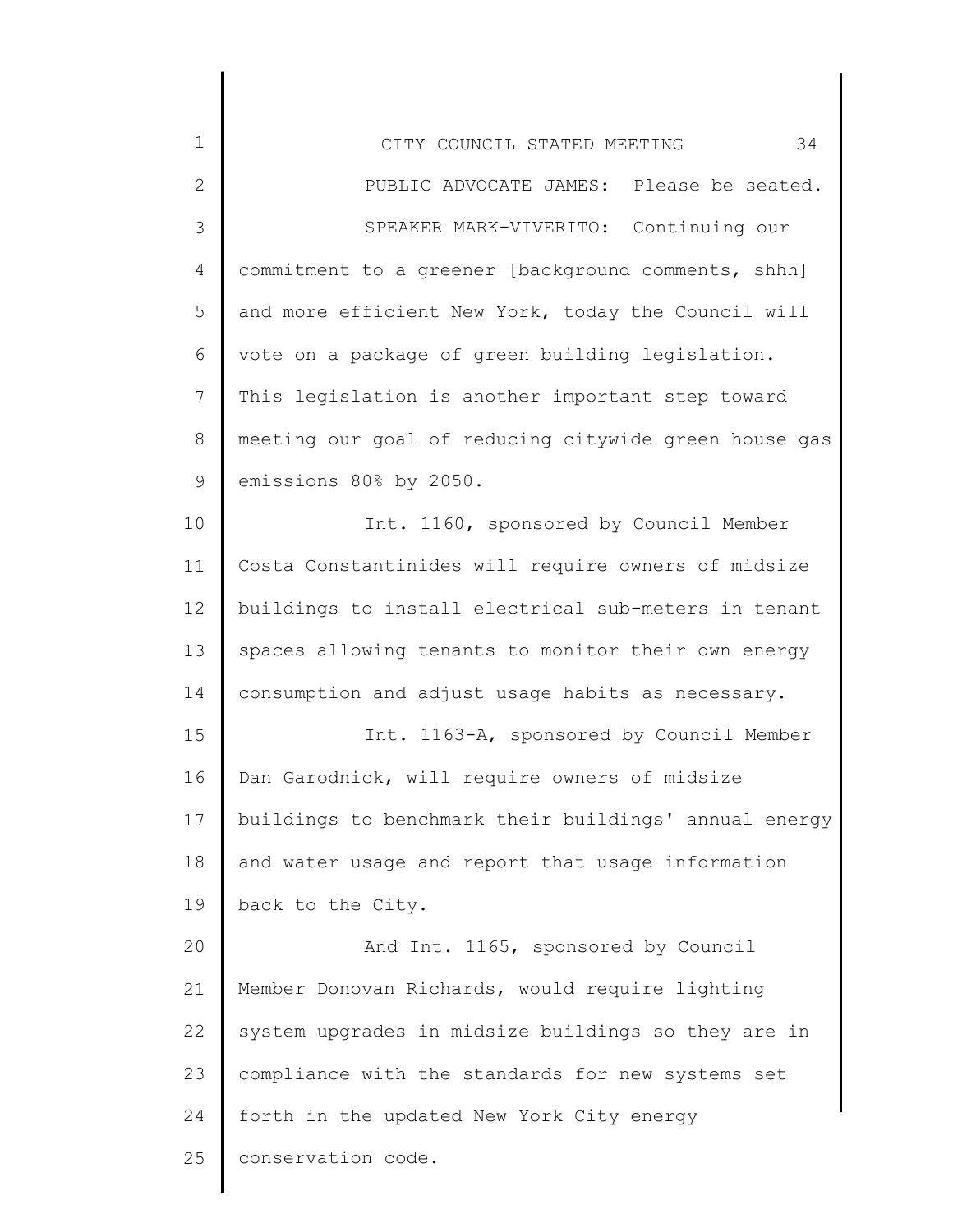PUBLIC ADVOCATE JAMES: Please be seated.

SPEAKER MARK-VIVERITO: Continuing our commitment to a greener [background comments, shhh] and more efficient New York, today the Council will vote on a package of green building legislation. This legislation is another important step toward meeting our goal of reducing citywide green house gas emissions 80% by 2050.

Int. 1160, sponsored by Council Member Costa Constantinides will require owners of midsize buildings to install electrical sub-meters in tenant spaces allowing tenants to monitor their own energy consumption and adjust usage habits as necessary.

Int. 1163-A, sponsored by Council Member Dan Garodnick, will require owners of midsize buildings to benchmark their buildings' annual energy and water usage and report that usage information back to the City.

And Int. 1165, sponsored by Council Member Donovan Richards, would require lighting system upgrades in midsize buildings so they are in compliance with the standards for new systems set forth in the updated New York City energy conservation code.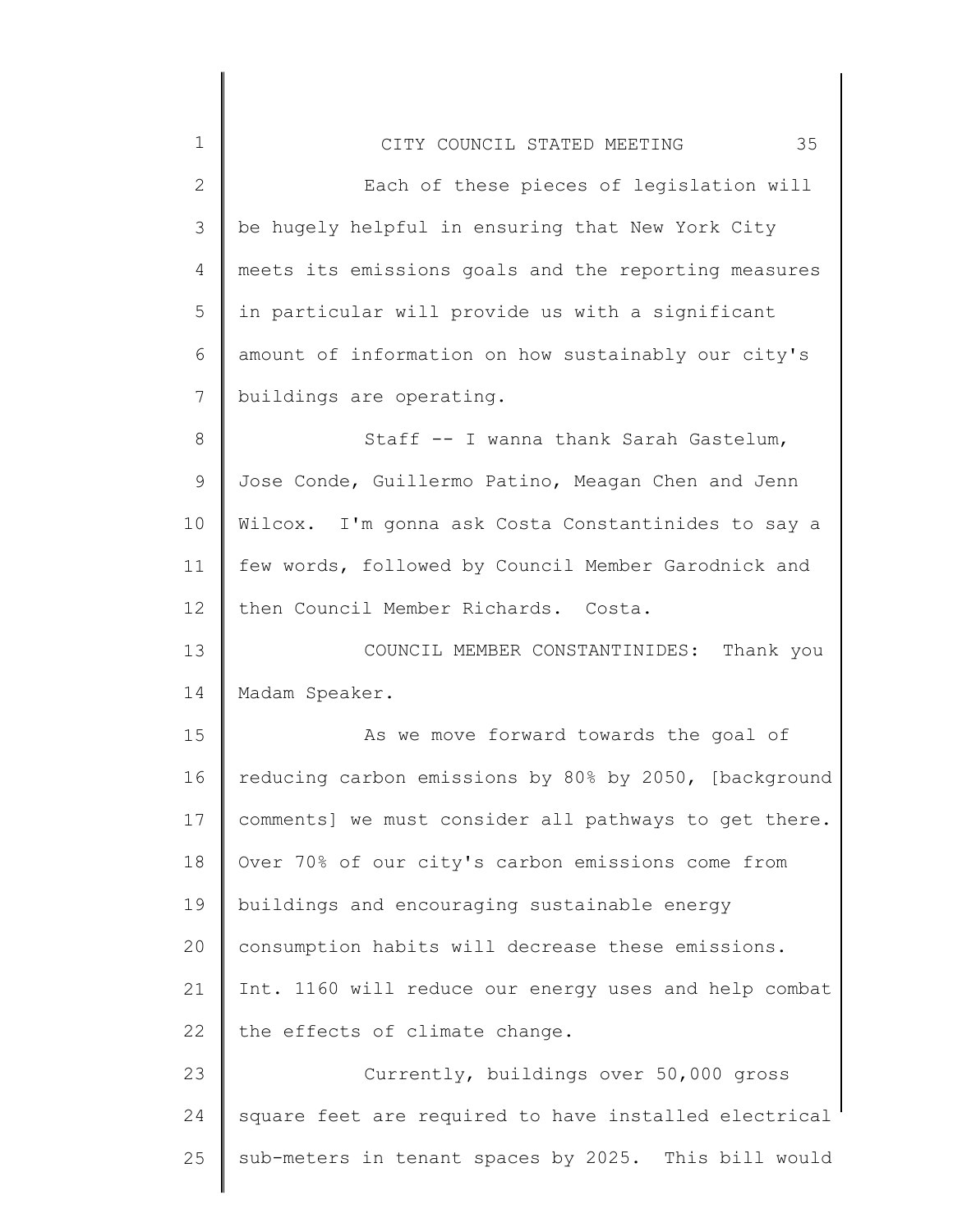Each of these pieces of legislation will be hugely helpful in ensuring that New York City meets its emissions goals and the reporting measures in particular will provide us with a significant amount of information on how sustainably our city's buildings are operating.

Staff -- I wanna thank Sarah Gastelum, Jose Conde, Guillermo Patino, Meagan Chen and Jenn Wilcox. I'm gonna ask Costa Constantinides to say a few words, followed by Council Member Garodnick and then Council Member Richards. Costa.

COUNCIL MEMBER CONSTANTINIDES: Thank you Madam Speaker.

As we move forward towards the goal of reducing carbon emissions by 80% by 2050, [background comments] we must consider all pathways to get there. Over 70% of our city's carbon emissions come from buildings and encouraging sustainable energy consumption habits will decrease these emissions. Int. 1160 will reduce our energy uses and help combat the effects of climate change.

Currently, buildings over 50,000 gross square feet are required to have installed electrical sub-meters in tenant spaces by 2025. This bill would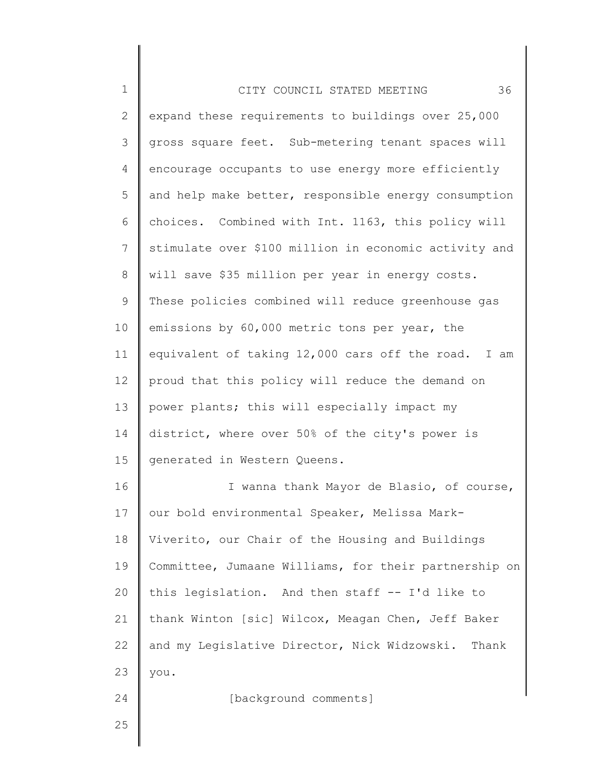expand these requirements to buildings over 25,000 gross square feet. Sub-metering tenant spaces will encourage occupants to use energy more efficiently and help make better, responsible energy consumption choices. Combined with Int. 1163, this policy will stimulate over $100 million in economic activity and will save $35 million per year in energy costs. These policies combined will reduce greenhouse gas emissions by 60,000 metric tons per year, the equivalent of taking 12,000 cars off the road. I am proud that this policy will reduce the demand on power plants; this will especially impact my district, where over 50% of the city's power is generated in Western Queens.

I wanna thank Mayor de Blasio, of course, our bold environmental Speaker, Melissa Mark-Viverito, our Chair of the Housing and Buildings Committee, Jumaane Williams, for their partnership on this legislation. And then staff -- I'd like to thank Winton [sic] Wilcox, Meagan Chen, Jeff Baker and my Legislative Director, Nick Widzowski. Thank you.

[background comments]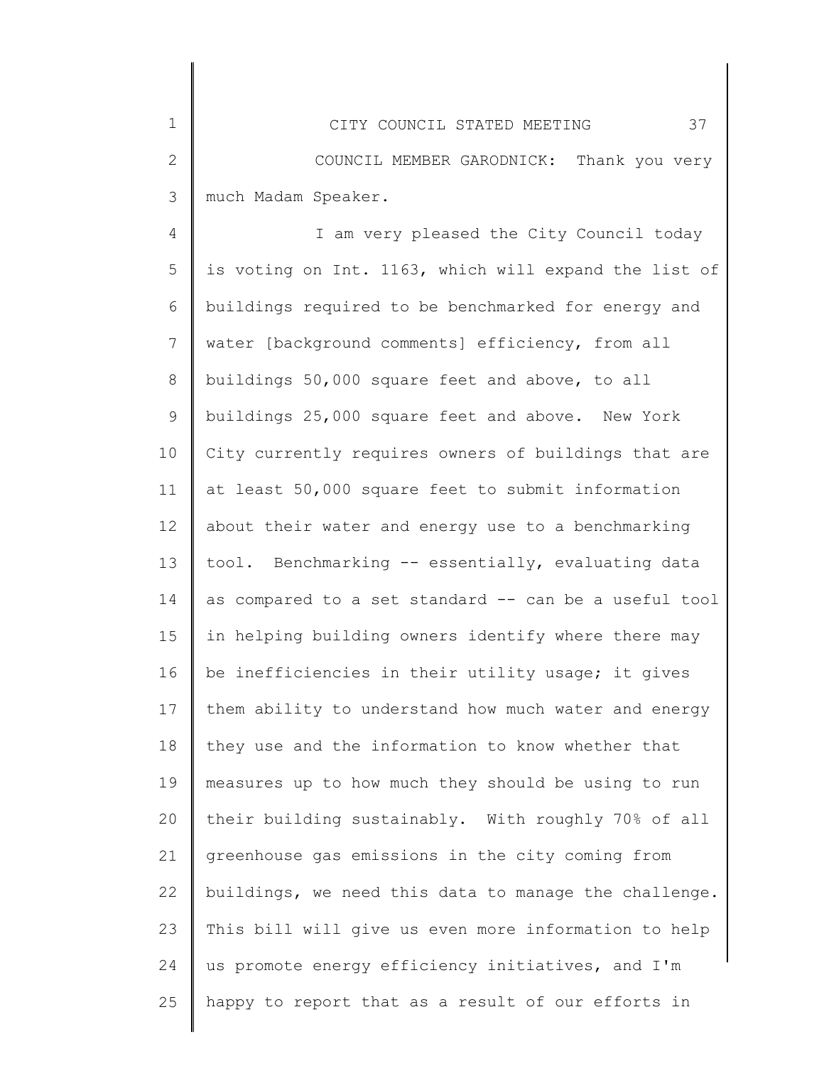COUNCIL MEMBER GARODNICK: Thank you very much Madam Speaker.

I am very pleased the City Council today is voting on Int. 1163, which will expand the list of buildings required to be benchmarked for energy and water [background comments] efficiency, from all buildings 50,000 square feet and above, to all buildings 25,000 square feet and above. New York City currently requires owners of buildings that are at least 50,000 square feet to submit information about their water and energy use to a benchmarking tool. Benchmarking -- essentially, evaluating data as compared to a set standard -- can be a useful tool in helping building owners identify where there may be inefficiencies in their utility usage; it gives them ability to understand how much water and energy they use and the information to know whether that measures up to how much they should be using to run their building sustainably. With roughly 70% of all greenhouse gas emissions in the city coming from buildings, we need this data to manage the challenge. This bill will give us even more information to help us promote energy efficiency initiatives, and I'm happy to report that as a result of our efforts in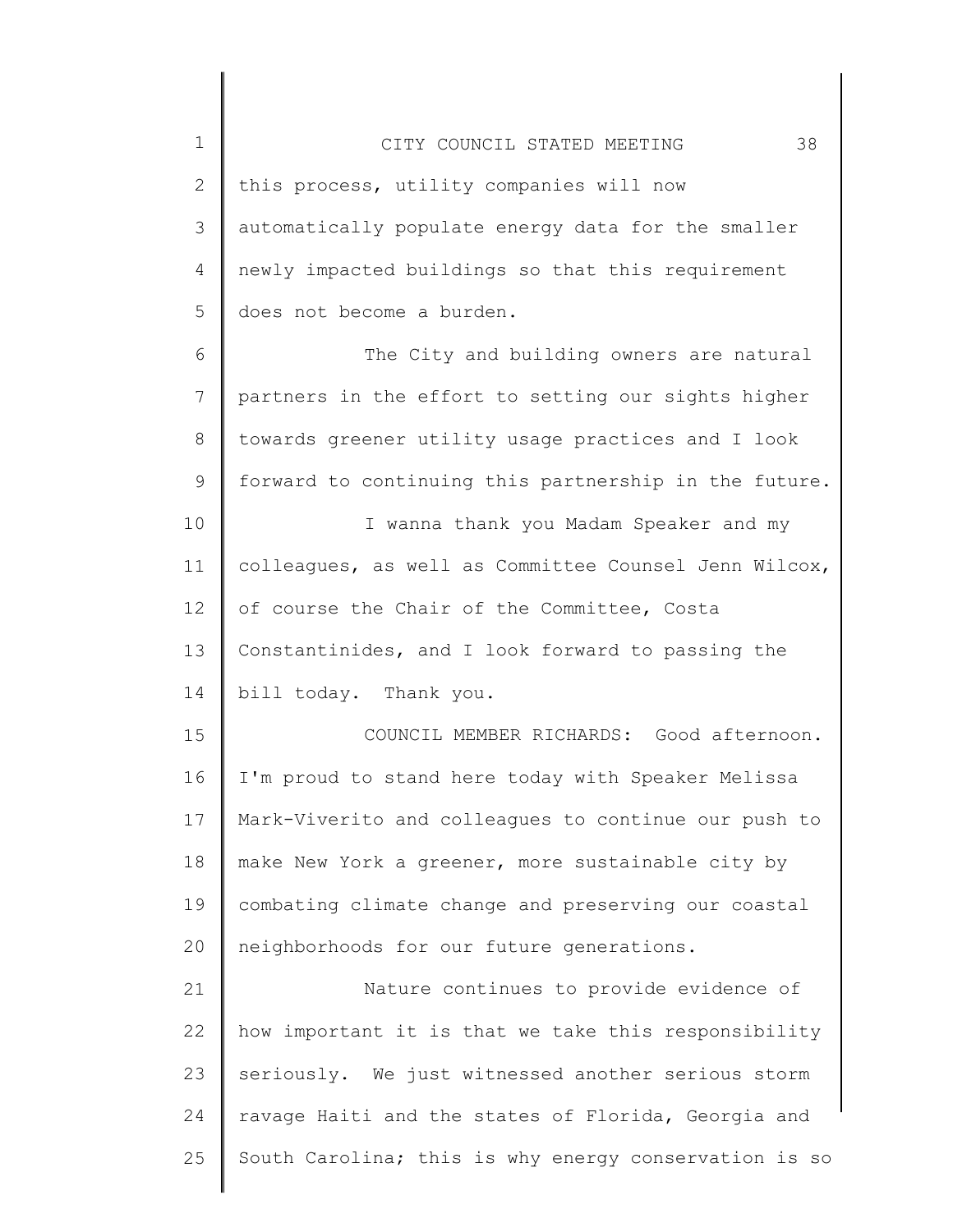this process, utility companies will now automatically populate energy data for the smaller newly impacted buildings so that this requirement does not become a burden.

The City and building owners are natural partners in the effort to setting our sights higher towards greener utility usage practices and I look forward to continuing this partnership in the future.

I wanna thank you Madam Speaker and my colleagues, as well as Committee Counsel Jenn Wilcox, of course the Chair of the Committee, Costa Constantinides, and I look forward to passing the bill today. Thank you.

COUNCIL MEMBER RICHARDS: Good afternoon. I'm proud to stand here today with Speaker Melissa Mark-Viverito and colleagues to continue our push to make New York a greener, more sustainable city by combating climate change and preserving our coastal neighborhoods for our future generations.

Nature continues to provide evidence of how important it is that we take this responsibility seriously. We just witnessed another serious storm ravage Haiti and the states of Florida, Georgia and South Carolina; this is why energy conservation is so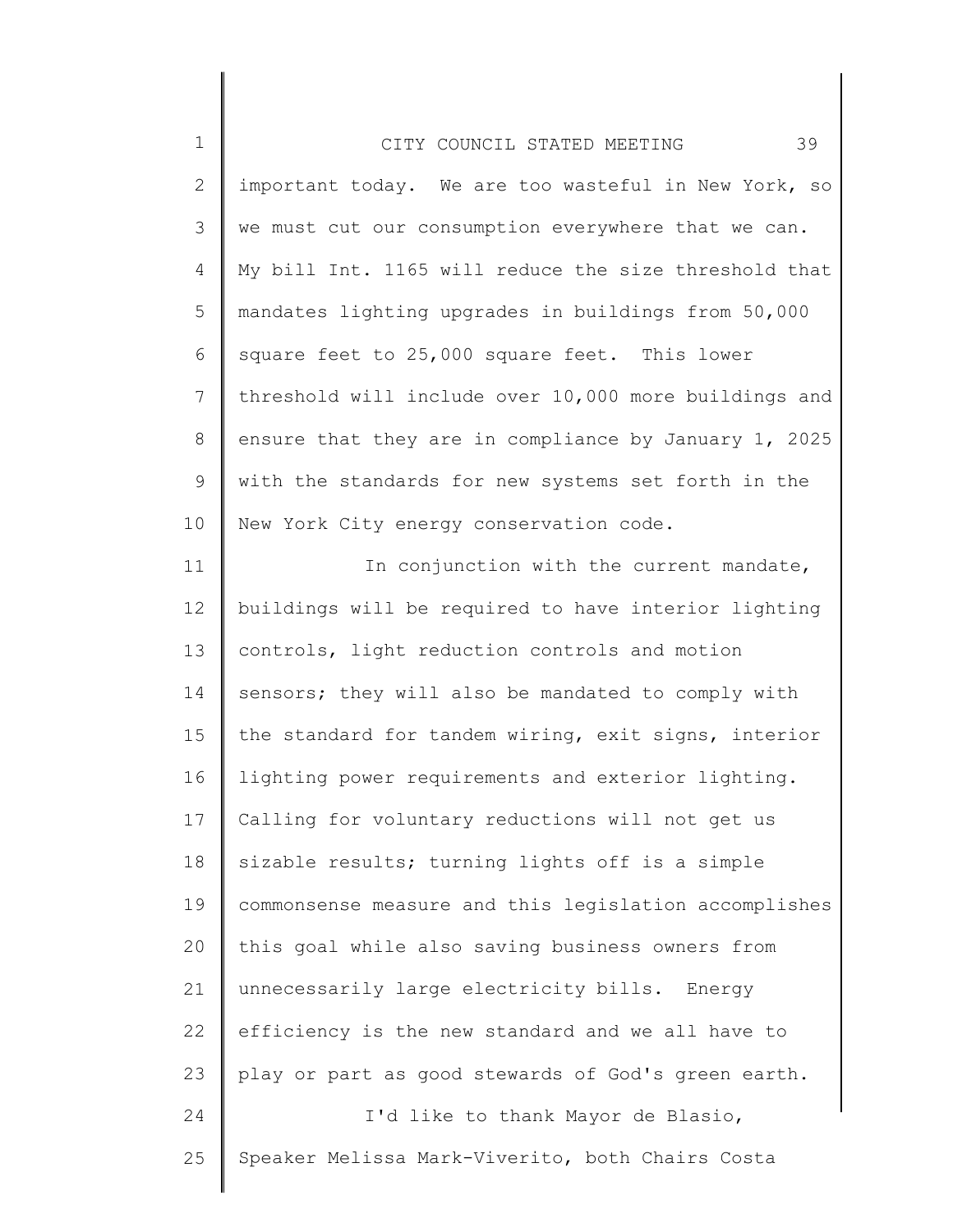important today. We are too wasteful in New York, so we must cut our consumption everywhere that we can. My bill Int. 1165 will reduce the size threshold that mandates lighting upgrades in buildings from 50,000 square feet to 25,000 square feet. This lower threshold will include over 10,000 more buildings and ensure that they are in compliance by January 1, 2025 with the standards for new systems set forth in the New York City energy conservation code.

In conjunction with the current mandate, buildings will be required to have interior lighting controls, light reduction controls and motion sensors; they will also be mandated to comply with the standard for tandem wiring, exit signs, interior lighting power requirements and exterior lighting. Calling for voluntary reductions will not get us sizable results; turning lights off is a simple commonsense measure and this legislation accomplishes this goal while also saving business owners from unnecessarily large electricity bills. Energy efficiency is the new standard and we all have to play or part as good stewards of God's green earth.

I'd like to thank Mayor de Blasio, Speaker Melissa Mark-Viverito, both Chairs Costa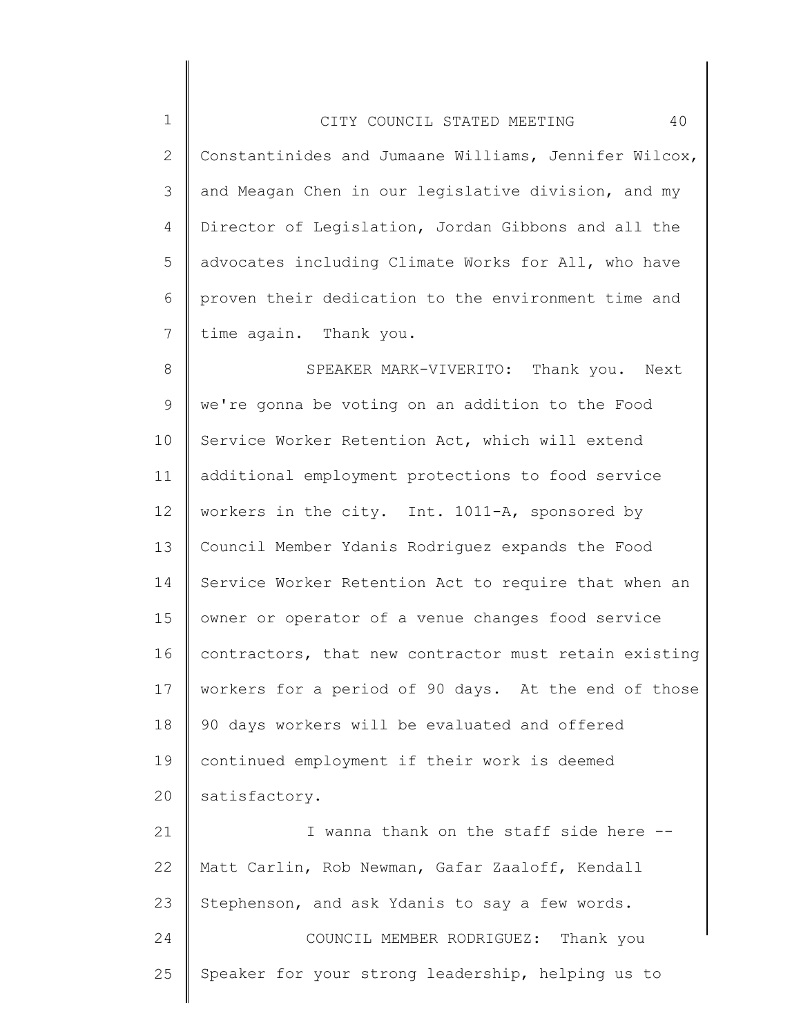Constantinides and Jumaane Williams, Jennifer Wilcox, and Meagan Chen in our legislative division, and my Director of Legislation, Jordan Gibbons and all the advocates including Climate Works for All, who have proven their dedication to the environment time and time again. Thank you.

SPEAKER MARK-VIVERITO: Thank you. Next we're gonna be voting on an addition to the Food Service Worker Retention Act, which will extend additional employment protections to food service workers in the city. Int. 1011-A, sponsored by Council Member Ydanis Rodriguez expands the Food Service Worker Retention Act to require that when an owner or operator of a venue changes food service contractors, that new contractor must retain existing workers for a period of 90 days. At the end of those 90 days workers will be evaluated and offered continued employment if their work is deemed satisfactory.

I wanna thank on the staff side here -- Matt Carlin, Rob Newman, Gafar Zaaloff, Kendall Stephenson, and ask Ydanis to say a few words.

COUNCIL MEMBER RODRIGUEZ: Thank you Speaker for your strong leadership, helping us to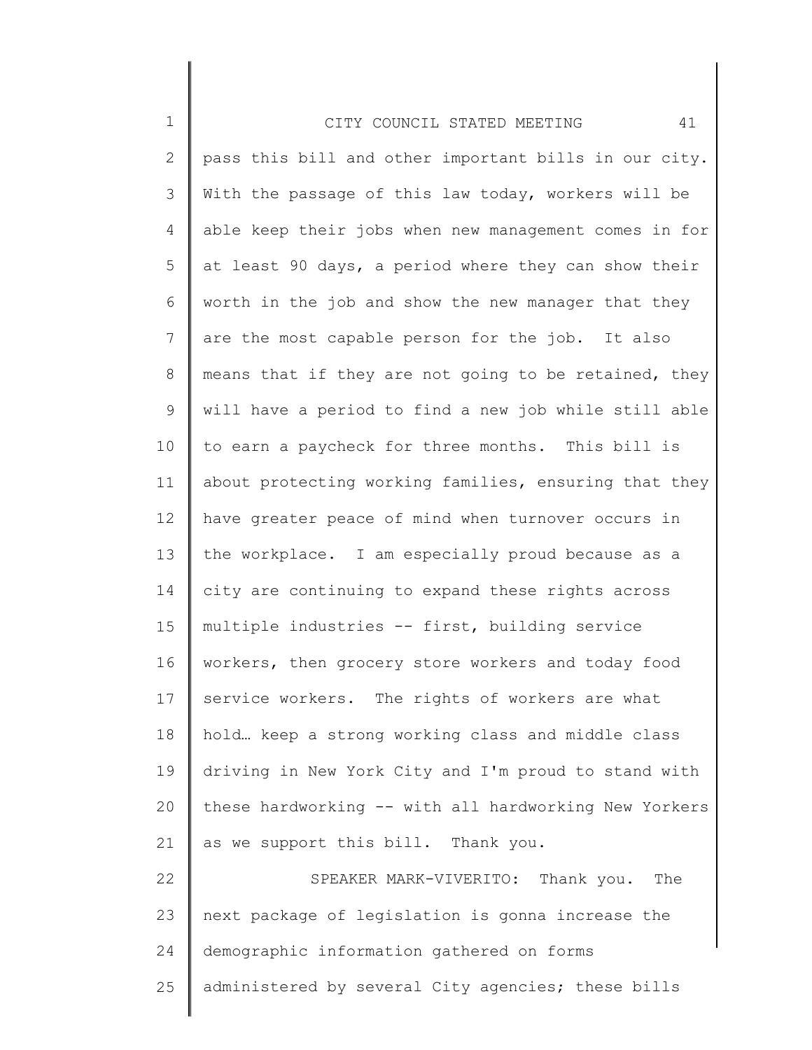pass this bill and other important bills in our city. With the passage of this law today, workers will be able keep their jobs when new management comes in for at least 90 days, a period where they can show their worth in the job and show the new manager that they are the most capable person for the job. It also means that if they are not going to be retained, they will have a period to find a new job while still able to earn a paycheck for three months. This bill is about protecting working families, ensuring that they have greater peace of mind when turnover occurs in the workplace. I am especially proud because as a city are continuing to expand these rights across multiple industries -- first, building service workers, then grocery store workers and today food service workers. The rights of workers are what hold… keep a strong working class and middle class driving in New York City and I'm proud to stand with these hardworking -- with all hardworking New Yorkers as we support this bill. Thank you.

SPEAKER MARK-VIVERITO: Thank you. The next package of legislation is gonna increase the demographic information gathered on forms administered by several City agencies; these bills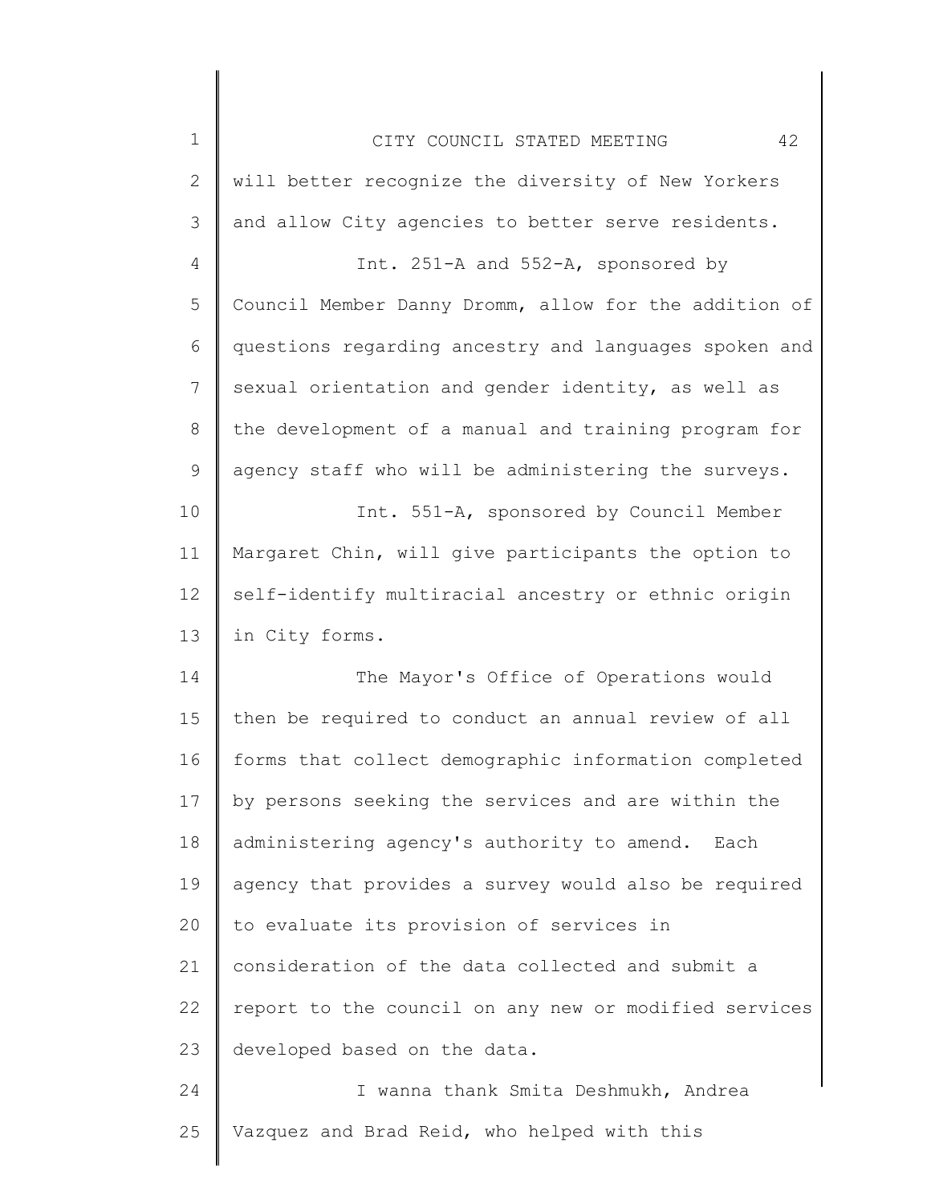will better recognize the diversity of New Yorkers and allow City agencies to better serve residents.

Int. 251-A and 552-A, sponsored by Council Member Danny Dromm, allow for the addition of questions regarding ancestry and languages spoken and sexual orientation and gender identity, as well as the development of a manual and training program for agency staff who will be administering the surveys.

Int. 551-A, sponsored by Council Member Margaret Chin, will give participants the option to self-identify multiracial ancestry or ethnic origin in City forms.

The Mayor's Office of Operations would then be required to conduct an annual review of all forms that collect demographic information completed by persons seeking the services and are within the administering agency's authority to amend. Each agency that provides a survey would also be required to evaluate its provision of services in consideration of the data collected and submit a report to the council on any new or modified services developed based on the data.

I wanna thank Smita Deshmukh, Andrea Vazquez and Brad Reid, who helped with this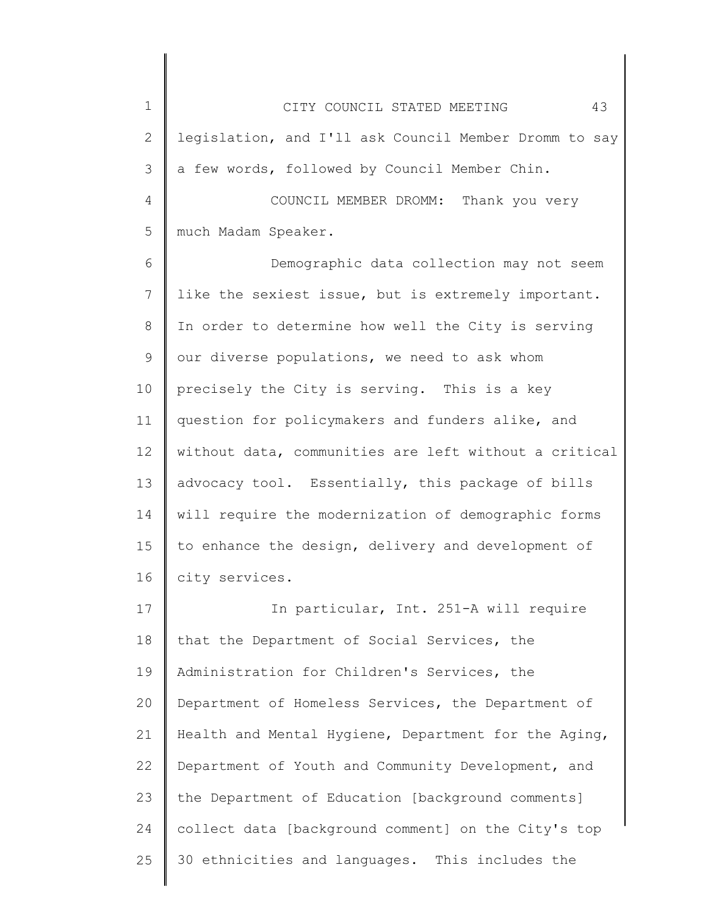legislation, and I'll ask Council Member Dromm to say a few words, followed by Council Member Chin.

COUNCIL MEMBER DROMM: Thank you very much Madam Speaker.

Demographic data collection may not seem like the sexiest issue, but is extremely important. In order to determine how well the City is serving our diverse populations, we need to ask whom precisely the City is serving. This is a key question for policymakers and funders alike, and without data, communities are left without a critical advocacy tool. Essentially, this package of bills will require the modernization of demographic forms to enhance the design, delivery and development of city services.

In particular, Int. 251-A will require that the Department of Social Services, the Administration for Children's Services, the Department of Homeless Services, the Department of Health and Mental Hygiene, Department for the Aging, Department of Youth and Community Development, and the Department of Education [background comments] collect data [background comment] on the City's top 30 ethnicities and languages. This includes the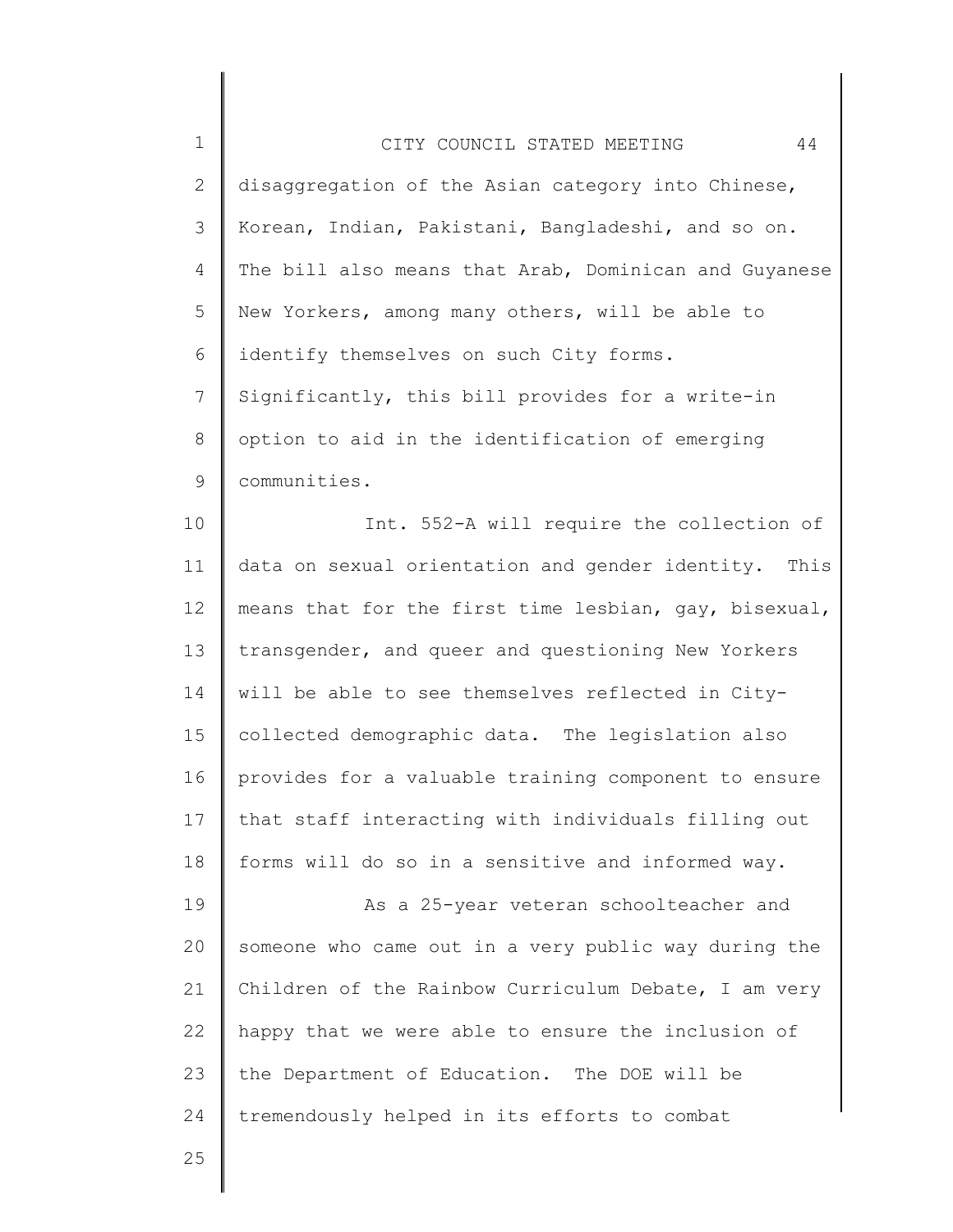disaggregation of the Asian category into Chinese, Korean, Indian, Pakistani, Bangladeshi, and so on. The bill also means that Arab, Dominican and Guyanese New Yorkers, among many others, will be able to identify themselves on such City forms. Significantly, this bill provides for a write-in option to aid in the identification of emerging communities.

Int. 552-A will require the collection of data on sexual orientation and gender identity. This means that for the first time lesbian, gay, bisexual, transgender, and queer and questioning New Yorkers will be able to see themselves reflected in City-collected demographic data. The legislation also provides for a valuable training component to ensure that staff interacting with individuals filling out forms will do so in a sensitive and informed way.

As a 25-year veteran schoolteacher and someone who came out in a very public way during the Children of the Rainbow Curriculum Debate, I am very happy that we were able to ensure the inclusion of the Department of Education. The DOE will be tremendously helped in its efforts to combat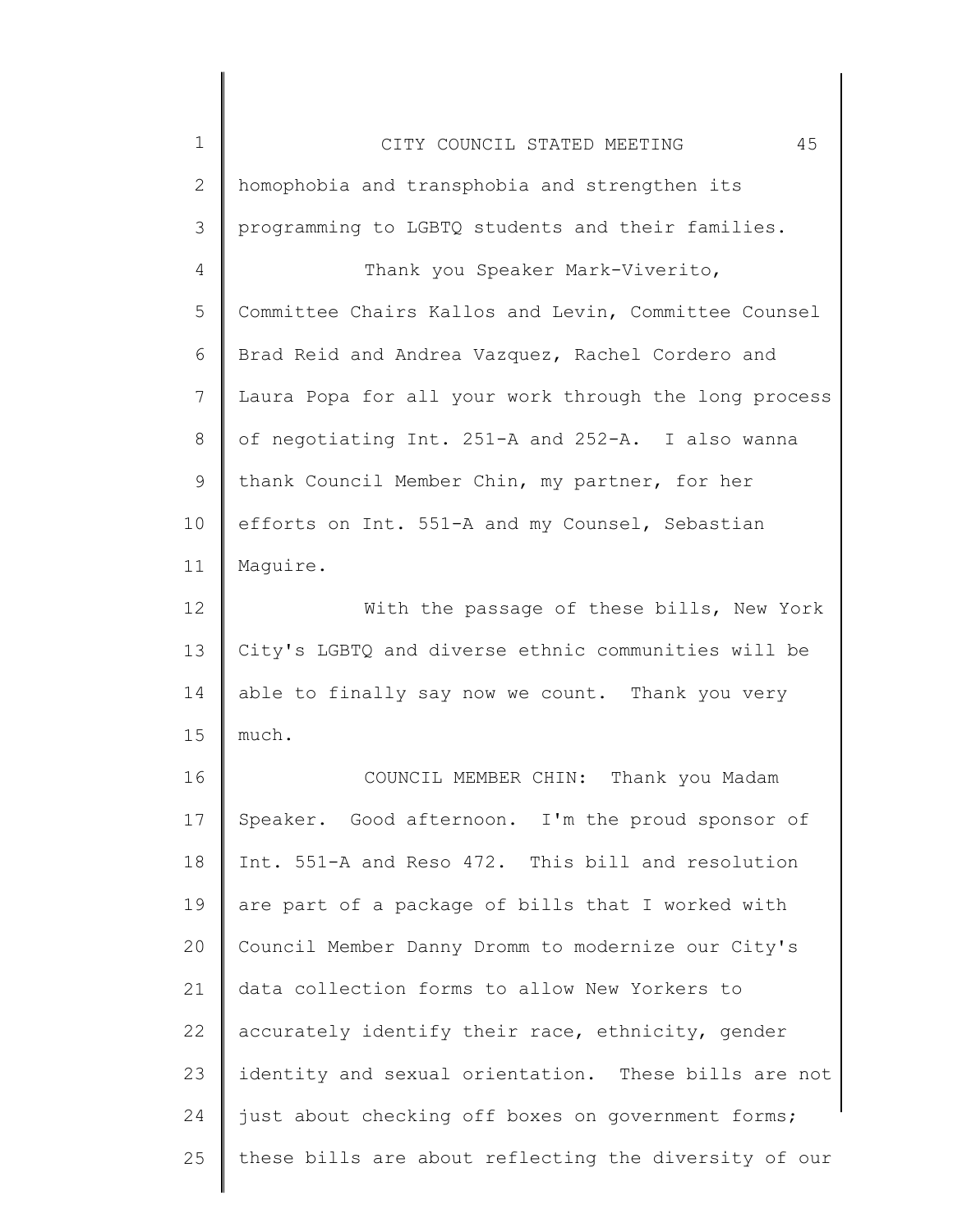homophobia and transphobia and strengthen its programming to LGBTQ students and their families.

Thank you Speaker Mark-Viverito, Committee Chairs Kallos and Levin, Committee Counsel Brad Reid and Andrea Vazquez, Rachel Cordero and Laura Popa for all your work through the long process of negotiating Int. 251-A and 252-A. I also wanna thank Council Member Chin, my partner, for her efforts on Int. 551-A and my Counsel, Sebastian Maguire.

With the passage of these bills, New York City's LGBTQ and diverse ethnic communities will be able to finally say now we count. Thank you very much.

COUNCIL MEMBER CHIN: Thank you Madam Speaker. Good afternoon. I'm the proud sponsor of Int. 551-A and Reso 472. This bill and resolution are part of a package of bills that I worked with Council Member Danny Dromm to modernize our City's data collection forms to allow New Yorkers to accurately identify their race, ethnicity, gender identity and sexual orientation. These bills are not just about checking off boxes on government forms; these bills are about reflecting the diversity of our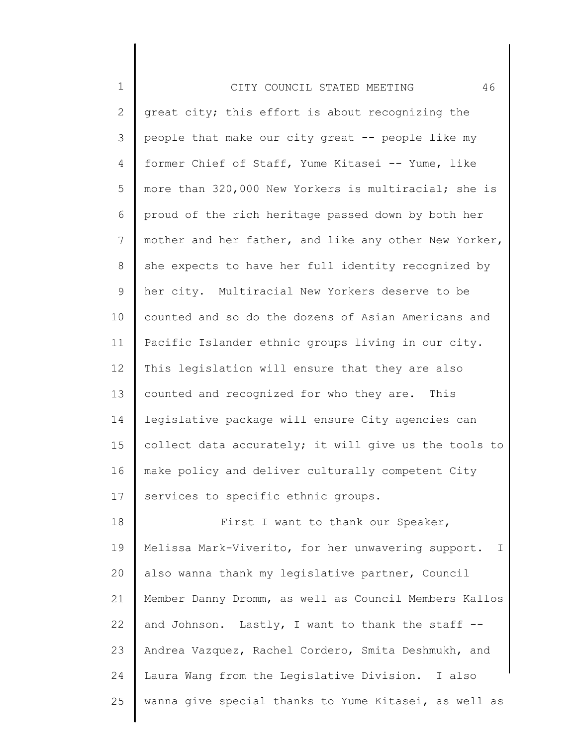great city; this effort is about recognizing the people that make our city great -- people like my former Chief of Staff, Yume Kitasei -- Yume, like more than 320,000 New Yorkers is multiracial; she is proud of the rich heritage passed down by both her mother and her father, and like any other New Yorker, she expects to have her full identity recognized by her city. Multiracial New Yorkers deserve to be counted and so do the dozens of Asian Americans and Pacific Islander ethnic groups living in our city. This legislation will ensure that they are also counted and recognized for who they are. This legislative package will ensure City agencies can collect data accurately; it will give us the tools to make policy and deliver culturally competent City services to specific ethnic groups.

First I want to thank our Speaker, Melissa Mark-Viverito, for her unwavering support. I also wanna thank my legislative partner, Council Member Danny Dromm, as well as Council Members Kallos and Johnson. Lastly, I want to thank the staff -- Andrea Vazquez, Rachel Cordero, Smita Deshmukh, and Laura Wang from the Legislative Division. I also wanna give special thanks to Yume Kitasei, as well as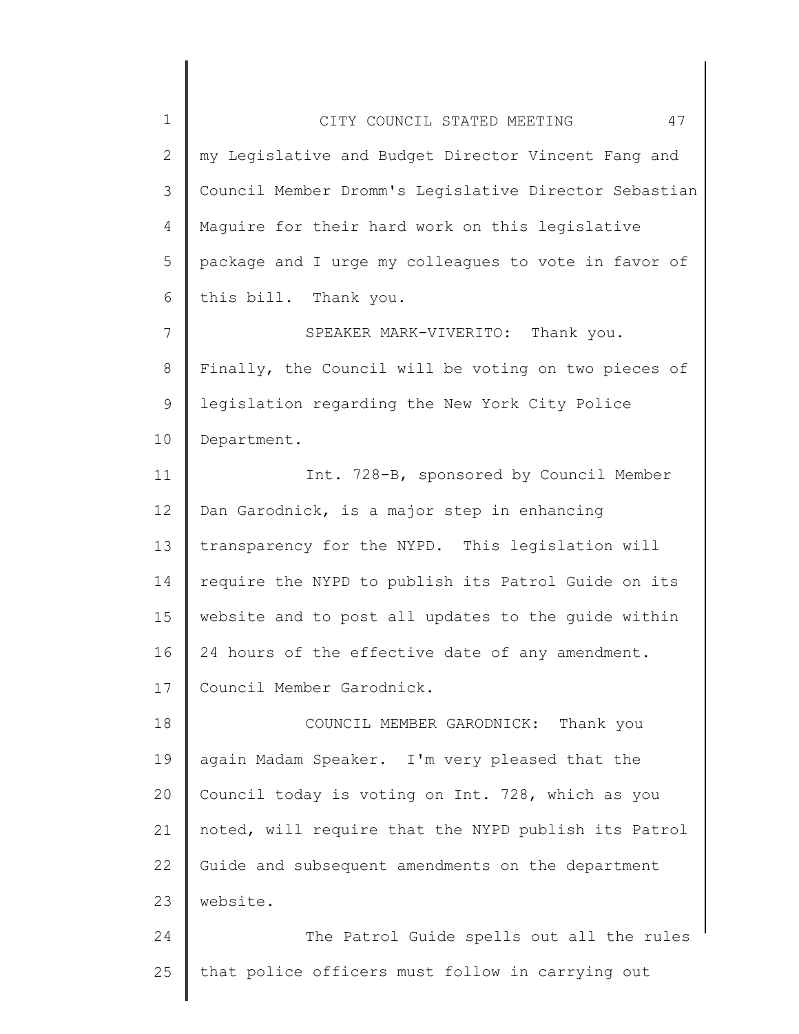my Legislative and Budget Director Vincent Fang and Council Member Dromm's Legislative Director Sebastian Maguire for their hard work on this legislative package and I urge my colleagues to vote in favor of this bill. Thank you.

SPEAKER MARK-VIVERITO: Thank you. Finally, the Council will be voting on two pieces of legislation regarding the New York City Police Department.

Int. 728-B, sponsored by Council Member Dan Garodnick, is a major step in enhancing transparency for the NYPD. This legislation will require the NYPD to publish its Patrol Guide on its website and to post all updates to the guide within 24 hours of the effective date of any amendment. Council Member Garodnick.

COUNCIL MEMBER GARODNICK: Thank you again Madam Speaker. I'm very pleased that the Council today is voting on Int. 728, which as you noted, will require that the NYPD publish its Patrol Guide and subsequent amendments on the department website.

The Patrol Guide spells out all the rules that police officers must follow in carrying out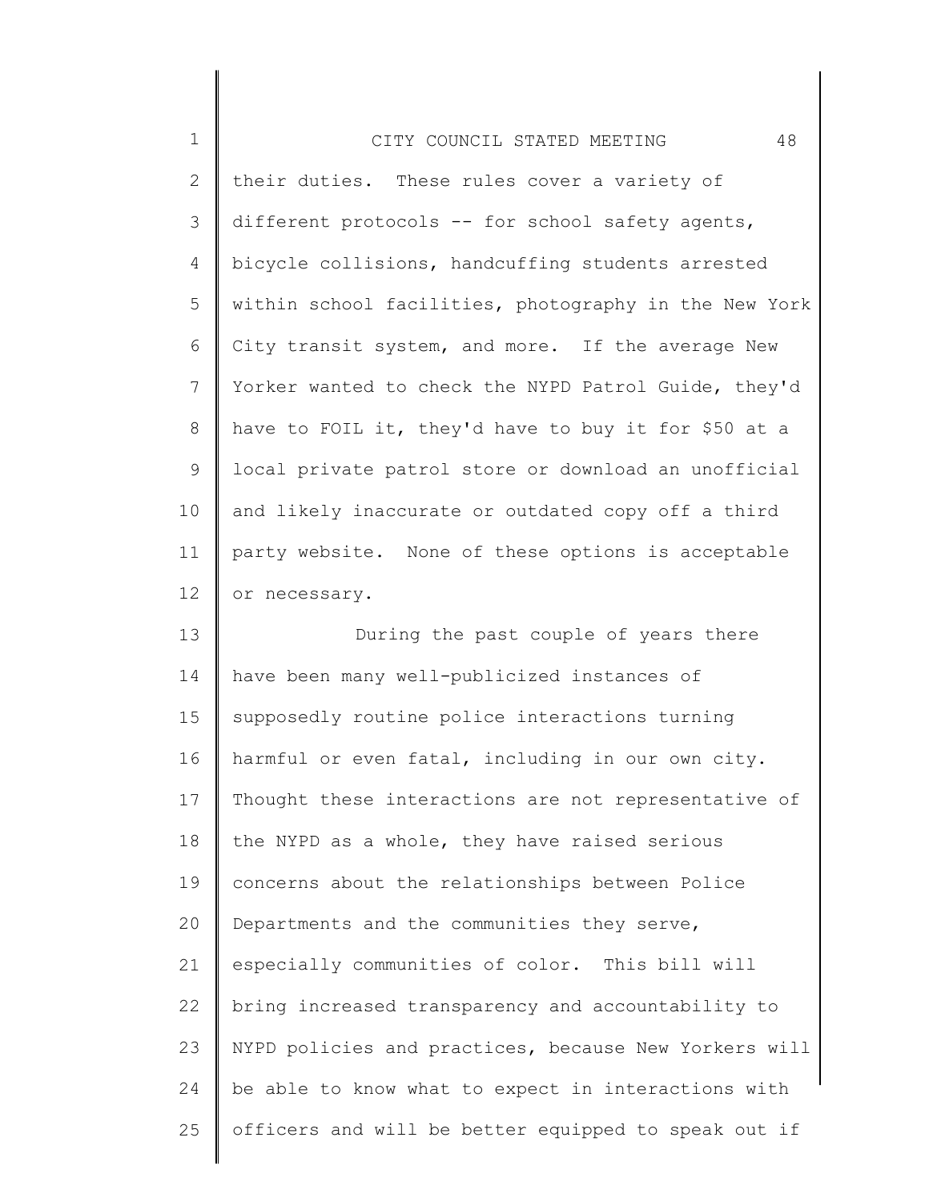their duties. These rules cover a variety of different protocols -- for school safety agents, bicycle collisions, handcuffing students arrested within school facilities, photography in the New York City transit system, and more. If the average New Yorker wanted to check the NYPD Patrol Guide, they'd have to FOIL it, they'd have to buy it for $50 at a local private patrol store or download an unofficial and likely inaccurate or outdated copy off a third party website. None of these options is acceptable or necessary.

During the past couple of years there have been many well-publicized instances of supposedly routine police interactions turning harmful or even fatal, including in our own city. Thought these interactions are not representative of the NYPD as a whole, they have raised serious concerns about the relationships between Police Departments and the communities they serve, especially communities of color. This bill will bring increased transparency and accountability to NYPD policies and practices, because New Yorkers will be able to know what to expect in interactions with officers and will be better equipped to speak out if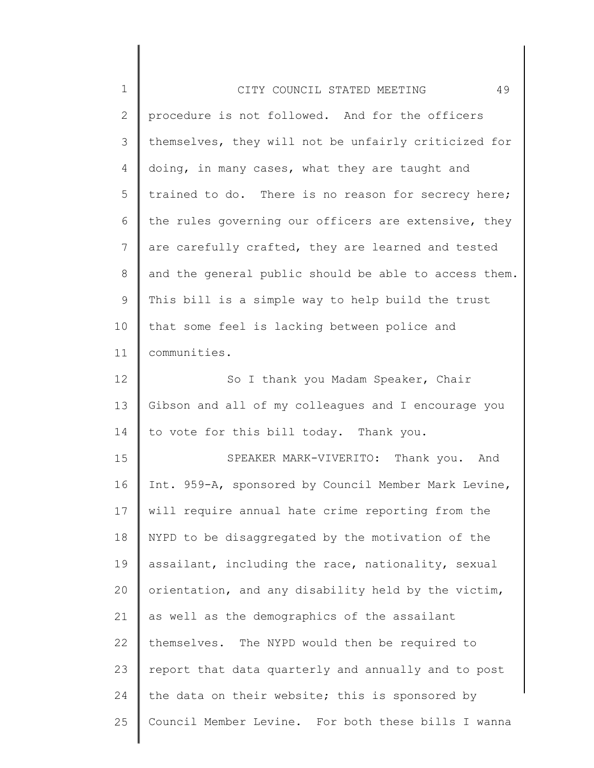procedure is not followed. And for the officers themselves, they will not be unfairly criticized for doing, in many cases, what they are taught and trained to do. There is no reason for secrecy here; the rules governing our officers are extensive, they are carefully crafted, they are learned and tested and the general public should be able to access them. This bill is a simple way to help build the trust that some feel is lacking between police and communities.

So I thank you Madam Speaker, Chair Gibson and all of my colleagues and I encourage you to vote for this bill today. Thank you.

SPEAKER MARK-VIVERITO: Thank you. And Int. 959-A, sponsored by Council Member Mark Levine, will require annual hate crime reporting from the NYPD to be disaggregated by the motivation of the assailant, including the race, nationality, sexual orientation, and any disability held by the victim, as well as the demographics of the assailant themselves. The NYPD would then be required to report that data quarterly and annually and to post the data on their website; this is sponsored by Council Member Levine. For both these bills I wanna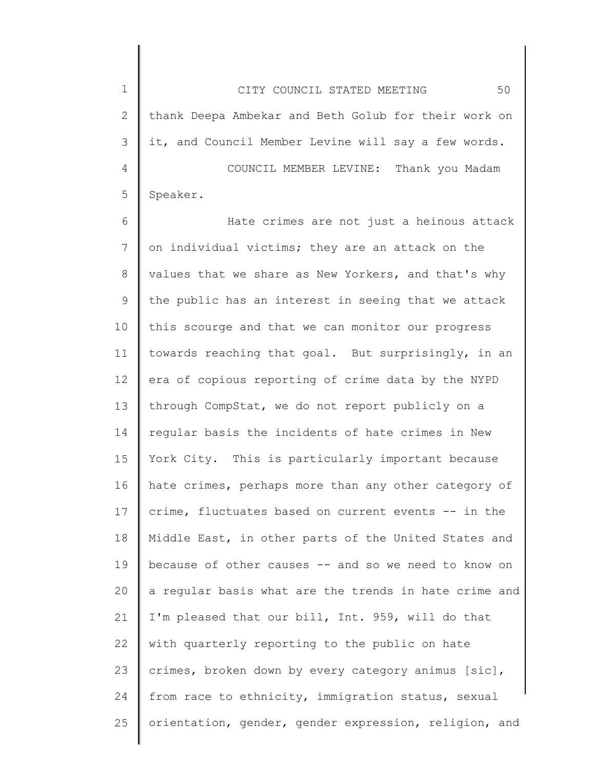thank Deepa Ambekar and Beth Golub for their work on it, and Council Member Levine will say a few words.

COUNCIL MEMBER LEVINE: Thank you Madam Speaker.

Hate crimes are not just a heinous attack on individual victims; they are an attack on the values that we share as New Yorkers, and that's why the public has an interest in seeing that we attack this scourge and that we can monitor our progress towards reaching that goal. But surprisingly, in an era of copious reporting of crime data by the NYPD through CompStat, we do not report publicly on a regular basis the incidents of hate crimes in New York City. This is particularly important because hate crimes, perhaps more than any other category of crime, fluctuates based on current events -- in the Middle East, in other parts of the United States and because of other causes -- and so we need to know on a regular basis what are the trends in hate crime and I'm pleased that our bill, Int. 959, will do that with quarterly reporting to the public on hate crimes, broken down by every category animus [sic], from race to ethnicity, immigration status, sexual orientation, gender, gender expression, religion, and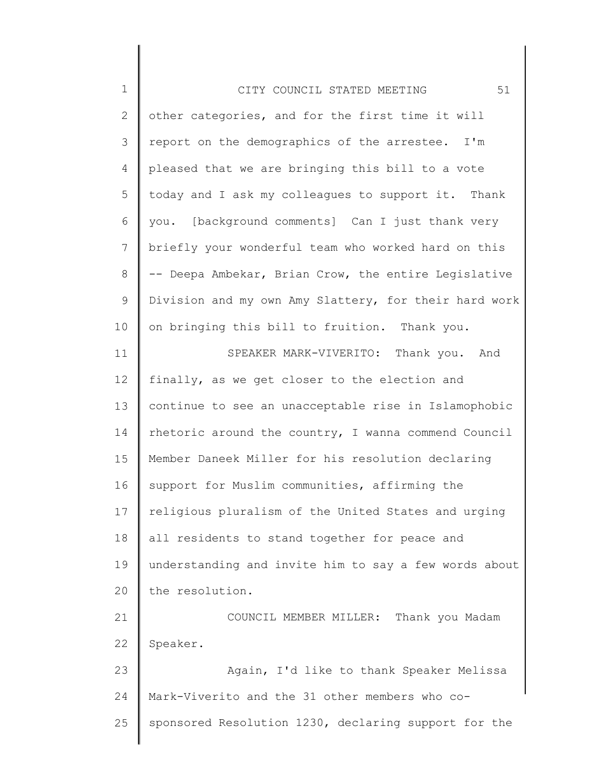other categories, and for the first time it will report on the demographics of the arrestee. I'm pleased that we are bringing this bill to a vote today and I ask my colleagues to support it. Thank you. [background comments] Can I just thank very briefly your wonderful team who worked hard on this -- Deepa Ambekar, Brian Crow, the entire Legislative Division and my own Amy Slattery, for their hard work on bringing this bill to fruition. Thank you.

SPEAKER MARK-VIVERITO: Thank you. And finally, as we get closer to the election and continue to see an unacceptable rise in Islamophobic rhetoric around the country, I wanna commend Council Member Daneek Miller for his resolution declaring support for Muslim communities, affirming the religious pluralism of the United States and urging all residents to stand together for peace and understanding and invite him to say a few words about the resolution.

COUNCIL MEMBER MILLER: Thank you Madam Speaker.

Again, I'd like to thank Speaker Melissa Mark-Viverito and the 31 other members who co-sponsored Resolution 1230, declaring support for the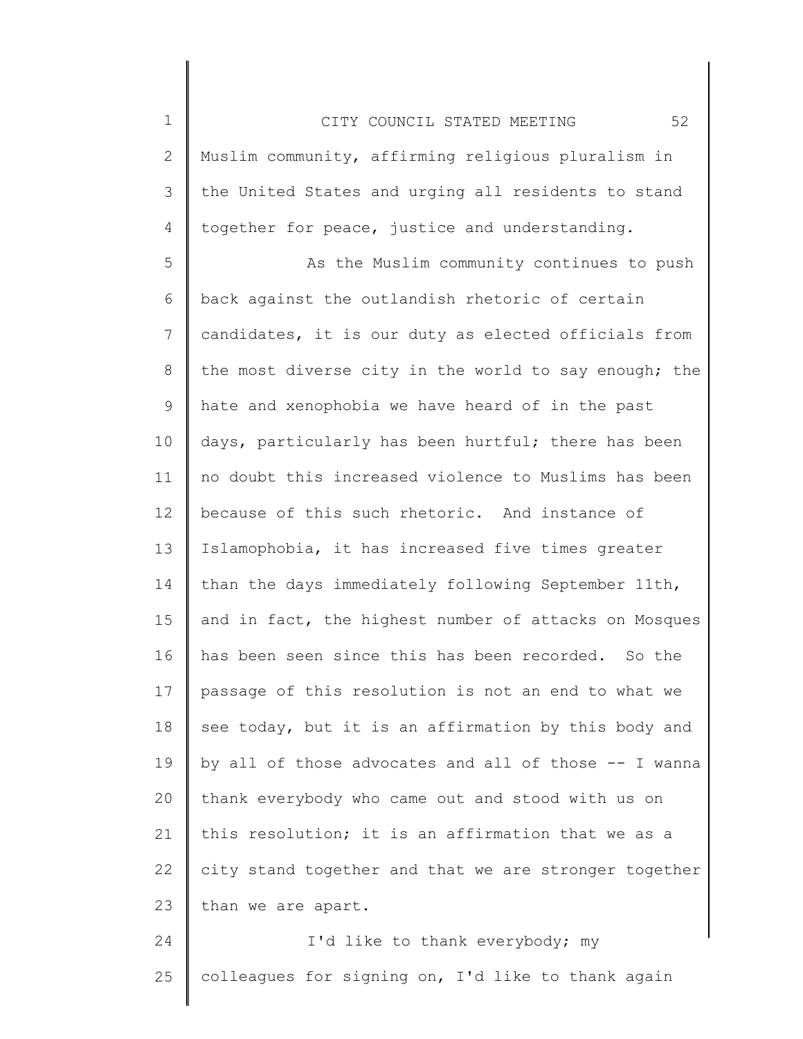Muslim community, affirming religious pluralism in the United States and urging all residents to stand together for peace, justice and understanding.

As the Muslim community continues to push back against the outlandish rhetoric of certain candidates, it is our duty as elected officials from the most diverse city in the world to say enough; the hate and xenophobia we have heard of in the past days, particularly has been hurtful; there has been no doubt this increased violence to Muslims has been because of this such rhetoric. And instance of Islamophobia, it has increased five times greater than the days immediately following September 11th, and in fact, the highest number of attacks on Mosques has been seen since this has been recorded. So the passage of this resolution is not an end to what we see today, but it is an affirmation by this body and by all of those advocates and all of those -- I wanna thank everybody who came out and stood with us on this resolution; it is an affirmation that we as a city stand together and that we are stronger together than we are apart.

I'd like to thank everybody; my colleagues for signing on, I'd like to thank again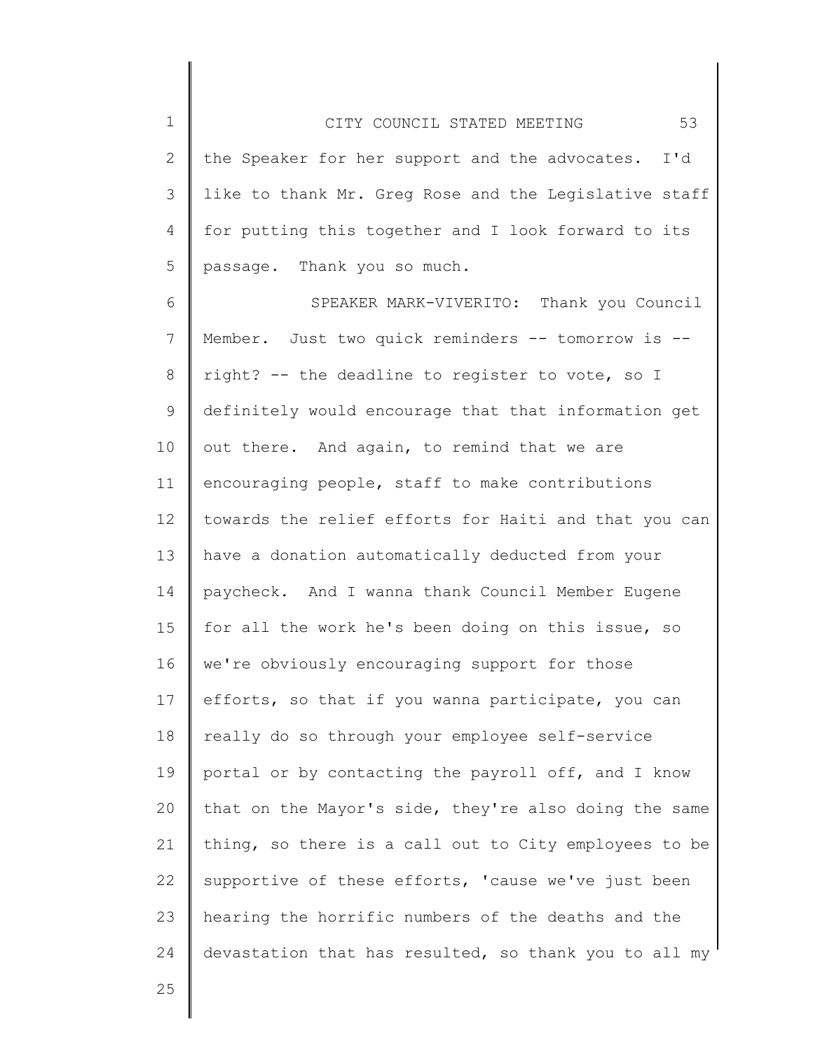the Speaker for her support and the advocates. I'd like to thank Mr. Greg Rose and the Legislative staff for putting this together and I look forward to its passage. Thank you so much.

SPEAKER MARK-VIVERITO: Thank you Council Member. Just two quick reminders -- tomorrow is -- right? -- the deadline to register to vote, so I definitely would encourage that that information get out there. And again, to remind that we are encouraging people, staff to make contributions towards the relief efforts for Haiti and that you can have a donation automatically deducted from your paycheck. And I wanna thank Council Member Eugene for all the work he's been doing on this issue, so we're obviously encouraging support for those efforts, so that if you wanna participate, you can really do so through your employee self-service portal or by contacting the payroll off, and I know that on the Mayor's side, they're also doing the same thing, so there is a call out to City employees to be supportive of these efforts, 'cause we've just been hearing the horrific numbers of the deaths and the devastation that has resulted, so thank you to all my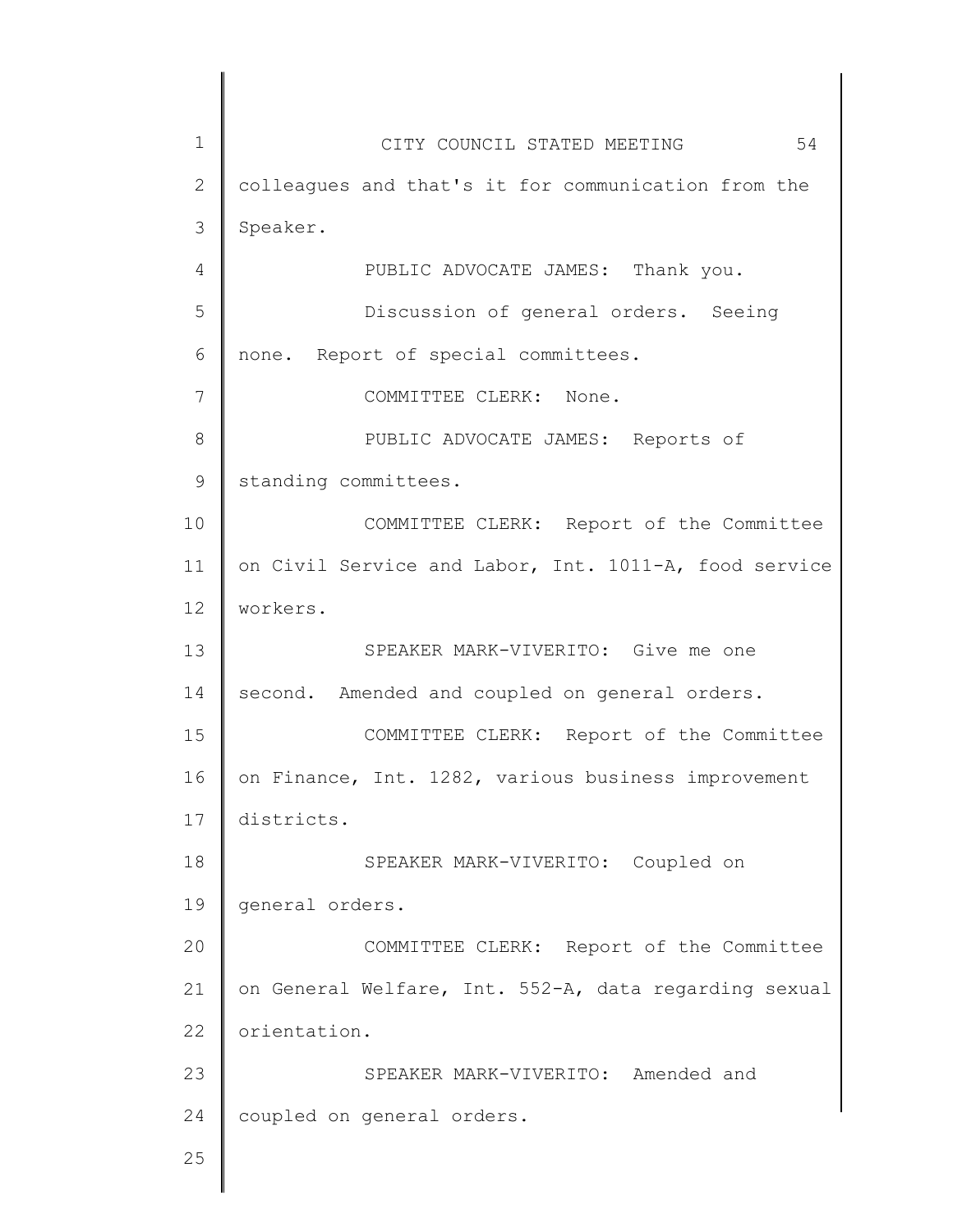colleagues and that's it for communication from the Speaker.

PUBLIC ADVOCATE JAMES: Thank you.

Discussion of general orders. Seeing none. Report of special committees.

COMMITTEE CLERK: None.

PUBLIC ADVOCATE JAMES: Reports of standing committees.

COMMITTEE CLERK: Report of the Committee on Civil Service and Labor, Int. 1011-A, food service workers.

SPEAKER MARK-VIVERITO: Give me one second. Amended and coupled on general orders.

COMMITTEE CLERK: Report of the Committee on Finance, Int. 1282, various business improvement districts.

SPEAKER MARK-VIVERITO: Coupled on general orders.

COMMITTEE CLERK: Report of the Committee on General Welfare, Int. 552-A, data regarding sexual orientation.

SPEAKER MARK-VIVERITO: Amended and coupled on general orders.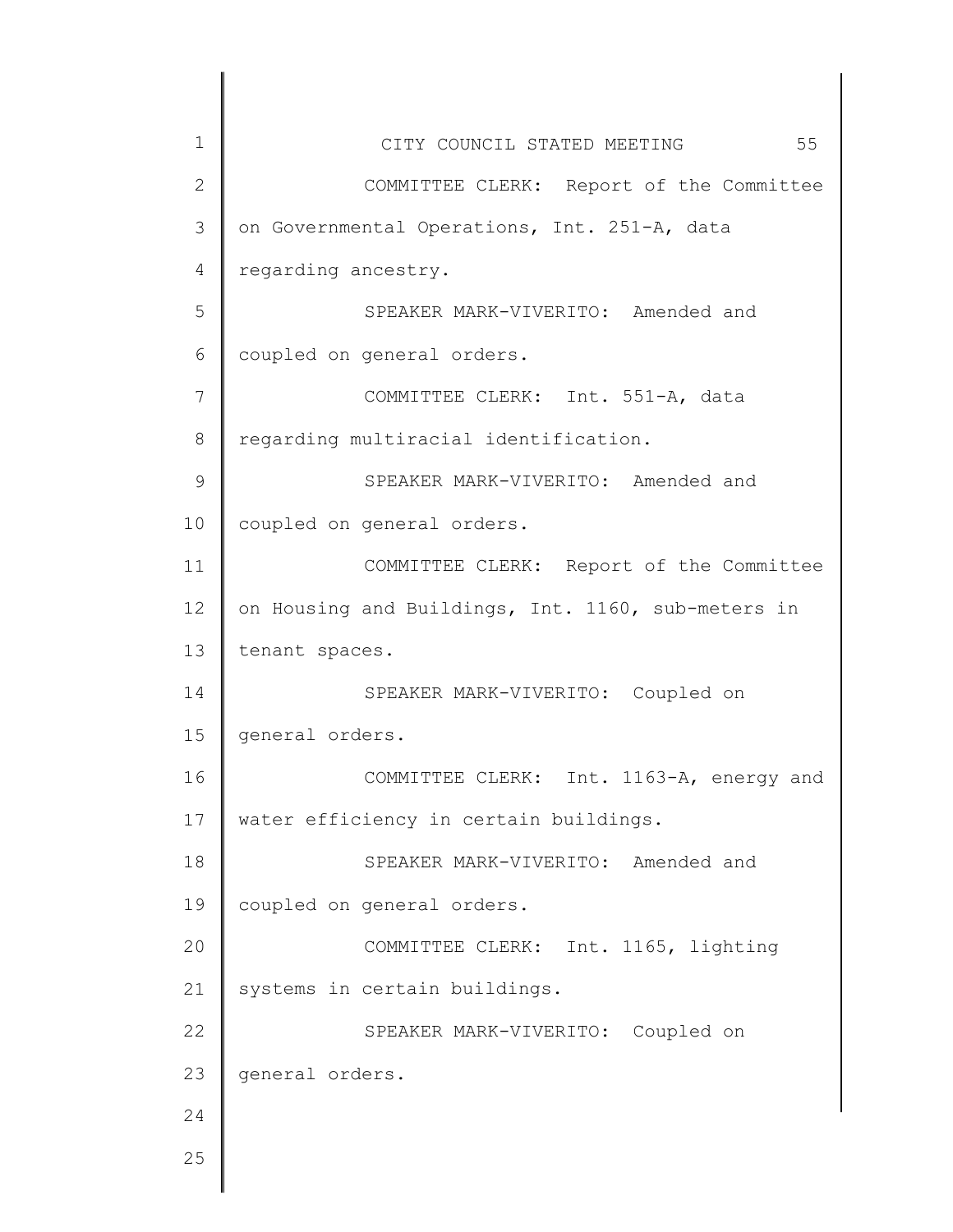COMMITTEE CLERK: Report of the Committee on Governmental Operations, Int. 251-A, data regarding ancestry.

SPEAKER MARK-VIVERITO: Amended and coupled on general orders.

COMMITTEE CLERK: Int. 551-A, data regarding multiracial identification.

SPEAKER MARK-VIVERITO: Amended and coupled on general orders.

COMMITTEE CLERK: Report of the Committee on Housing and Buildings, Int. 1160, sub-meters in tenant spaces.

SPEAKER MARK-VIVERITO: Coupled on general orders.

COMMITTEE CLERK: Int. 1163-A, energy and water efficiency in certain buildings.

SPEAKER MARK-VIVERITO: Amended and coupled on general orders.

COMMITTEE CLERK: Int. 1165, lighting systems in certain buildings.

SPEAKER MARK-VIVERITO: Coupled on general orders.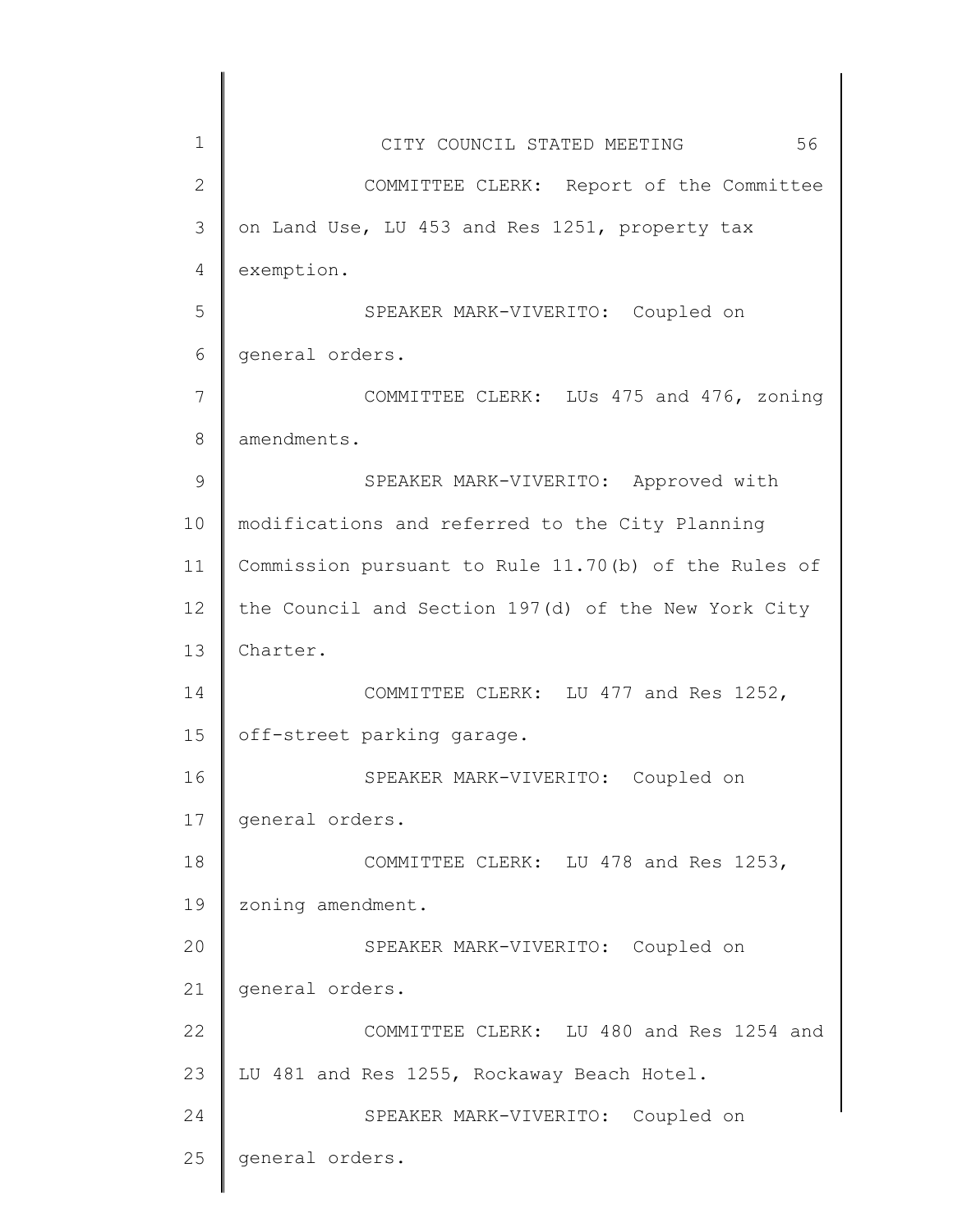COMMITTEE CLERK: Report of the Committee on Land Use, LU 453 and Res 1251, property tax exemption.

SPEAKER MARK-VIVERITO: Coupled on general orders.

COMMITTEE CLERK: LUs 475 and 476, zoning amendments.

SPEAKER MARK-VIVERITO: Approved with modifications and referred to the City Planning Commission pursuant to Rule 11.70(b) of the Rules of the Council and Section 197(d) of the New York City Charter.

COMMITTEE CLERK: LU 477 and Res 1252, off-street parking garage.

SPEAKER MARK-VIVERITO: Coupled on general orders.

COMMITTEE CLERK: LU 478 and Res 1253, zoning amendment.

SPEAKER MARK-VIVERITO: Coupled on general orders.

COMMITTEE CLERK: LU 480 and Res 1254 and LU 481 and Res 1255, Rockaway Beach Hotel.

SPEAKER MARK-VIVERITO: Coupled on general orders.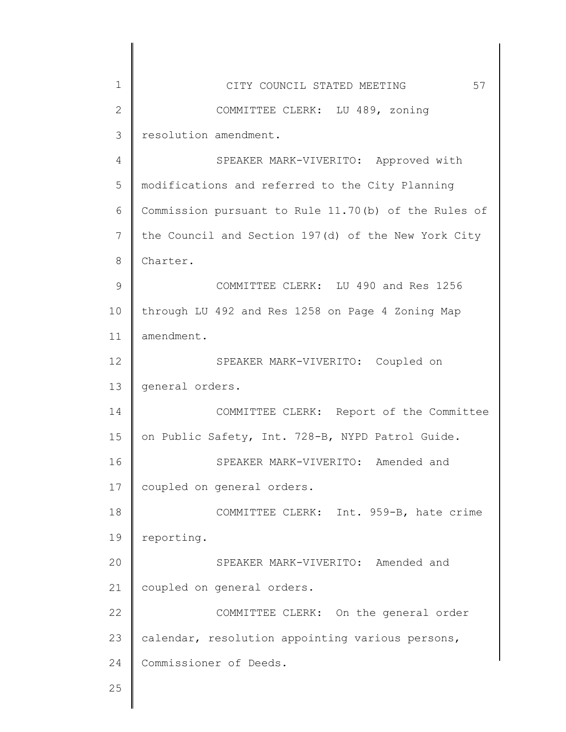COMMITTEE CLERK: LU 489, zoning resolution amendment.

SPEAKER MARK-VIVERITO: Approved with modifications and referred to the City Planning Commission pursuant to Rule 11.70(b) of the Rules of the Council and Section 197(d) of the New York City Charter.

COMMITTEE CLERK: LU 490 and Res 1256 through LU 492 and Res 1258 on Page 4 Zoning Map amendment.

SPEAKER MARK-VIVERITO: Coupled on general orders.

COMMITTEE CLERK: Report of the Committee on Public Safety, Int. 728-B, NYPD Patrol Guide.

SPEAKER MARK-VIVERITO: Amended and coupled on general orders.

COMMITTEE CLERK: Int. 959-B, hate crime reporting.

SPEAKER MARK-VIVERITO: Amended and coupled on general orders.

COMMITTEE CLERK: On the general order calendar, resolution appointing various persons, Commissioner of Deeds.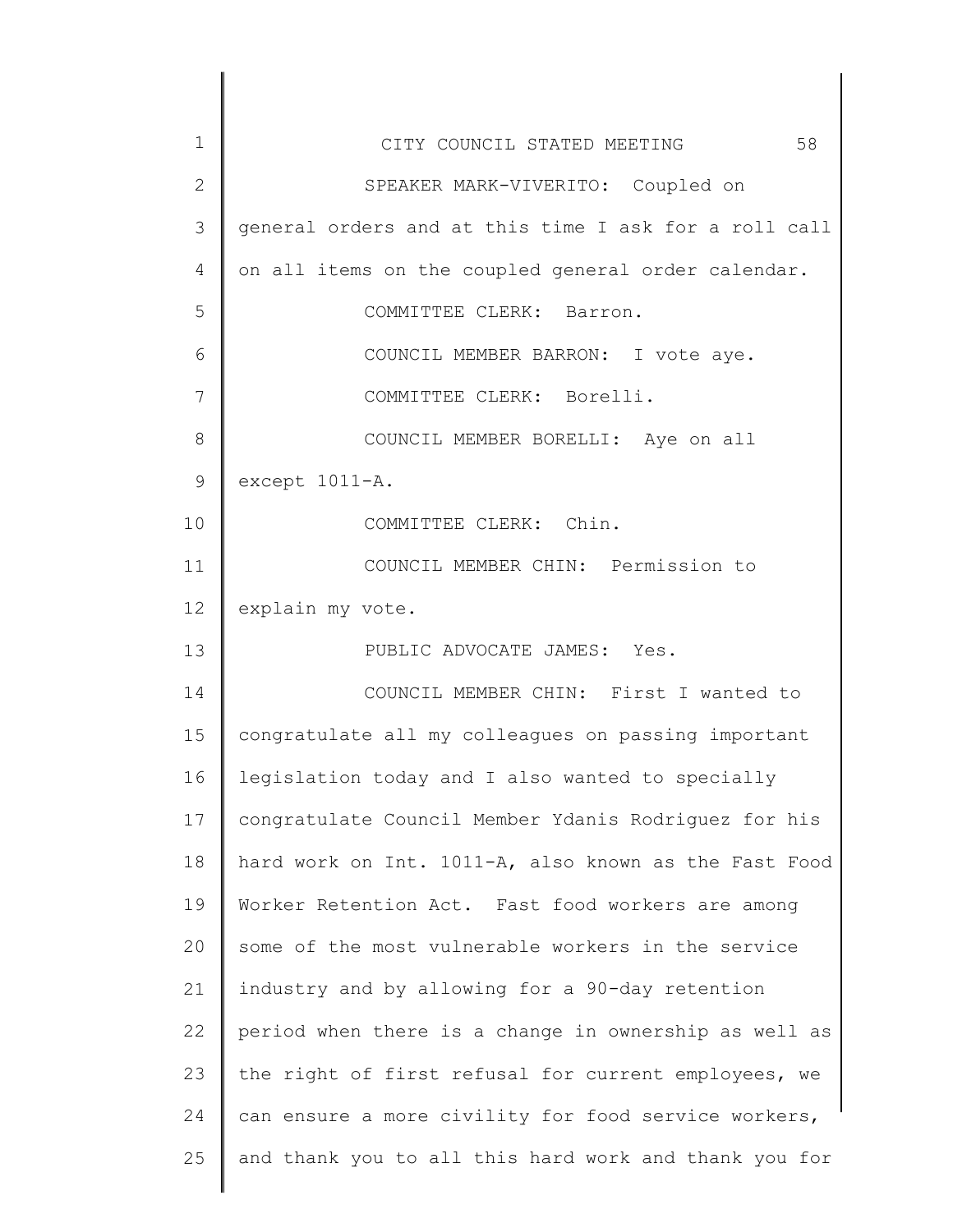SPEAKER MARK-VIVERITO: Coupled on general orders and at this time I ask for a roll call on all items on the coupled general order calendar.

COMMITTEE CLERK: Barron.

COUNCIL MEMBER BARRON: I vote aye.

COMMITTEE CLERK: Borelli.

COUNCIL MEMBER BORELLI: Aye on all except 1011-A.

COMMITTEE CLERK: Chin.

COUNCIL MEMBER CHIN: Permission to explain my vote.

PUBLIC ADVOCATE JAMES: Yes.

COUNCIL MEMBER CHIN: First I wanted to congratulate all my colleagues on passing important legislation today and I also wanted to specially congratulate Council Member Ydanis Rodriguez for his hard work on Int. 1011-A, also known as the Fast Food Worker Retention Act. Fast food workers are among some of the most vulnerable workers in the service industry and by allowing for a 90-day retention period when there is a change in ownership as well as the right of first refusal for current employees, we can ensure a more civility for food service workers, and thank you to all this hard work and thank you for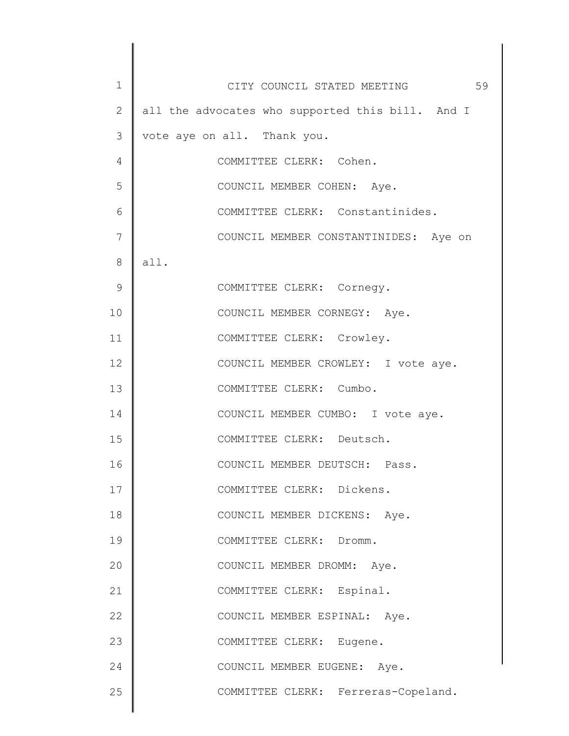all the advocates who supported this bill. And I vote aye on all. Thank you.

COMMITTEE CLERK: Cohen.

COUNCIL MEMBER COHEN: Aye.

COMMITTEE CLERK: Constantinides.

COUNCIL MEMBER CONSTANTINIDES: Aye on all.

COMMITTEE CLERK: Cornegy.

COUNCIL MEMBER CORNEGY: Aye.

COMMITTEE CLERK: Crowley.

COUNCIL MEMBER CROWLEY: I vote aye.

COMMITTEE CLERK: Cumbo.

COUNCIL MEMBER CUMBO: I vote aye.

COMMITTEE CLERK: Deutsch.

COUNCIL MEMBER DEUTSCH: Pass.

COMMITTEE CLERK: Dickens.

COUNCIL MEMBER DICKENS: Aye.

COMMITTEE CLERK: Dromm.

COUNCIL MEMBER DROMM: Aye.

COMMITTEE CLERK: Espinal.

COUNCIL MEMBER ESPINAL: Aye.

COMMITTEE CLERK: Eugene.

COUNCIL MEMBER EUGENE: Aye.

COMMITTEE CLERK: Ferreras-Copeland.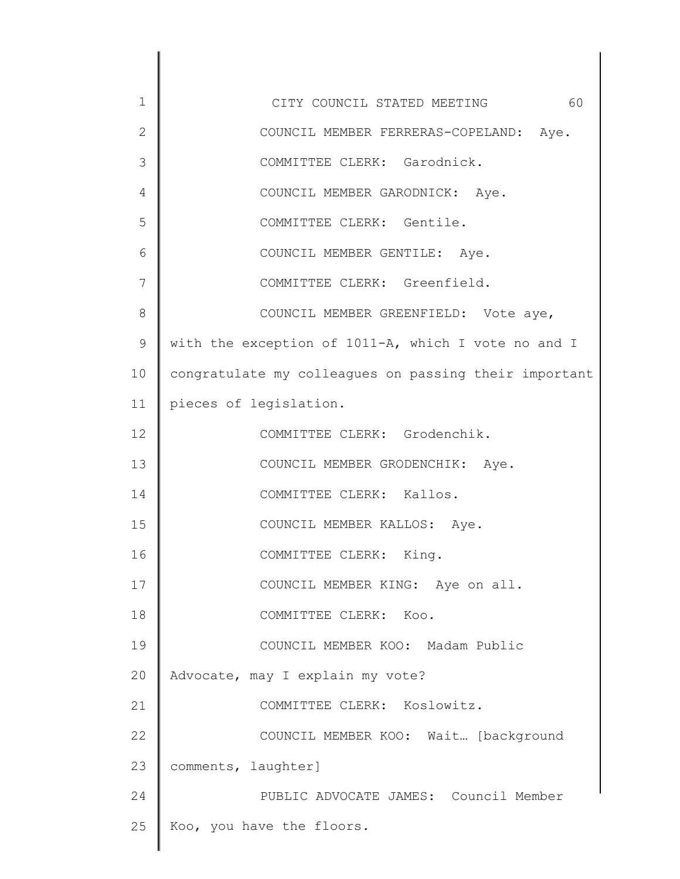COUNCIL MEMBER FERRERAS-COPELAND: Aye.

COMMITTEE CLERK: Garodnick.

COUNCIL MEMBER GARODNICK: Aye.

COMMITTEE CLERK: Gentile.

COUNCIL MEMBER GENTILE: Aye.

COMMITTEE CLERK: Greenfield.

COUNCIL MEMBER GREENFIELD: Vote aye, with the exception of 1011-A, which I vote no and I congratulate my colleagues on passing their important pieces of legislation.

COMMITTEE CLERK: Grodenchik.

COUNCIL MEMBER GRODENCHIK: Aye.

COMMITTEE CLERK: Kallos.

COUNCIL MEMBER KALLOS: Aye.

COMMITTEE CLERK: King.

COUNCIL MEMBER KING: Aye on all.

COMMITTEE CLERK: Koo.

COUNCIL MEMBER KOO: Madam Public Advocate, may I explain my vote?

COMMITTEE CLERK: Koslowitz.

COUNCIL MEMBER KOO: Wait… [background comments, laughter]

PUBLIC ADVOCATE JAMES: Council Member Koo, you have the floors.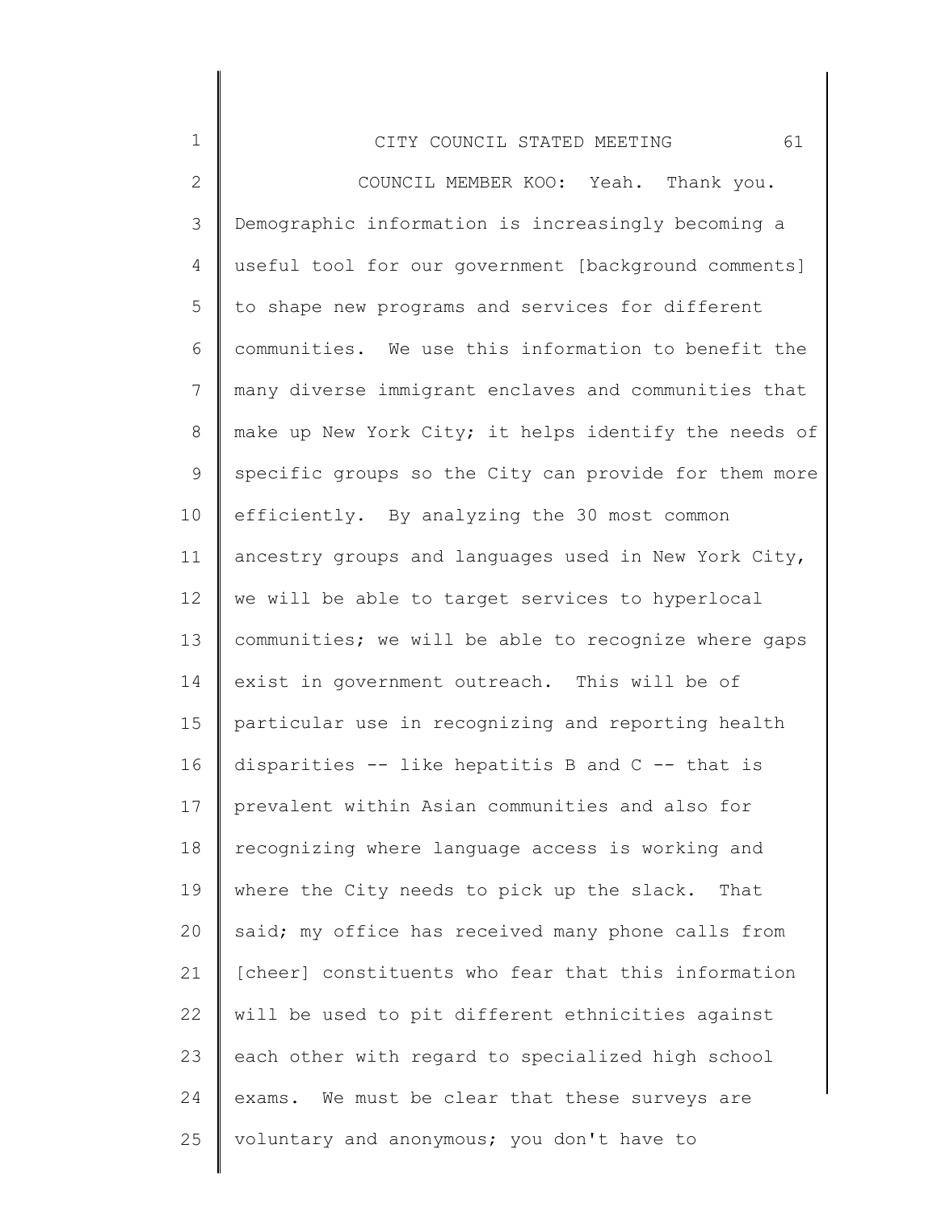COUNCIL MEMBER KOO: Yeah. Thank you. Demographic information is increasingly becoming a useful tool for our government [background comments] to shape new programs and services for different communities. We use this information to benefit the many diverse immigrant enclaves and communities that make up New York City; it helps identify the needs of specific groups so the City can provide for them more efficiently. By analyzing the 30 most common ancestry groups and languages used in New York City, we will be able to target services to hyperlocal communities; we will be able to recognize where gaps exist in government outreach. This will be of particular use in recognizing and reporting health disparities -- like hepatitis B and C -- that is prevalent within Asian communities and also for recognizing where language access is working and where the City needs to pick up the slack. That said; my office has received many phone calls from [cheer] constituents who fear that this information will be used to pit different ethnicities against each other with regard to specialized high school exams. We must be clear that these surveys are voluntary and anonymous; you don't have to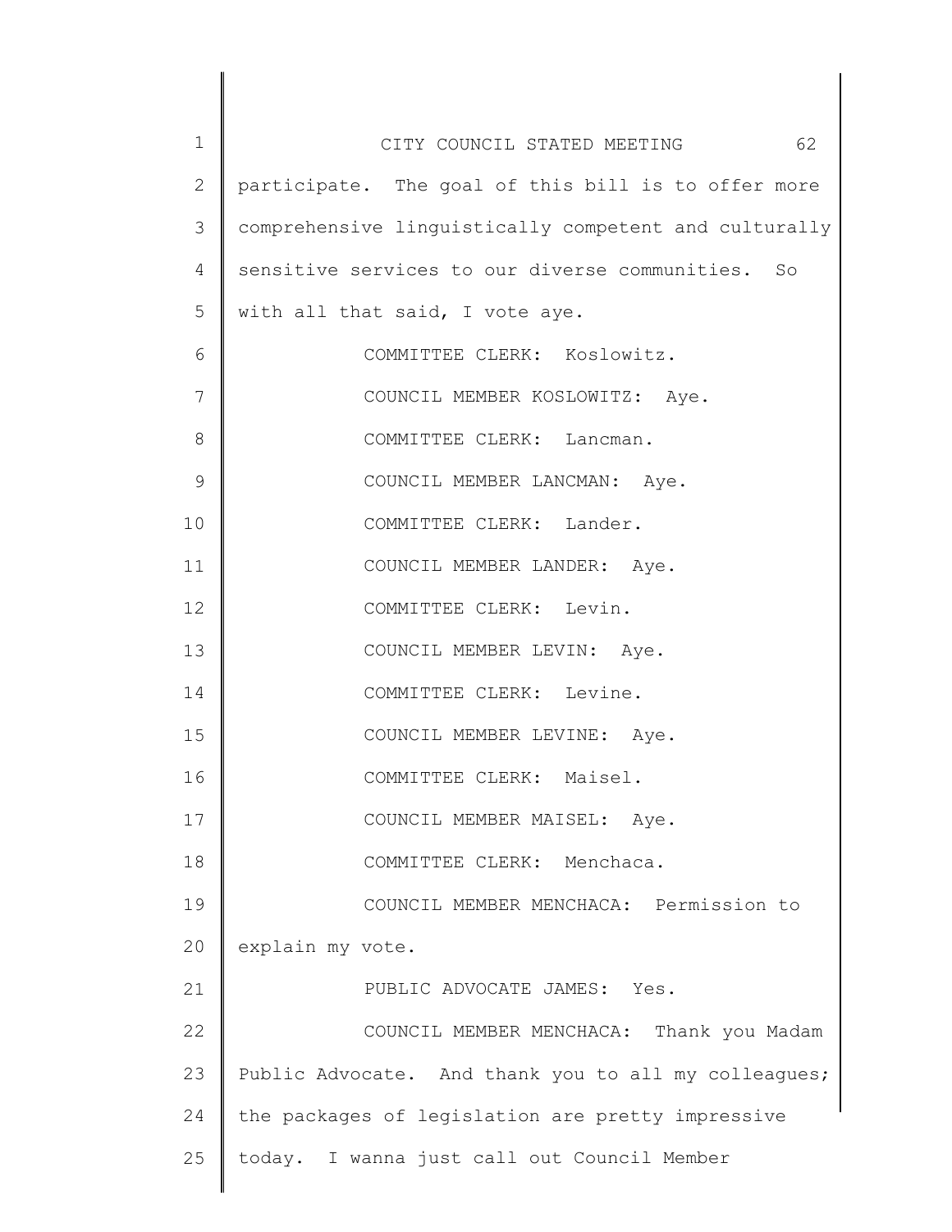participate. The goal of this bill is to offer more comprehensive linguistically competent and culturally sensitive services to our diverse communities. So with all that said, I vote aye.

COMMITTEE CLERK: Koslowitz.

COUNCIL MEMBER KOSLOWITZ: Aye.

COMMITTEE CLERK: Lancman.

COUNCIL MEMBER LANCMAN: Aye.

COMMITTEE CLERK: Lander.

COUNCIL MEMBER LANDER: Aye.

COMMITTEE CLERK: Levin.

COUNCIL MEMBER LEVIN: Aye.

COMMITTEE CLERK: Levine.

COUNCIL MEMBER LEVINE: Aye.

COMMITTEE CLERK: Maisel.

COUNCIL MEMBER MAISEL: Aye.

COMMITTEE CLERK: Menchaca.

COUNCIL MEMBER MENCHACA: Permission to explain my vote.

PUBLIC ADVOCATE JAMES: Yes.

COUNCIL MEMBER MENCHACA: Thank you Madam Public Advocate. And thank you to all my colleagues; the packages of legislation are pretty impressive today. I wanna just call out Council Member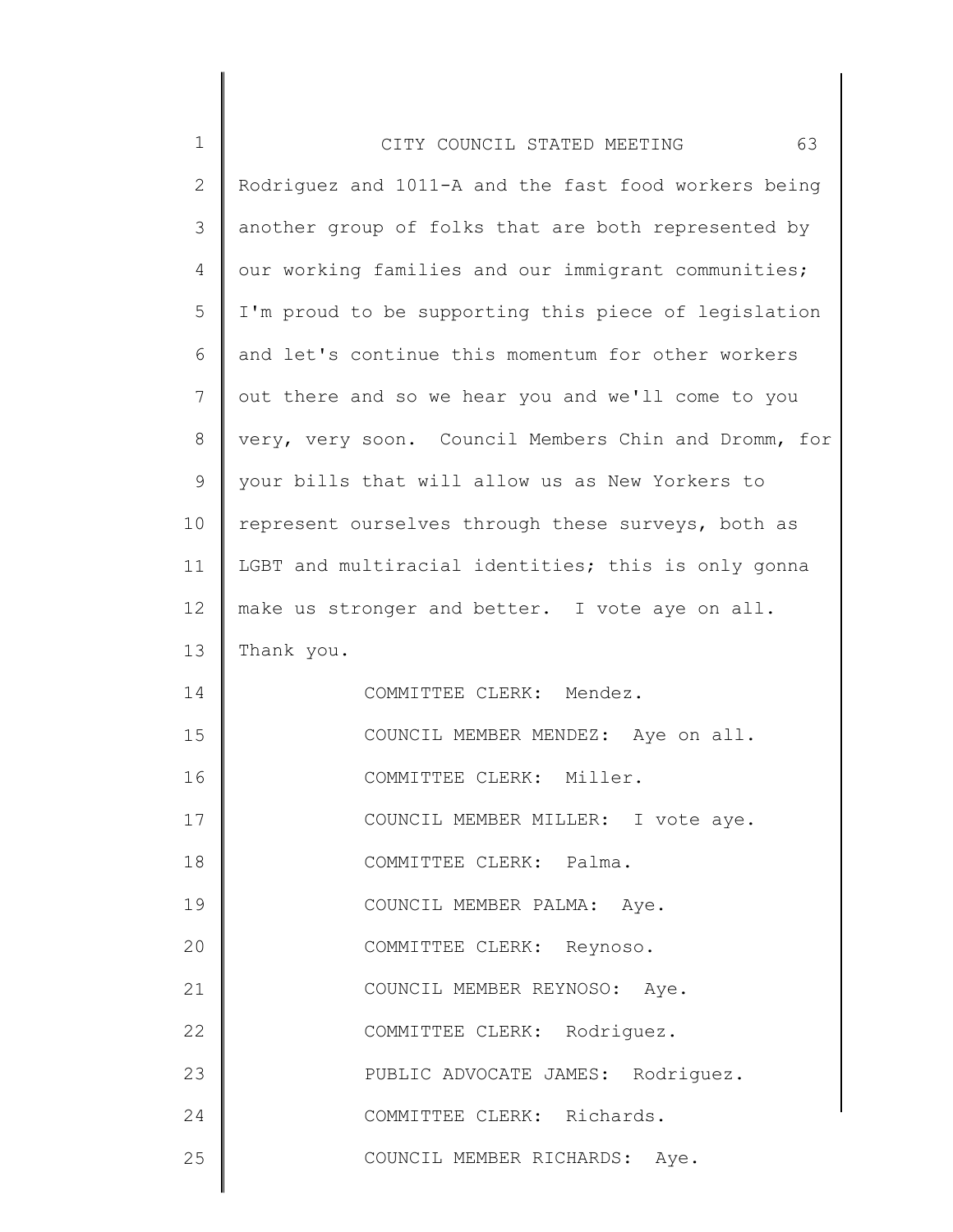Rodriguez and 1011-A and the fast food workers being another group of folks that are both represented by our working families and our immigrant communities; I'm proud to be supporting this piece of legislation and let's continue this momentum for other workers out there and so we hear you and we'll come to you very, very soon. Council Members Chin and Dromm, for your bills that will allow us as New Yorkers to represent ourselves through these surveys, both as LGBT and multiracial identities; this is only gonna make us stronger and better. I vote aye on all. Thank you.

COMMITTEE CLERK: Mendez.

COUNCIL MEMBER MENDEZ: Aye on all.

COMMITTEE CLERK: Miller.

COUNCIL MEMBER MILLER: I vote aye.

COMMITTEE CLERK: Palma.

COUNCIL MEMBER PALMA: Aye.

COMMITTEE CLERK: Reynoso.

COUNCIL MEMBER REYNOSO: Aye.

COMMITTEE CLERK: Rodriguez.

PUBLIC ADVOCATE JAMES: Rodriguez.

COMMITTEE CLERK: Richards.

COUNCIL MEMBER RICHARDS: Aye.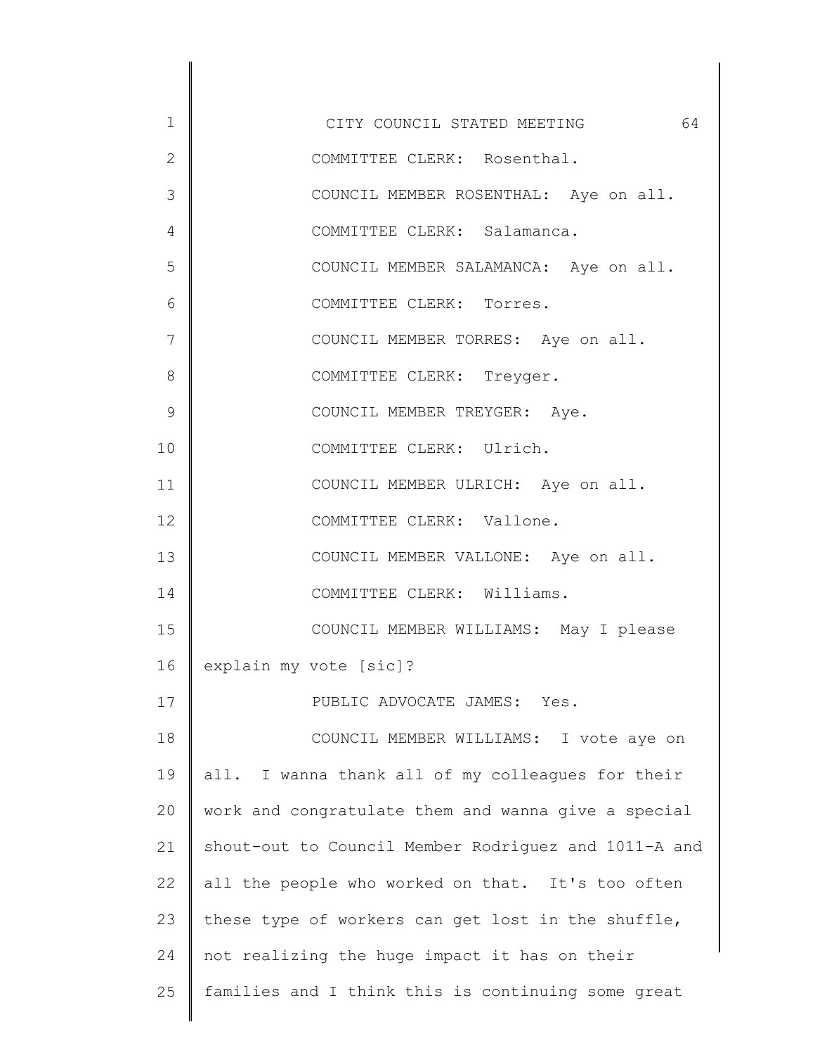COMMITTEE CLERK: Rosenthal.

COUNCIL MEMBER ROSENTHAL: Aye on all.

COMMITTEE CLERK: Salamanca.

COUNCIL MEMBER SALAMANCA: Aye on all.

COMMITTEE CLERK: Torres.

COUNCIL MEMBER TORRES: Aye on all.

COMMITTEE CLERK: Treyger.

COUNCIL MEMBER TREYGER: Aye.

COMMITTEE CLERK: Ulrich.

COUNCIL MEMBER ULRICH: Aye on all.

COMMITTEE CLERK: Vallone.

COUNCIL MEMBER VALLONE: Aye on all.

COMMITTEE CLERK: Williams.

COUNCIL MEMBER WILLIAMS: May I please explain my vote [sic]?

PUBLIC ADVOCATE JAMES: Yes.

COUNCIL MEMBER WILLIAMS: I vote aye on all. I wanna thank all of my colleagues for their work and congratulate them and wanna give a special shout-out to Council Member Rodriguez and 1011-A and all the people who worked on that. It's too often these type of workers can get lost in the shuffle, not realizing the huge impact it has on their families and I think this is continuing some great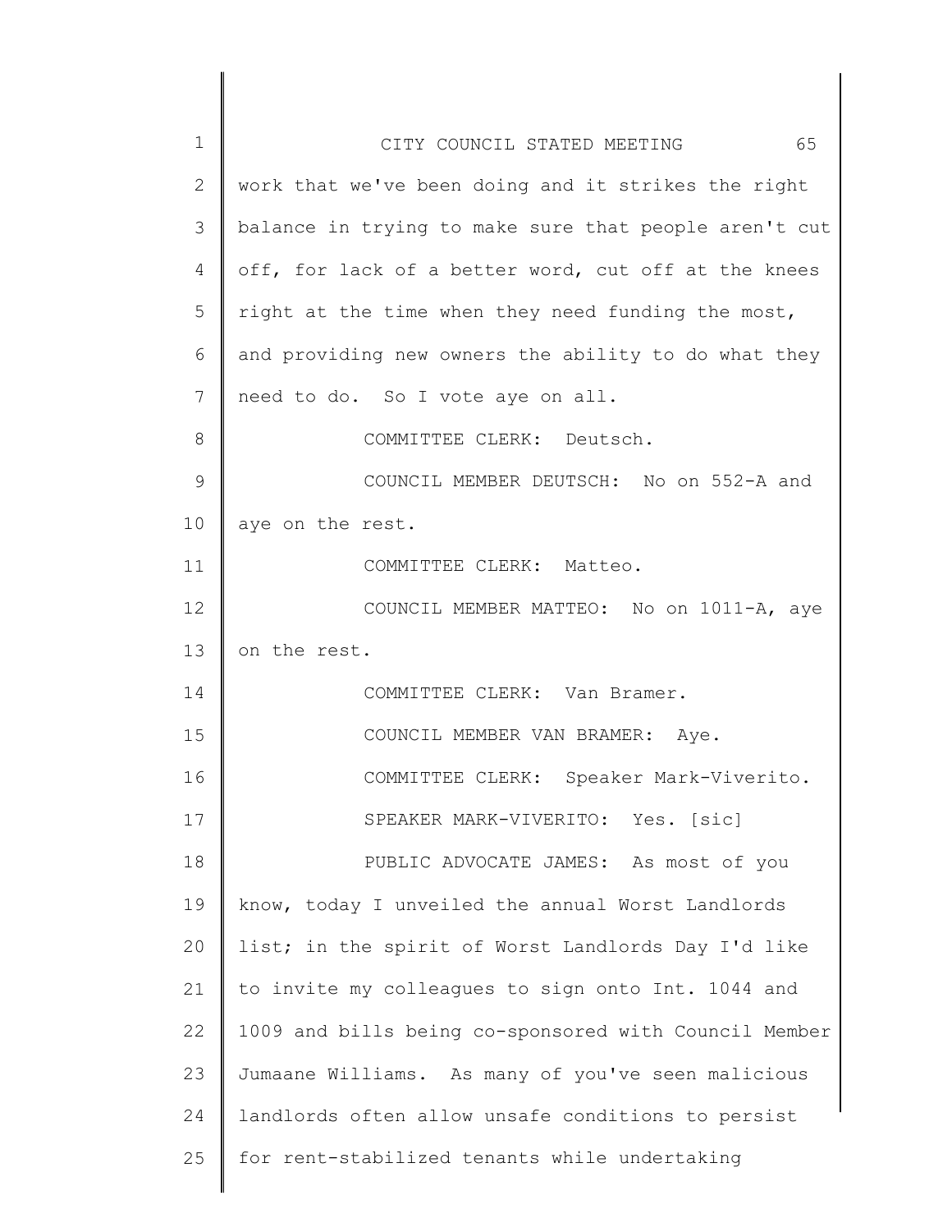work that we've been doing and it strikes the right balance in trying to make sure that people aren't cut off, for lack of a better word, cut off at the knees right at the time when they need funding the most, and providing new owners the ability to do what they need to do. So I vote aye on all.

COMMITTEE CLERK: Deutsch.

COUNCIL MEMBER DEUTSCH: No on 552-A and aye on the rest.

COMMITTEE CLERK: Matteo.

COUNCIL MEMBER MATTEO: No on 1011-A, aye on the rest.

COMMITTEE CLERK: Van Bramer.

COUNCIL MEMBER VAN BRAMER: Aye.

COMMITTEE CLERK: Speaker Mark-Viverito.

SPEAKER MARK-VIVERITO: Yes. [sic]

PUBLIC ADVOCATE JAMES: As most of you know, today I unveiled the annual Worst Landlords list; in the spirit of Worst Landlords Day I'd like to invite my colleagues to sign onto Int. 1044 and 1009 and bills being co-sponsored with Council Member Jumaane Williams. As many of you've seen malicious landlords often allow unsafe conditions to persist for rent-stabilized tenants while undertaking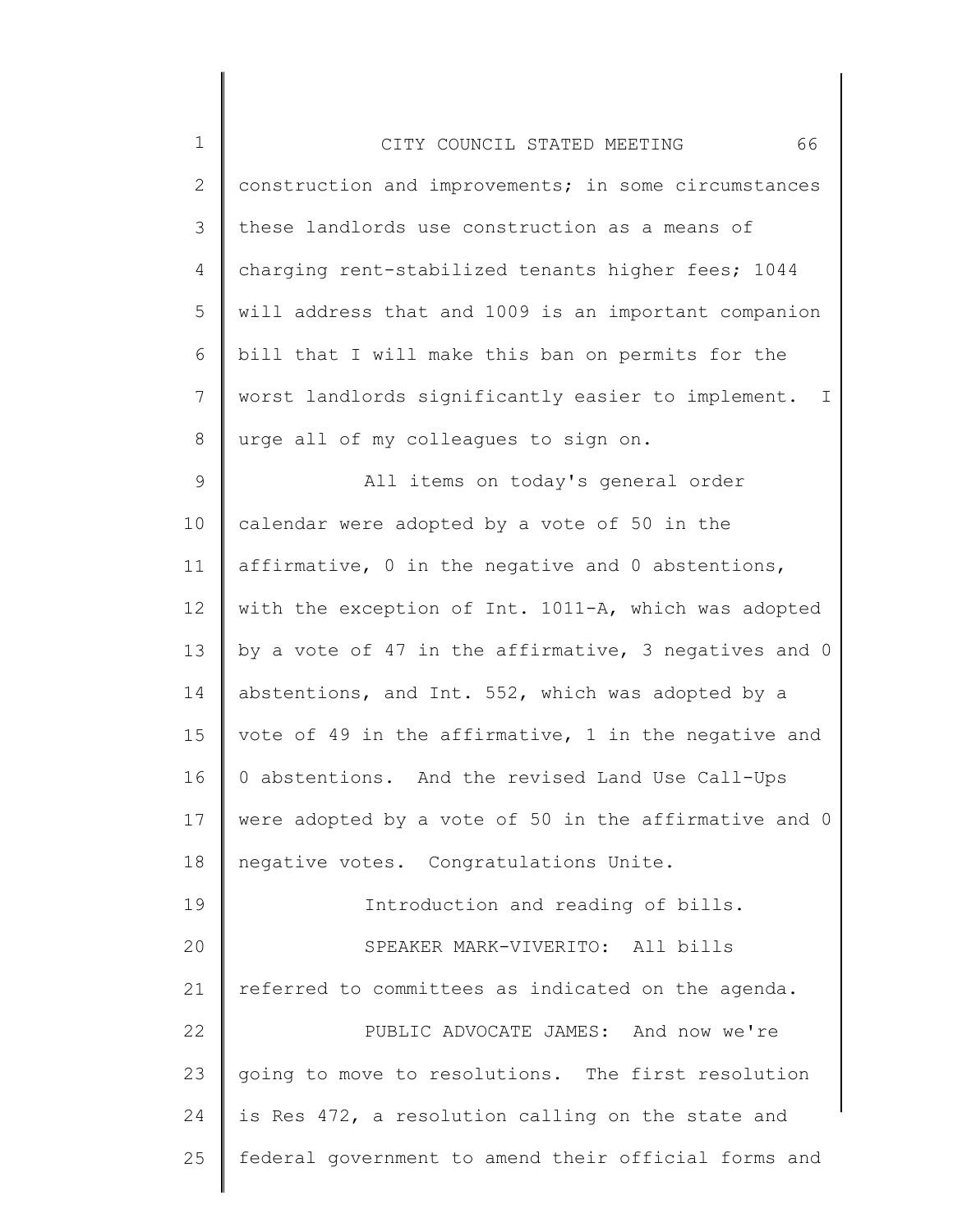construction and improvements; in some circumstances these landlords use construction as a means of charging rent-stabilized tenants higher fees; 1044 will address that and 1009 is an important companion bill that I will make this ban on permits for the worst landlords significantly easier to implement. I urge all of my colleagues to sign on.

All items on today's general order calendar were adopted by a vote of 50 in the affirmative, 0 in the negative and 0 abstentions, with the exception of Int. 1011-A, which was adopted by a vote of 47 in the affirmative, 3 negatives and 0 abstentions, and Int. 552, which was adopted by a vote of 49 in the affirmative, 1 in the negative and 0 abstentions. And the revised Land Use Call-Ups were adopted by a vote of 50 in the affirmative and 0 negative votes. Congratulations Unite.

Introduction and reading of bills.

SPEAKER MARK-VIVERITO: All bills referred to committees as indicated on the agenda.

PUBLIC ADVOCATE JAMES: And now we're going to move to resolutions. The first resolution is Res 472, a resolution calling on the state and federal government to amend their official forms and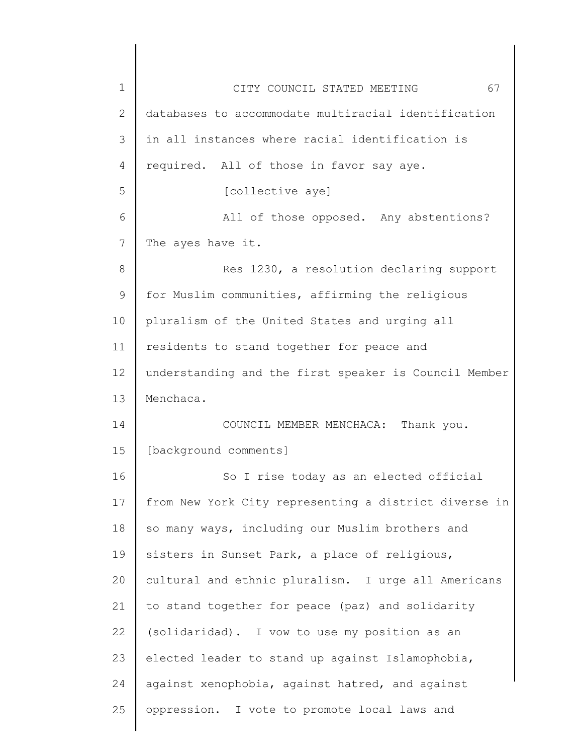databases to accommodate multiracial identification in all instances where racial identification is required. All of those in favor say aye.

[collective aye]

All of those opposed. Any abstentions? The ayes have it.

Res 1230, a resolution declaring support for Muslim communities, affirming the religious pluralism of the United States and urging all residents to stand together for peace and understanding and the first speaker is Council Member Menchaca.

COUNCIL MEMBER MENCHACA: Thank you. [background comments]

So I rise today as an elected official from New York City representing a district diverse in so many ways, including our Muslim brothers and sisters in Sunset Park, a place of religious, cultural and ethnic pluralism. I urge all Americans to stand together for peace (paz) and solidarity (solidaridad). I vow to use my position as an elected leader to stand up against Islamophobia, against xenophobia, against hatred, and against oppression. I vote to promote local laws and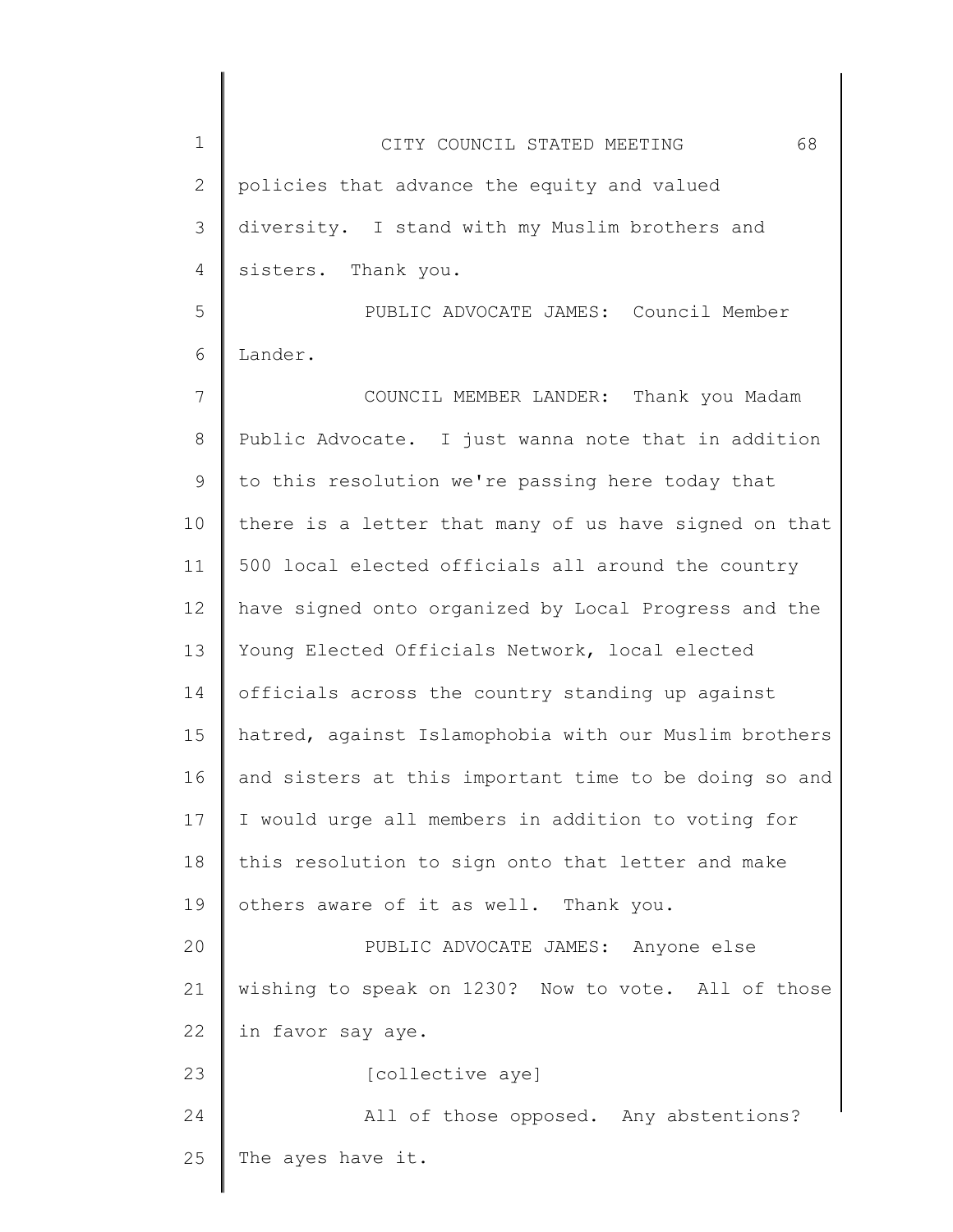policies that advance the equity and valued diversity. I stand with my Muslim brothers and sisters. Thank you.

PUBLIC ADVOCATE JAMES: Council Member Lander.

COUNCIL MEMBER LANDER: Thank you Madam Public Advocate. I just wanna note that in addition to this resolution we're passing here today that there is a letter that many of us have signed on that 500 local elected officials all around the country have signed onto organized by Local Progress and the Young Elected Officials Network, local elected officials across the country standing up against hatred, against Islamophobia with our Muslim brothers and sisters at this important time to be doing so and I would urge all members in addition to voting for this resolution to sign onto that letter and make others aware of it as well. Thank you.

PUBLIC ADVOCATE JAMES: Anyone else wishing to speak on 1230? Now to vote. All of those in favor say aye.

[collective aye]

All of those opposed. Any abstentions? The ayes have it.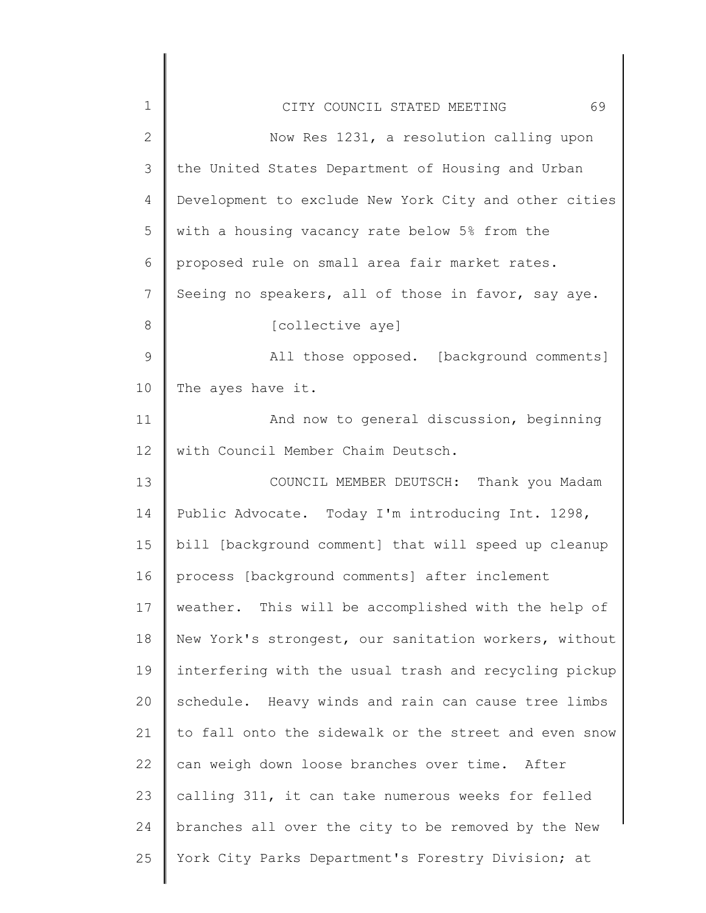Now Res 1231, a resolution calling upon the United States Department of Housing and Urban Development to exclude New York City and other cities with a housing vacancy rate below 5% from the proposed rule on small area fair market rates. Seeing no speakers, all of those in favor, say aye.

[collective aye]

All those opposed. [background comments] The ayes have it.

And now to general discussion, beginning with Council Member Chaim Deutsch.

COUNCIL MEMBER DEUTSCH: Thank you Madam Public Advocate. Today I'm introducing Int. 1298, bill [background comment] that will speed up cleanup process [background comments] after inclement weather. This will be accomplished with the help of New York's strongest, our sanitation workers, without interfering with the usual trash and recycling pickup schedule. Heavy winds and rain can cause tree limbs to fall onto the sidewalk or the street and even snow can weigh down loose branches over time. After calling 311, it can take numerous weeks for felled branches all over the city to be removed by the New York City Parks Department's Forestry Division; at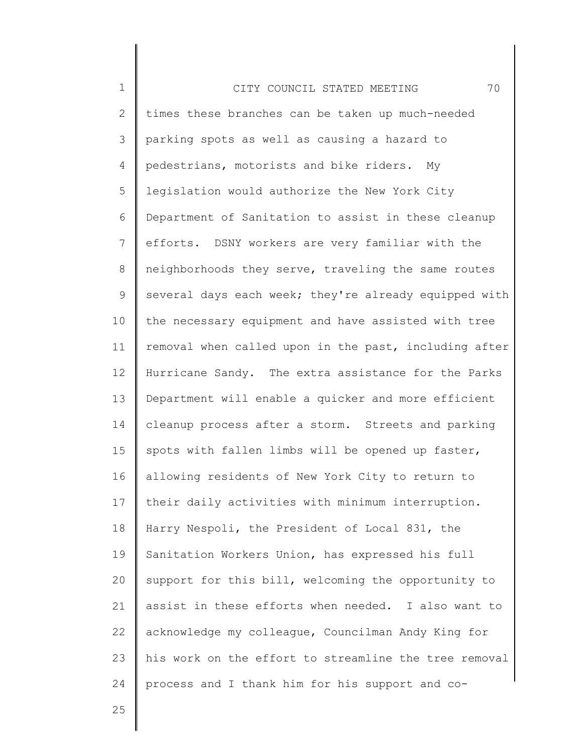times these branches can be taken up much-needed parking spots as well as causing a hazard to pedestrians, motorists and bike riders. My legislation would authorize the New York City Department of Sanitation to assist in these cleanup efforts. DSNY workers are very familiar with the neighborhoods they serve, traveling the same routes several days each week; they're already equipped with the necessary equipment and have assisted with tree removal when called upon in the past, including after Hurricane Sandy. The extra assistance for the Parks Department will enable a quicker and more efficient cleanup process after a storm. Streets and parking spots with fallen limbs will be opened up faster, allowing residents of New York City to return to their daily activities with minimum interruption. Harry Nespoli, the President of Local 831, the Sanitation Workers Union, has expressed his full support for this bill, welcoming the opportunity to assist in these efforts when needed. I also want to acknowledge my colleague, Councilman Andy King for his work on the effort to streamline the tree removal process and I thank him for his support and co-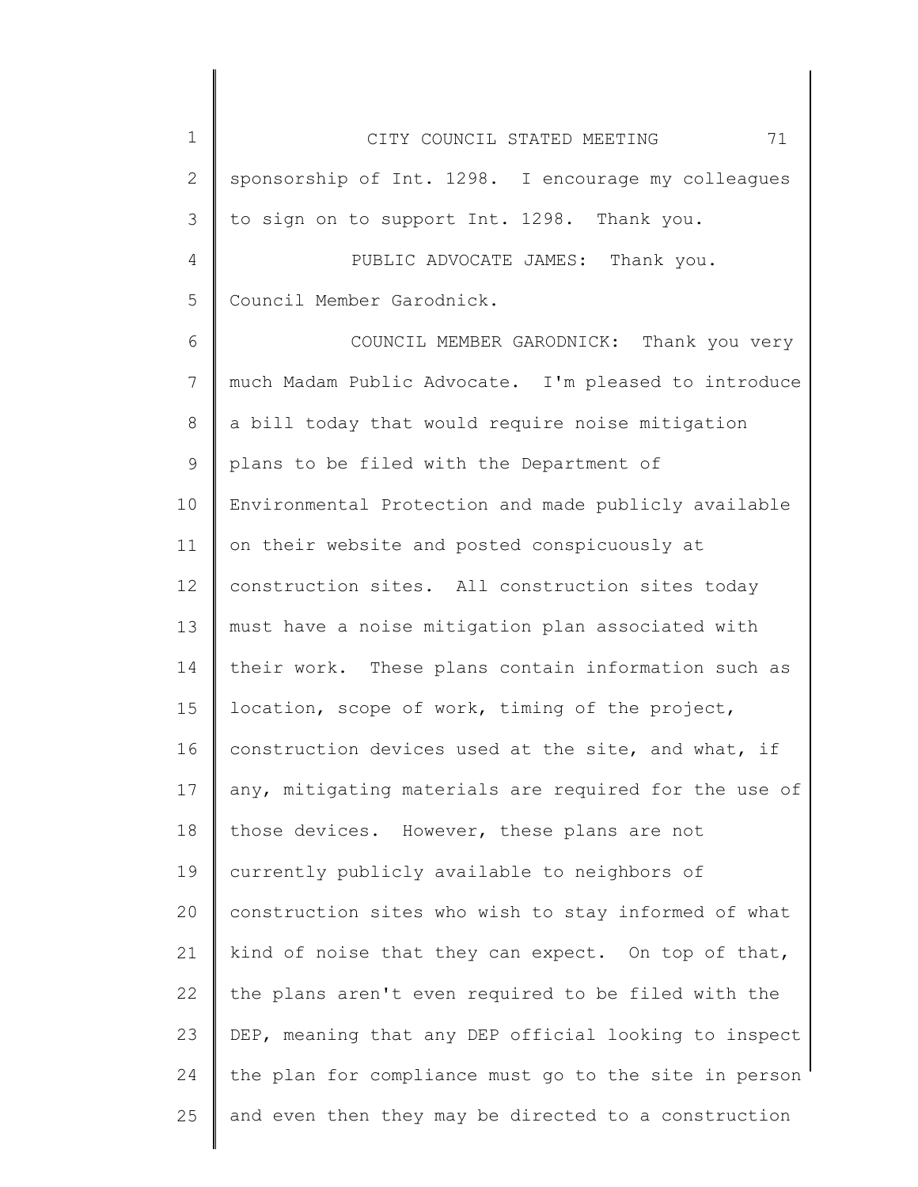sponsorship of Int. 1298. I encourage my colleagues to sign on to support Int. 1298. Thank you.

PUBLIC ADVOCATE JAMES: Thank you. Council Member Garodnick.

COUNCIL MEMBER GARODNICK: Thank you very much Madam Public Advocate. I'm pleased to introduce a bill today that would require noise mitigation plans to be filed with the Department of Environmental Protection and made publicly available on their website and posted conspicuously at construction sites. All construction sites today must have a noise mitigation plan associated with their work. These plans contain information such as location, scope of work, timing of the project, construction devices used at the site, and what, if any, mitigating materials are required for the use of those devices. However, these plans are not currently publicly available to neighbors of construction sites who wish to stay informed of what kind of noise that they can expect. On top of that, the plans aren't even required to be filed with the DEP, meaning that any DEP official looking to inspect the plan for compliance must go to the site in person and even then they may be directed to a construction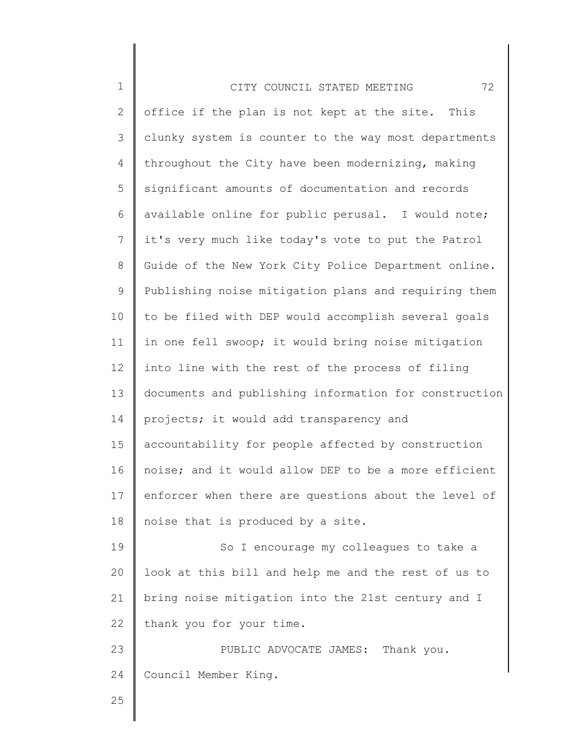office if the plan is not kept at the site. This clunky system is counter to the way most departments throughout the City have been modernizing, making significant amounts of documentation and records available online for public perusal. I would note; it's very much like today's vote to put the Patrol Guide of the New York City Police Department online. Publishing noise mitigation plans and requiring them to be filed with DEP would accomplish several goals in one fell swoop; it would bring noise mitigation into line with the rest of the process of filing documents and publishing information for construction projects; it would add transparency and accountability for people affected by construction noise; and it would allow DEP to be a more efficient enforcer when there are questions about the level of noise that is produced by a site.

So I encourage my colleagues to take a look at this bill and help me and the rest of us to bring noise mitigation into the 21st century and I thank you for your time.

PUBLIC ADVOCATE JAMES: Thank you. Council Member King.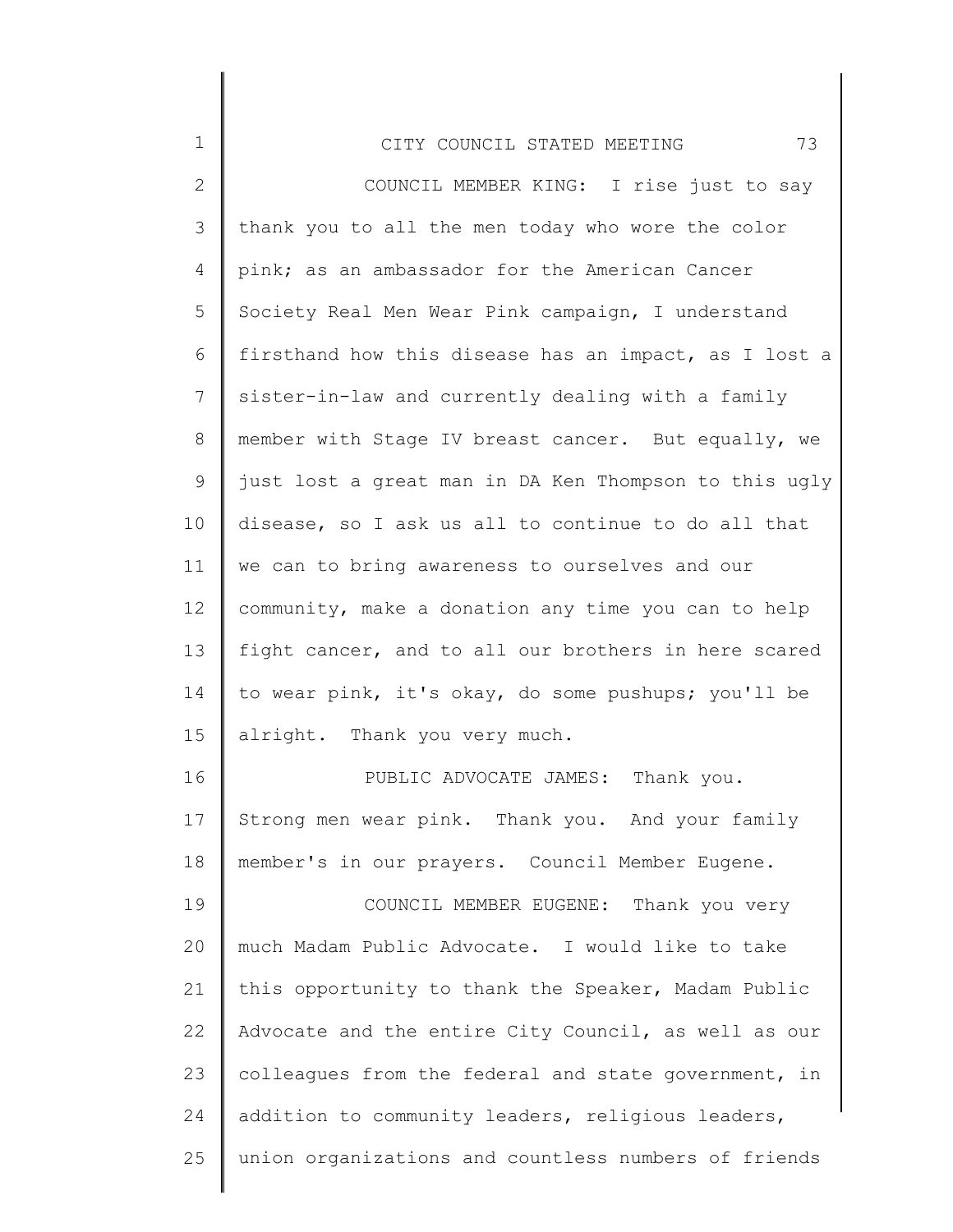COUNCIL MEMBER KING: I rise just to say thank you to all the men today who wore the color pink; as an ambassador for the American Cancer Society Real Men Wear Pink campaign, I understand firsthand how this disease has an impact, as I lost a sister-in-law and currently dealing with a family member with Stage IV breast cancer. But equally, we just lost a great man in DA Ken Thompson to this ugly disease, so I ask us all to continue to do all that we can to bring awareness to ourselves and our community, make a donation any time you can to help fight cancer, and to all our brothers in here scared to wear pink, it's okay, do some pushups; you'll be alright. Thank you very much.

PUBLIC ADVOCATE JAMES: Thank you. Strong men wear pink. Thank you. And your family member's in our prayers. Council Member Eugene.

COUNCIL MEMBER EUGENE: Thank you very much Madam Public Advocate. I would like to take this opportunity to thank the Speaker, Madam Public Advocate and the entire City Council, as well as our colleagues from the federal and state government, in addition to community leaders, religious leaders, union organizations and countless numbers of friends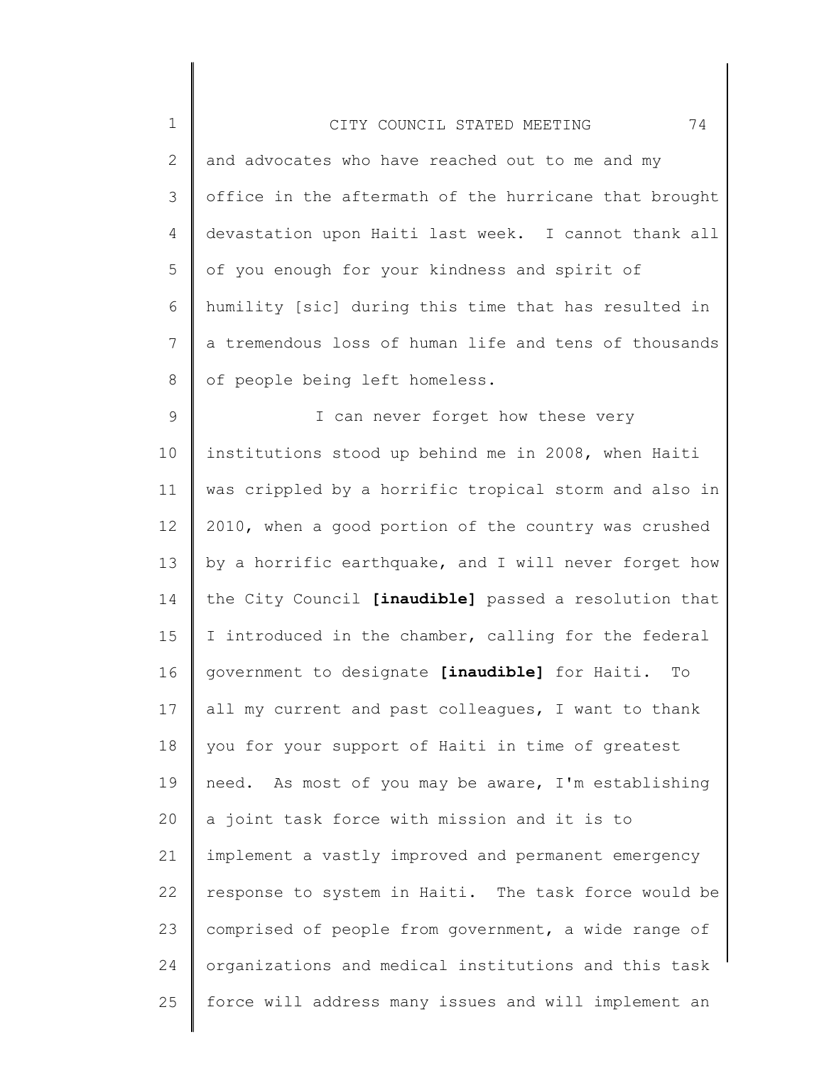and advocates who have reached out to me and my office in the aftermath of the hurricane that brought devastation upon Haiti last week. I cannot thank all of you enough for your kindness and spirit of humility [sic] during this time that has resulted in a tremendous loss of human life and tens of thousands of people being left homeless.

I can never forget how these very institutions stood up behind me in 2008, when Haiti was crippled by a horrific tropical storm and also in 2010, when a good portion of the country was crushed by a horrific earthquake, and I will never forget how the City Council **[inaudible]** passed a resolution that I introduced in the chamber, calling for the federal government to designate **[inaudible]** for Haiti. To all my current and past colleagues, I want to thank you for your support of Haiti in time of greatest need. As most of you may be aware, I'm establishing a joint task force with mission and it is to implement a vastly improved and permanent emergency response to system in Haiti. The task force would be comprised of people from government, a wide range of organizations and medical institutions and this task force will address many issues and will implement an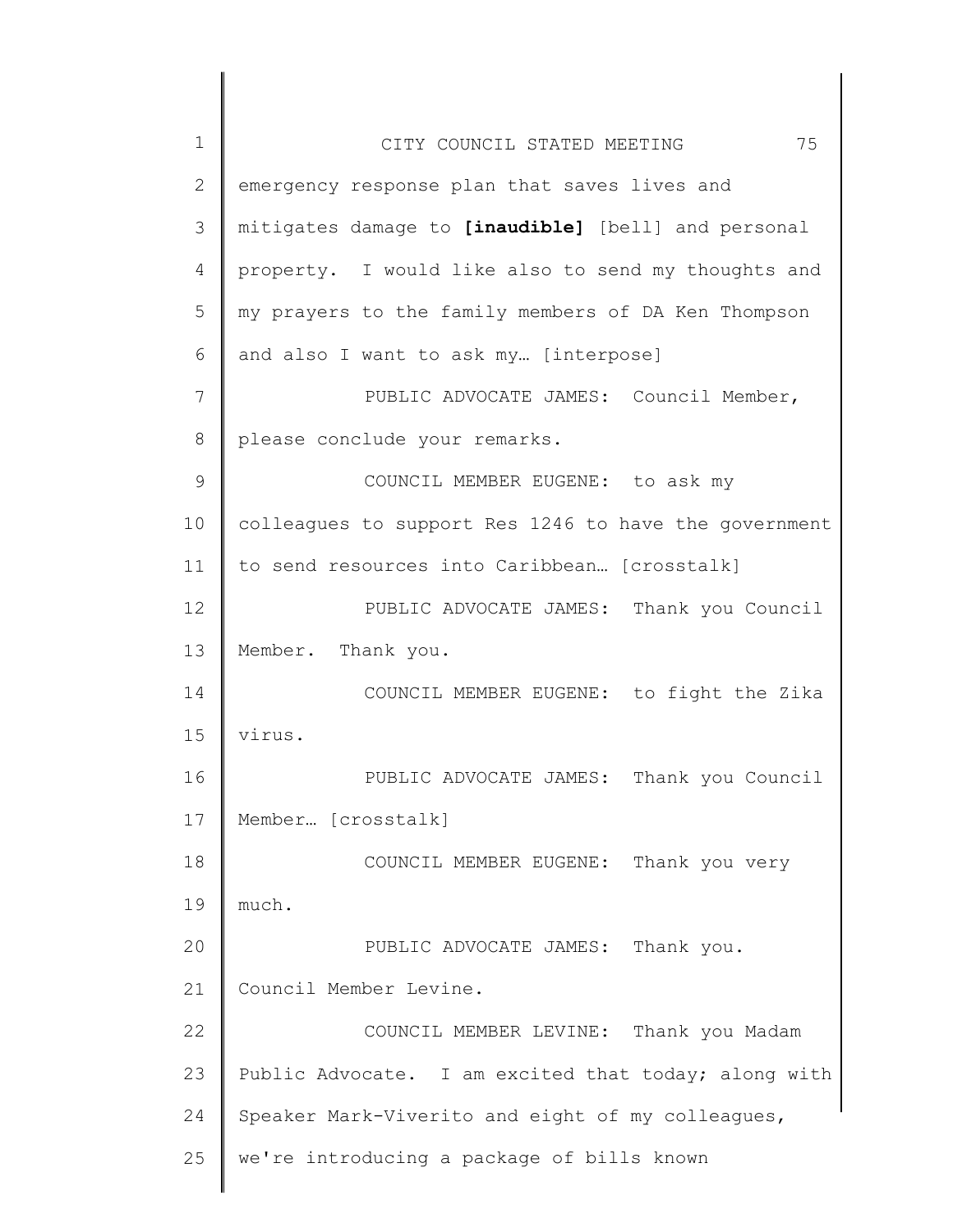emergency response plan that saves lives and mitigates damage to **[inaudible]** [bell] and personal property. I would like also to send my thoughts and my prayers to the family members of DA Ken Thompson and also I want to ask my… [interpose]

PUBLIC ADVOCATE JAMES: Council Member, please conclude your remarks.

COUNCIL MEMBER EUGENE: to ask my colleagues to support Res 1246 to have the government to send resources into Caribbean… [crosstalk]

PUBLIC ADVOCATE JAMES: Thank you Council Member. Thank you.

COUNCIL MEMBER EUGENE: to fight the Zika virus.

PUBLIC ADVOCATE JAMES: Thank you Council Member… [crosstalk]

COUNCIL MEMBER EUGENE: Thank you very much.

PUBLIC ADVOCATE JAMES: Thank you. Council Member Levine.

COUNCIL MEMBER LEVINE: Thank you Madam Public Advocate. I am excited that today; along with Speaker Mark-Viverito and eight of my colleagues, we're introducing a package of bills known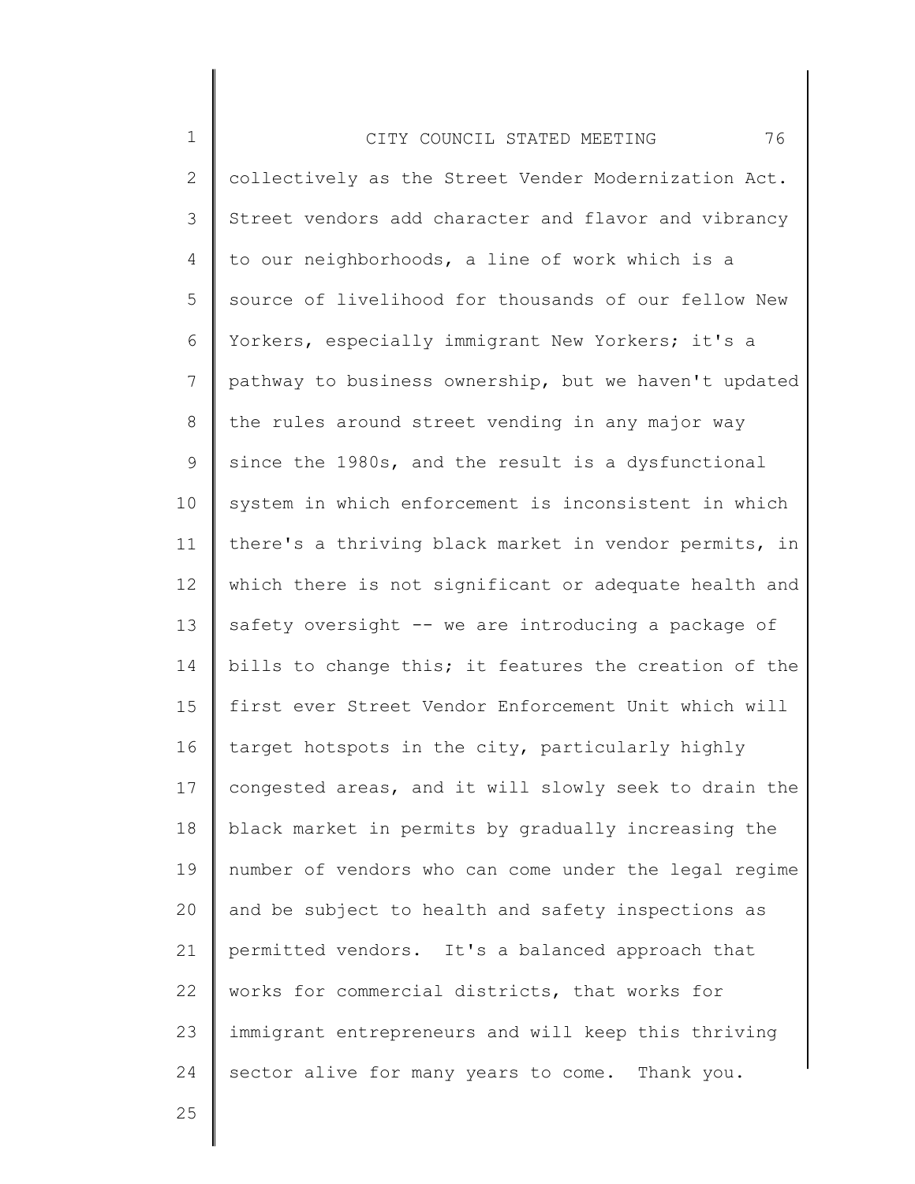collectively as the Street Vender Modernization Act. Street vendors add character and flavor and vibrancy to our neighborhoods, a line of work which is a source of livelihood for thousands of our fellow New Yorkers, especially immigrant New Yorkers; it's a pathway to business ownership, but we haven't updated the rules around street vending in any major way since the 1980s, and the result is a dysfunctional system in which enforcement is inconsistent in which there's a thriving black market in vendor permits, in which there is not significant or adequate health and safety oversight -- we are introducing a package of bills to change this; it features the creation of the first ever Street Vendor Enforcement Unit which will target hotspots in the city, particularly highly congested areas, and it will slowly seek to drain the black market in permits by gradually increasing the number of vendors who can come under the legal regime and be subject to health and safety inspections as permitted vendors. It's a balanced approach that works for commercial districts, that works for immigrant entrepreneurs and will keep this thriving sector alive for many years to come. Thank you.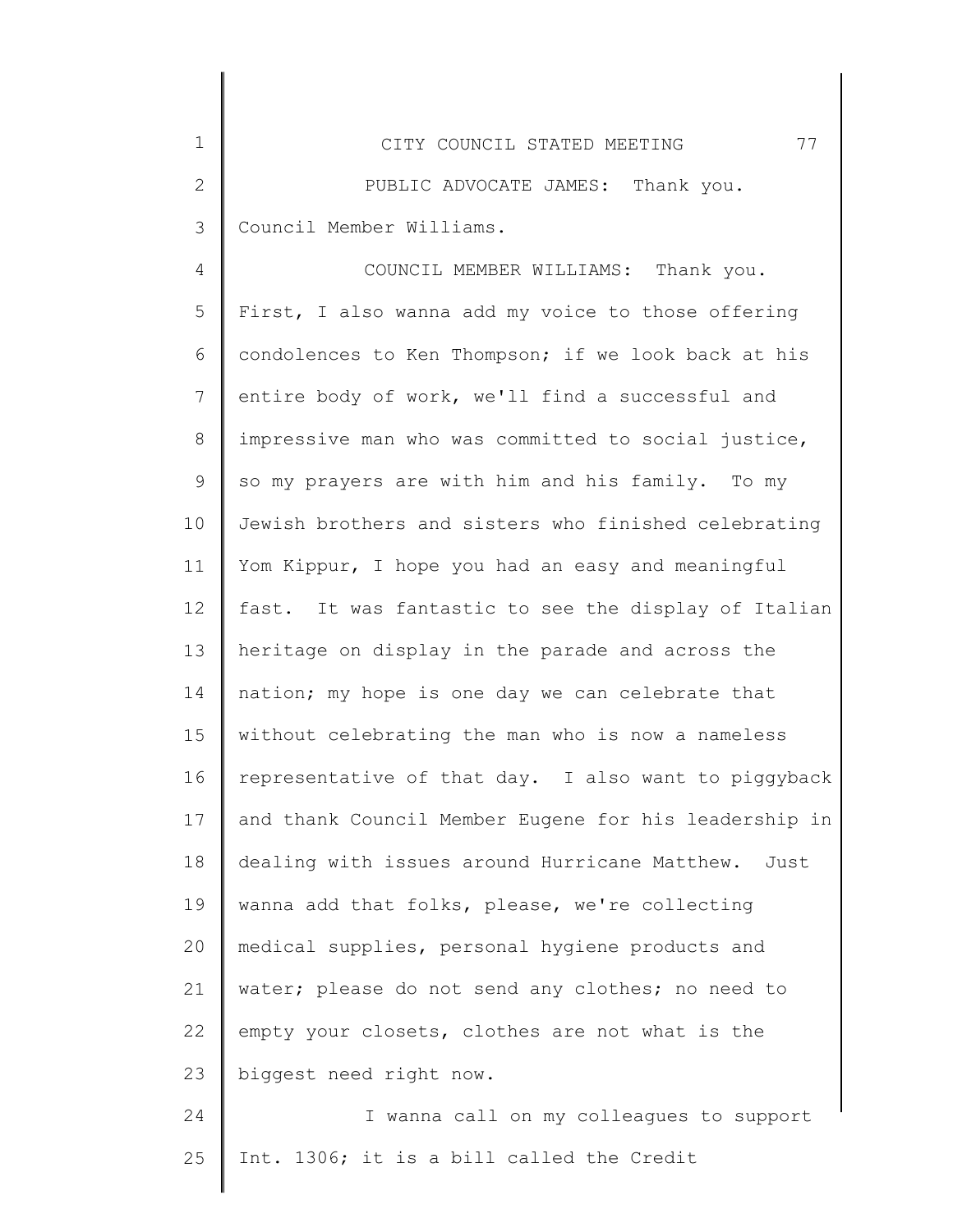PUBLIC ADVOCATE JAMES: Thank you. Council Member Williams.

COUNCIL MEMBER WILLIAMS: Thank you. First, I also wanna add my voice to those offering condolences to Ken Thompson; if we look back at his entire body of work, we'll find a successful and impressive man who was committed to social justice, so my prayers are with him and his family. To my Jewish brothers and sisters who finished celebrating Yom Kippur, I hope you had an easy and meaningful fast. It was fantastic to see the display of Italian heritage on display in the parade and across the nation; my hope is one day we can celebrate that without celebrating the man who is now a nameless representative of that day. I also want to piggyback and thank Council Member Eugene for his leadership in dealing with issues around Hurricane Matthew. Just wanna add that folks, please, we're collecting medical supplies, personal hygiene products and water; please do not send any clothes; no need to empty your closets, clothes are not what is the biggest need right now.

I wanna call on my colleagues to support Int. 1306; it is a bill called the Credit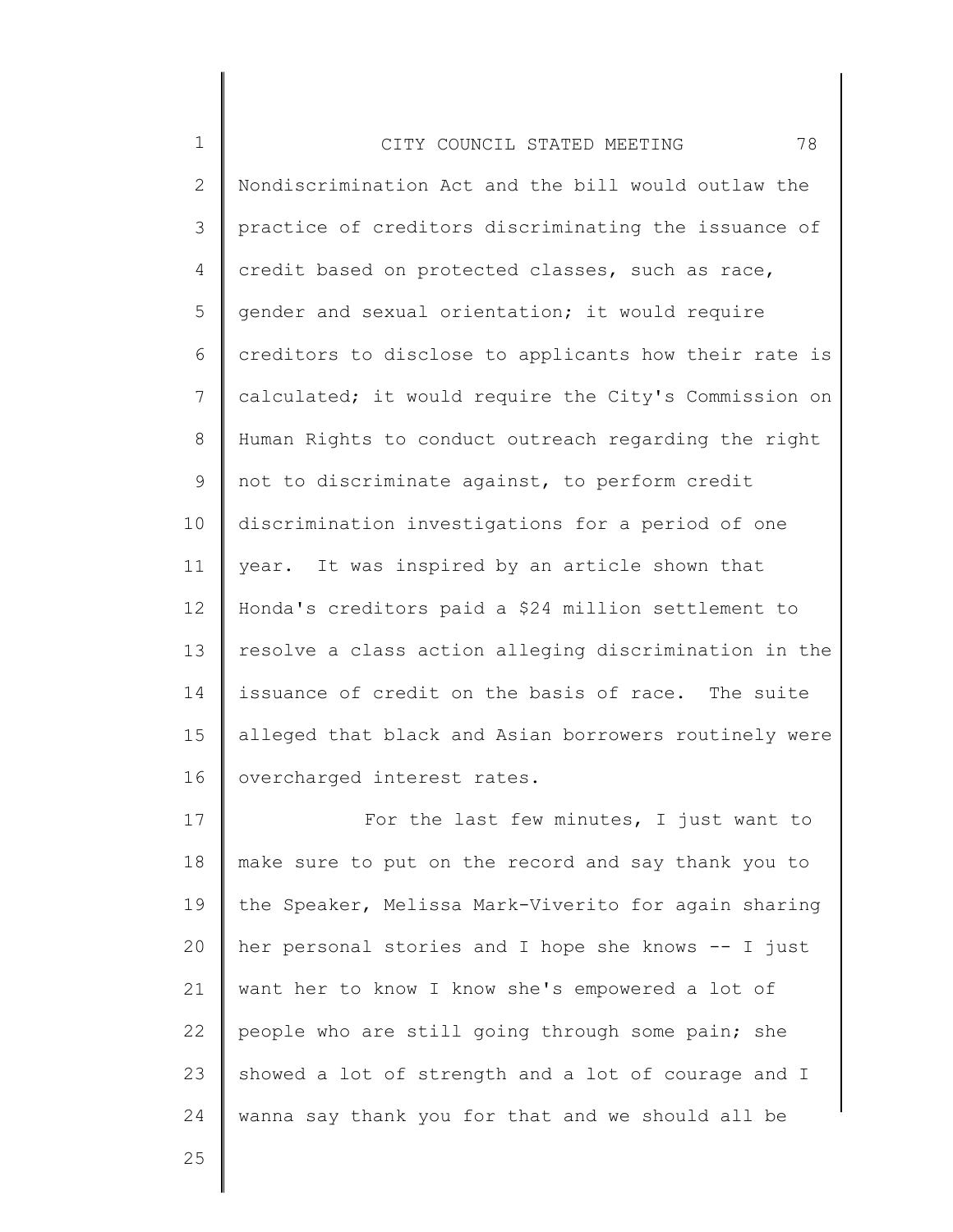Nondiscrimination Act and the bill would outlaw the practice of creditors discriminating the issuance of credit based on protected classes, such as race, gender and sexual orientation; it would require creditors to disclose to applicants how their rate is calculated; it would require the City's Commission on Human Rights to conduct outreach regarding the right not to discriminate against, to perform credit discrimination investigations for a period of one year. It was inspired by an article shown that Honda's creditors paid a $24 million settlement to resolve a class action alleging discrimination in the issuance of credit on the basis of race. The suite alleged that black and Asian borrowers routinely were overcharged interest rates.

For the last few minutes, I just want to make sure to put on the record and say thank you to the Speaker, Melissa Mark-Viverito for again sharing her personal stories and I hope she knows -- I just want her to know I know she's empowered a lot of people who are still going through some pain; she showed a lot of strength and a lot of courage and I wanna say thank you for that and we should all be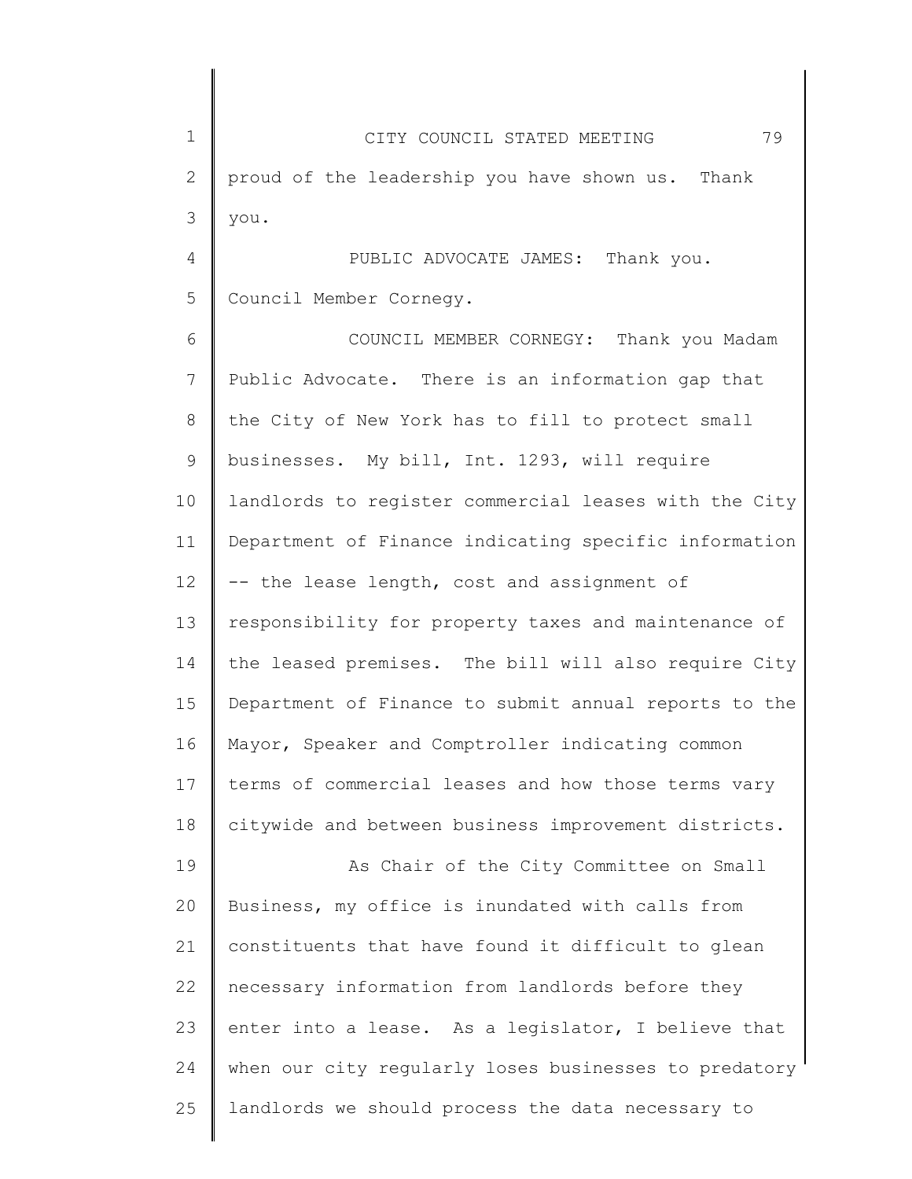proud of the leadership you have shown us. Thank you.

PUBLIC ADVOCATE JAMES: Thank you. Council Member Cornegy.

COUNCIL MEMBER CORNEGY: Thank you Madam Public Advocate. There is an information gap that the City of New York has to fill to protect small businesses. My bill, Int. 1293, will require landlords to register commercial leases with the City Department of Finance indicating specific information -- the lease length, cost and assignment of responsibility for property taxes and maintenance of the leased premises. The bill will also require City Department of Finance to submit annual reports to the Mayor, Speaker and Comptroller indicating common terms of commercial leases and how those terms vary citywide and between business improvement districts.

As Chair of the City Committee on Small Business, my office is inundated with calls from constituents that have found it difficult to glean necessary information from landlords before they enter into a lease. As a legislator, I believe that when our city regularly loses businesses to predatory landlords we should process the data necessary to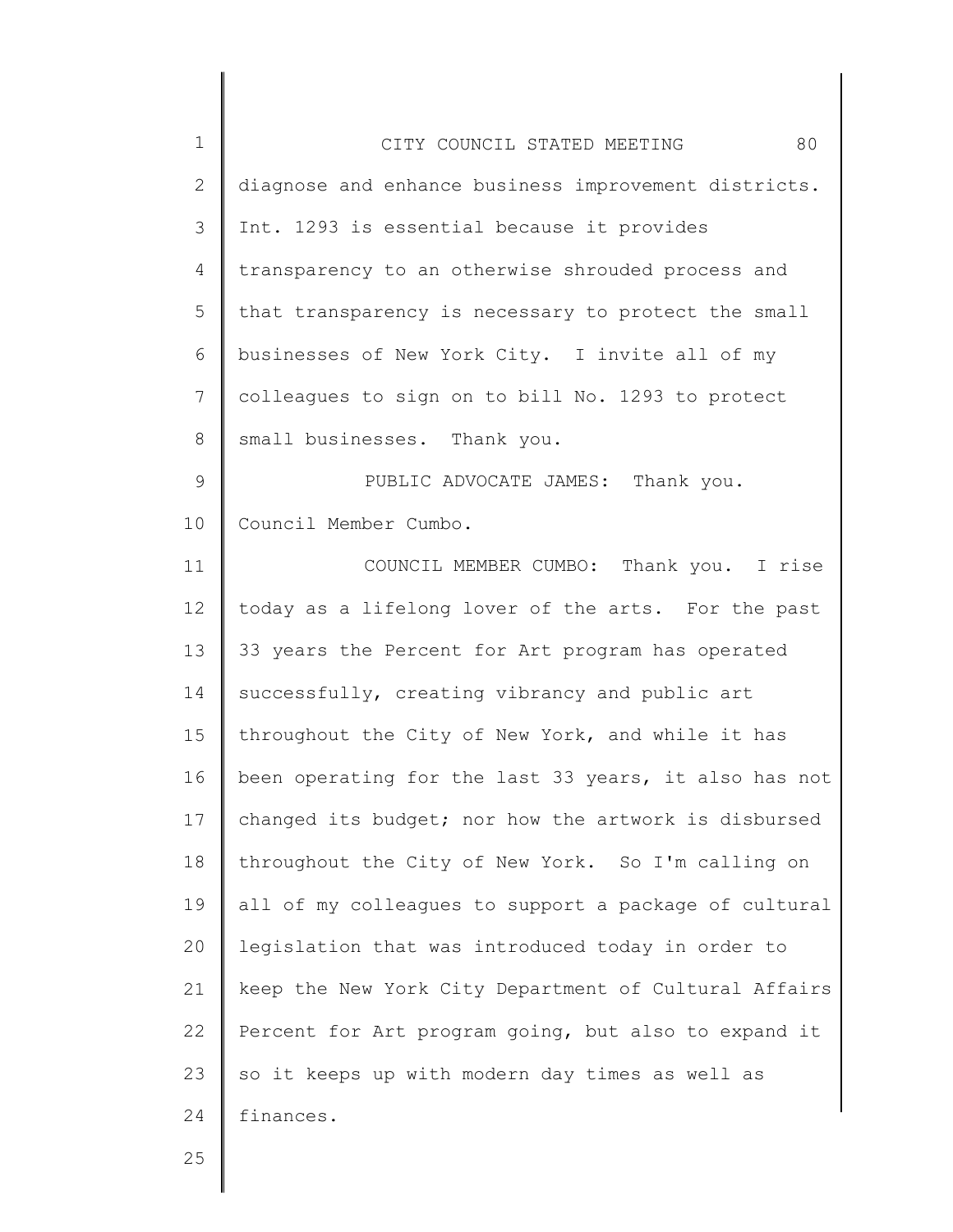diagnose and enhance business improvement districts. Int. 1293 is essential because it provides transparency to an otherwise shrouded process and that transparency is necessary to protect the small businesses of New York City. I invite all of my colleagues to sign on to bill No. 1293 to protect small businesses. Thank you.

PUBLIC ADVOCATE JAMES: Thank you. Council Member Cumbo.

COUNCIL MEMBER CUMBO: Thank you. I rise today as a lifelong lover of the arts. For the past 33 years the Percent for Art program has operated successfully, creating vibrancy and public art throughout the City of New York, and while it has been operating for the last 33 years, it also has not changed its budget; nor how the artwork is disbursed throughout the City of New York. So I'm calling on all of my colleagues to support a package of cultural legislation that was introduced today in order to keep the New York City Department of Cultural Affairs Percent for Art program going, but also to expand it so it keeps up with modern day times as well as finances.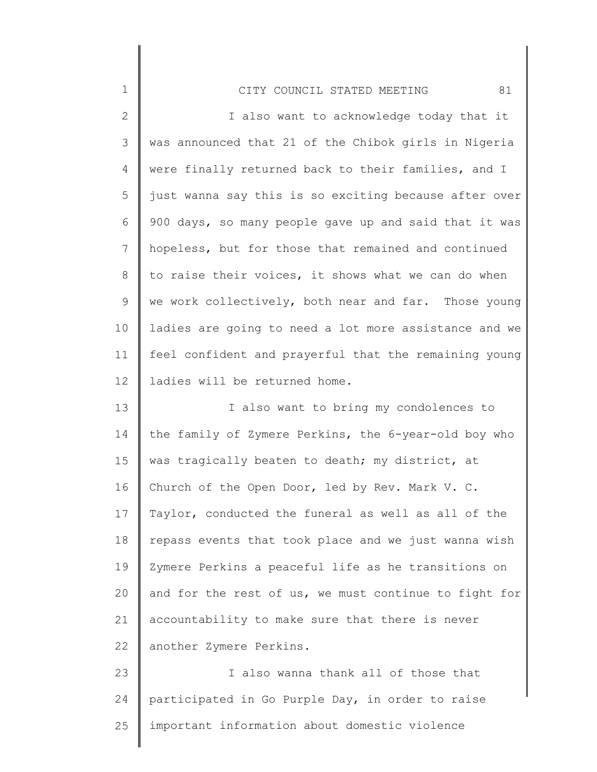I also want to acknowledge today that it was announced that 21 of the Chibok girls in Nigeria were finally returned back to their families, and I just wanna say this is so exciting because after over 900 days, so many people gave up and said that it was hopeless, but for those that remained and continued to raise their voices, it shows what we can do when we work collectively, both near and far. Those young ladies are going to need a lot more assistance and we feel confident and prayerful that the remaining young ladies will be returned home.

I also want to bring my condolences to the family of Zymere Perkins, the 6-year-old boy who was tragically beaten to death; my district, at Church of the Open Door, led by Rev. Mark V. C. Taylor, conducted the funeral as well as all of the repass events that took place and we just wanna wish Zymere Perkins a peaceful life as he transitions on and for the rest of us, we must continue to fight for accountability to make sure that there is never another Zymere Perkins.

I also wanna thank all of those that participated in Go Purple Day, in order to raise important information about domestic violence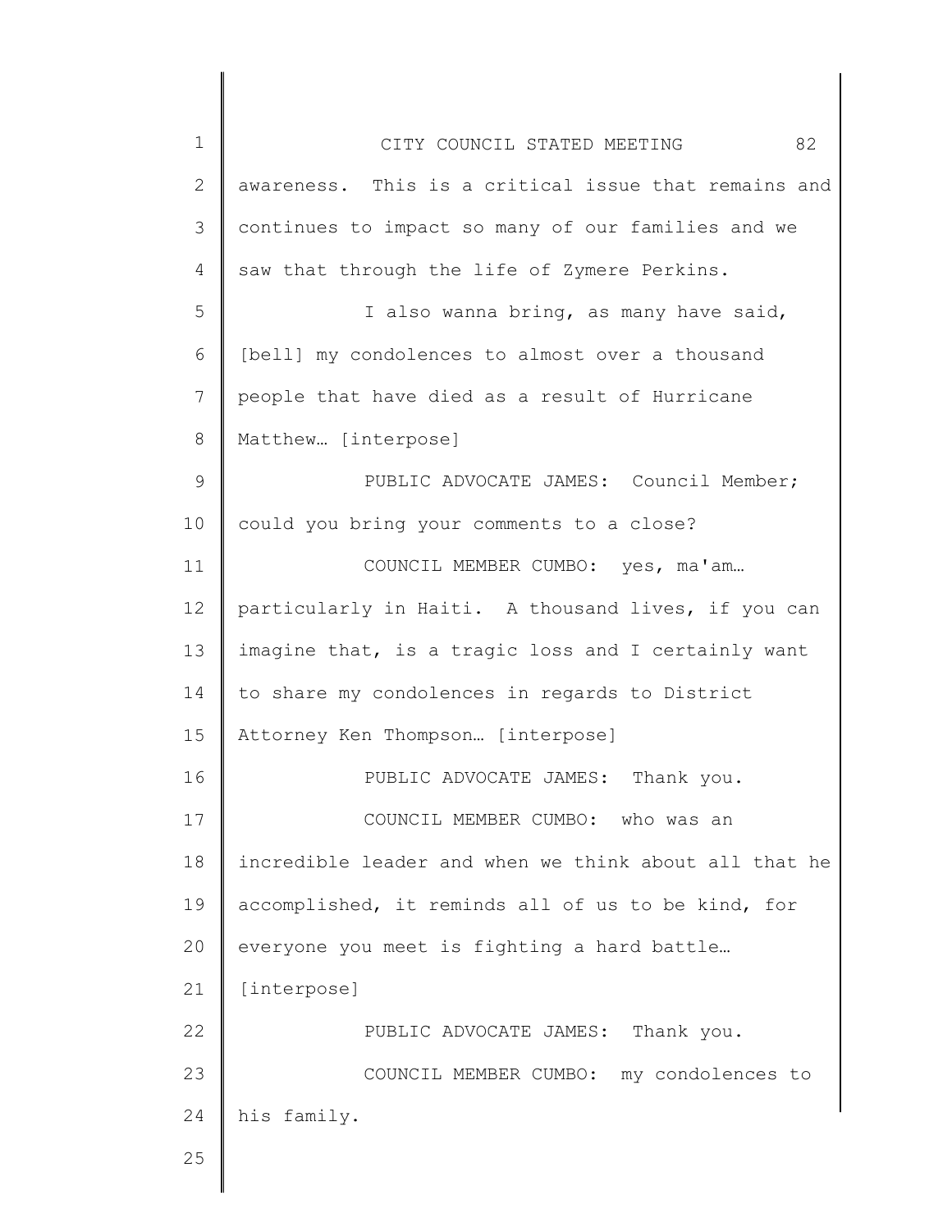awareness. This is a critical issue that remains and continues to impact so many of our families and we saw that through the life of Zymere Perkins.

I also wanna bring, as many have said, [bell] my condolences to almost over a thousand people that have died as a result of Hurricane Matthew… [interpose]

PUBLIC ADVOCATE JAMES: Council Member; could you bring your comments to a close?

COUNCIL MEMBER CUMBO: yes, ma'am… particularly in Haiti. A thousand lives, if you can imagine that, is a tragic loss and I certainly want to share my condolences in regards to District Attorney Ken Thompson… [interpose]

PUBLIC ADVOCATE JAMES: Thank you.

COUNCIL MEMBER CUMBO: who was an incredible leader and when we think about all that he accomplished, it reminds all of us to be kind, for everyone you meet is fighting a hard battle… [interpose]

PUBLIC ADVOCATE JAMES: Thank you.

COUNCIL MEMBER CUMBO: my condolences to his family.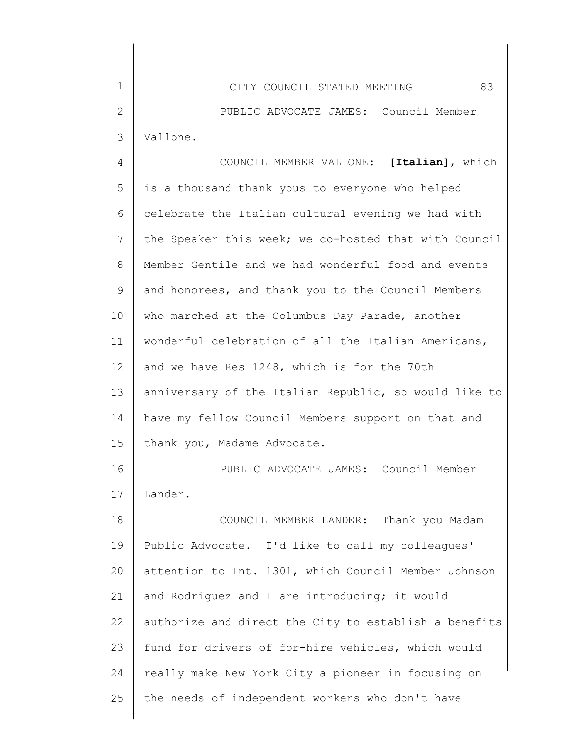PUBLIC ADVOCATE JAMES: Council Member Vallone.

COUNCIL MEMBER VALLONE: **[Italian]**, which is a thousand thank yous to everyone who helped celebrate the Italian cultural evening we had with the Speaker this week; we co-hosted that with Council Member Gentile and we had wonderful food and events and honorees, and thank you to the Council Members who marched at the Columbus Day Parade, another wonderful celebration of all the Italian Americans, and we have Res 1248, which is for the 70th anniversary of the Italian Republic, so would like to have my fellow Council Members support on that and thank you, Madame Advocate.

PUBLIC ADVOCATE JAMES: Council Member Lander.

COUNCIL MEMBER LANDER: Thank you Madam Public Advocate. I'd like to call my colleagues' attention to Int. 1301, which Council Member Johnson and Rodriguez and I are introducing; it would authorize and direct the City to establish a benefits fund for drivers of for-hire vehicles, which would really make New York City a pioneer in focusing on the needs of independent workers who don't have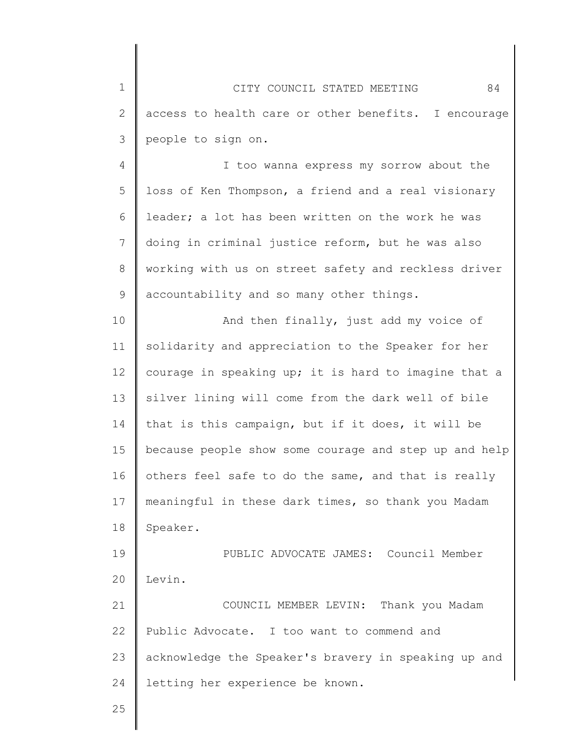access to health care or other benefits. I encourage people to sign on.

I too wanna express my sorrow about the loss of Ken Thompson, a friend and a real visionary leader; a lot has been written on the work he was doing in criminal justice reform, but he was also working with us on street safety and reckless driver accountability and so many other things.

And then finally, just add my voice of solidarity and appreciation to the Speaker for her courage in speaking up; it is hard to imagine that a silver lining will come from the dark well of bile that is this campaign, but if it does, it will be because people show some courage and step up and help others feel safe to do the same, and that is really meaningful in these dark times, so thank you Madam Speaker.

PUBLIC ADVOCATE JAMES: Council Member Levin.

COUNCIL MEMBER LEVIN: Thank you Madam Public Advocate. I too want to commend and acknowledge the Speaker's bravery in speaking up and letting her experience be known.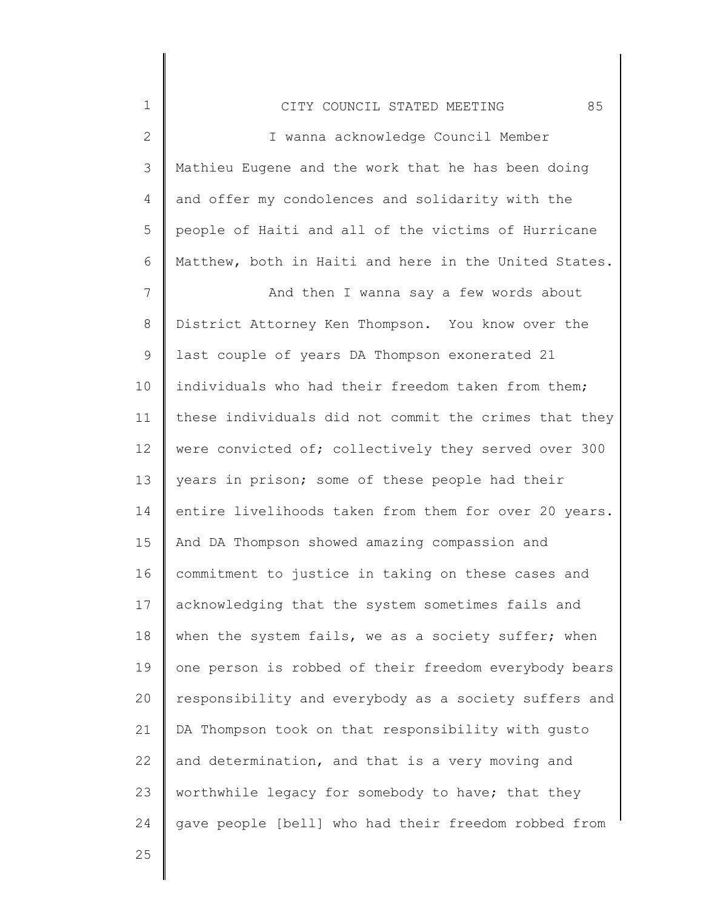I wanna acknowledge Council Member Mathieu Eugene and the work that he has been doing and offer my condolences and solidarity with the people of Haiti and all of the victims of Hurricane Matthew, both in Haiti and here in the United States.

And then I wanna say a few words about District Attorney Ken Thompson. You know over the last couple of years DA Thompson exonerated 21 individuals who had their freedom taken from them; these individuals did not commit the crimes that they were convicted of; collectively they served over 300 years in prison; some of these people had their entire livelihoods taken from them for over 20 years. And DA Thompson showed amazing compassion and commitment to justice in taking on these cases and acknowledging that the system sometimes fails and when the system fails, we as a society suffer; when one person is robbed of their freedom everybody bears responsibility and everybody as a society suffers and DA Thompson took on that responsibility with gusto and determination, and that is a very moving and worthwhile legacy for somebody to have; that they gave people [bell] who had their freedom robbed from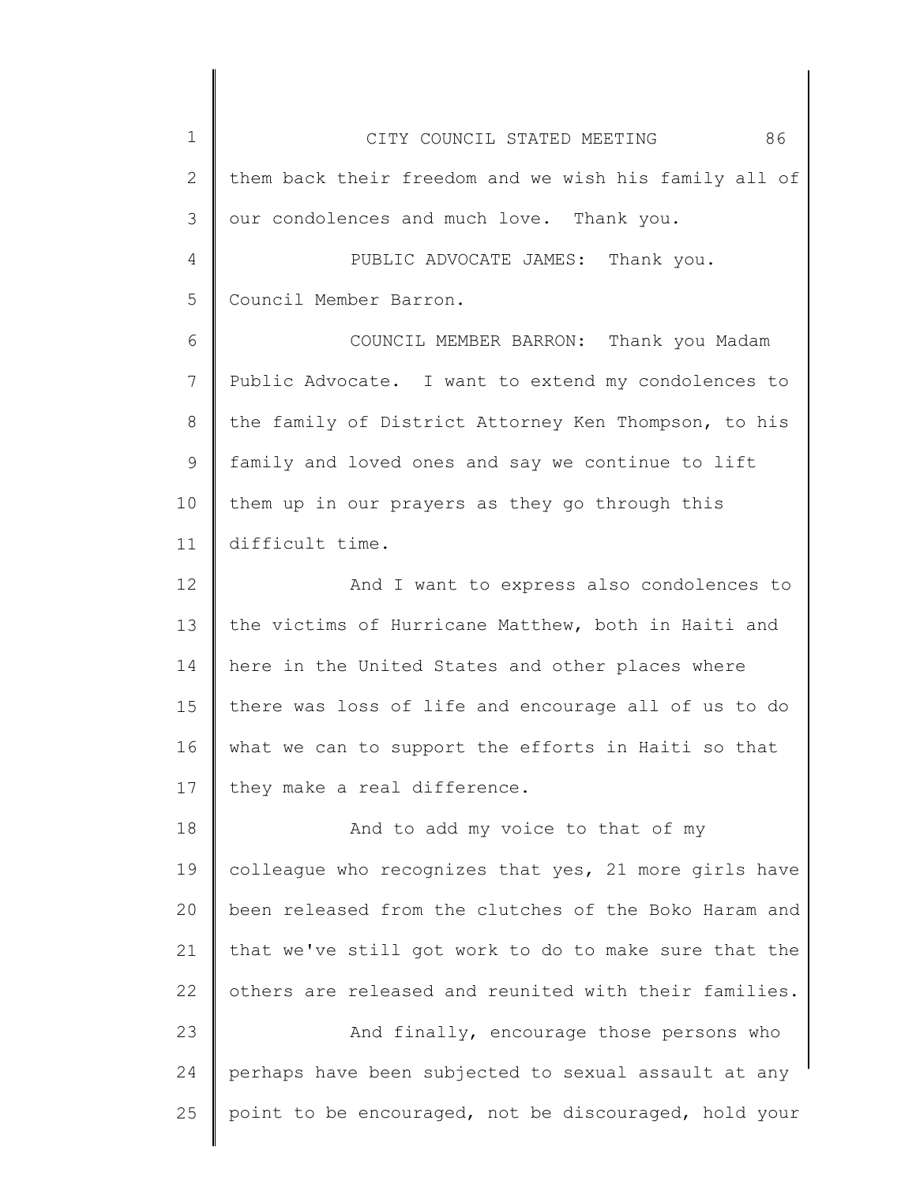them back their freedom and we wish his family all of our condolences and much love. Thank you.

PUBLIC ADVOCATE JAMES: Thank you. Council Member Barron.

COUNCIL MEMBER BARRON: Thank you Madam Public Advocate. I want to extend my condolences to the family of District Attorney Ken Thompson, to his family and loved ones and say we continue to lift them up in our prayers as they go through this difficult time.

And I want to express also condolences to the victims of Hurricane Matthew, both in Haiti and here in the United States and other places where there was loss of life and encourage all of us to do what we can to support the efforts in Haiti so that they make a real difference.

And to add my voice to that of my colleague who recognizes that yes, 21 more girls have been released from the clutches of the Boko Haram and that we've still got work to do to make sure that the others are released and reunited with their families.

And finally, encourage those persons who perhaps have been subjected to sexual assault at any point to be encouraged, not be discouraged, hold your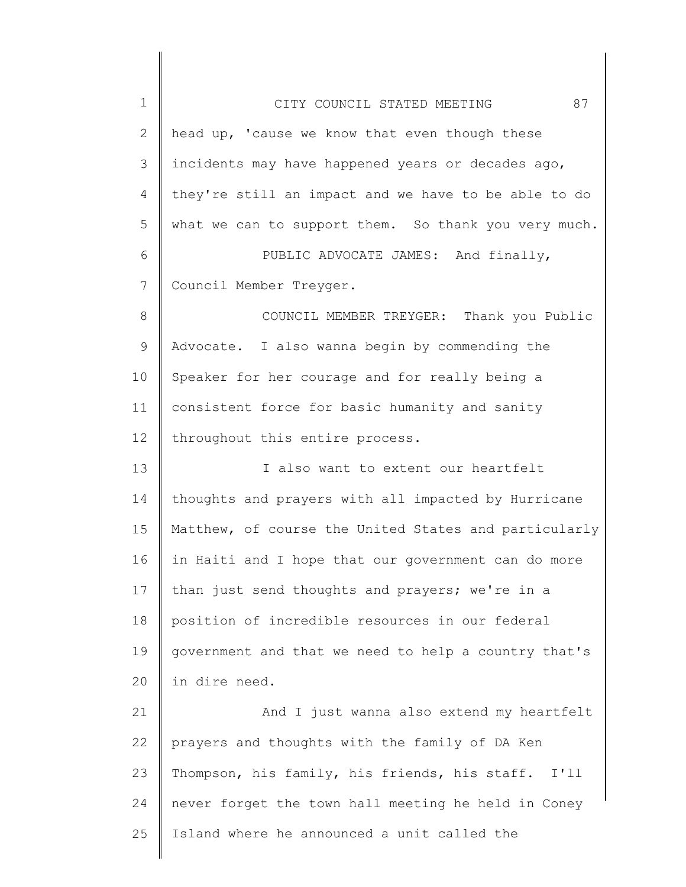head up, 'cause we know that even though these incidents may have happened years or decades ago, they're still an impact and we have to be able to do what we can to support them. So thank you very much.

PUBLIC ADVOCATE JAMES: And finally, Council Member Treyger.

COUNCIL MEMBER TREYGER: Thank you Public Advocate. I also wanna begin by commending the Speaker for her courage and for really being a consistent force for basic humanity and sanity throughout this entire process.

I also want to extent our heartfelt thoughts and prayers with all impacted by Hurricane Matthew, of course the United States and particularly in Haiti and I hope that our government can do more than just send thoughts and prayers; we're in a position of incredible resources in our federal government and that we need to help a country that's in dire need.

And I just wanna also extend my heartfelt prayers and thoughts with the family of DA Ken Thompson, his family, his friends, his staff. I'll never forget the town hall meeting he held in Coney Island where he announced a unit called the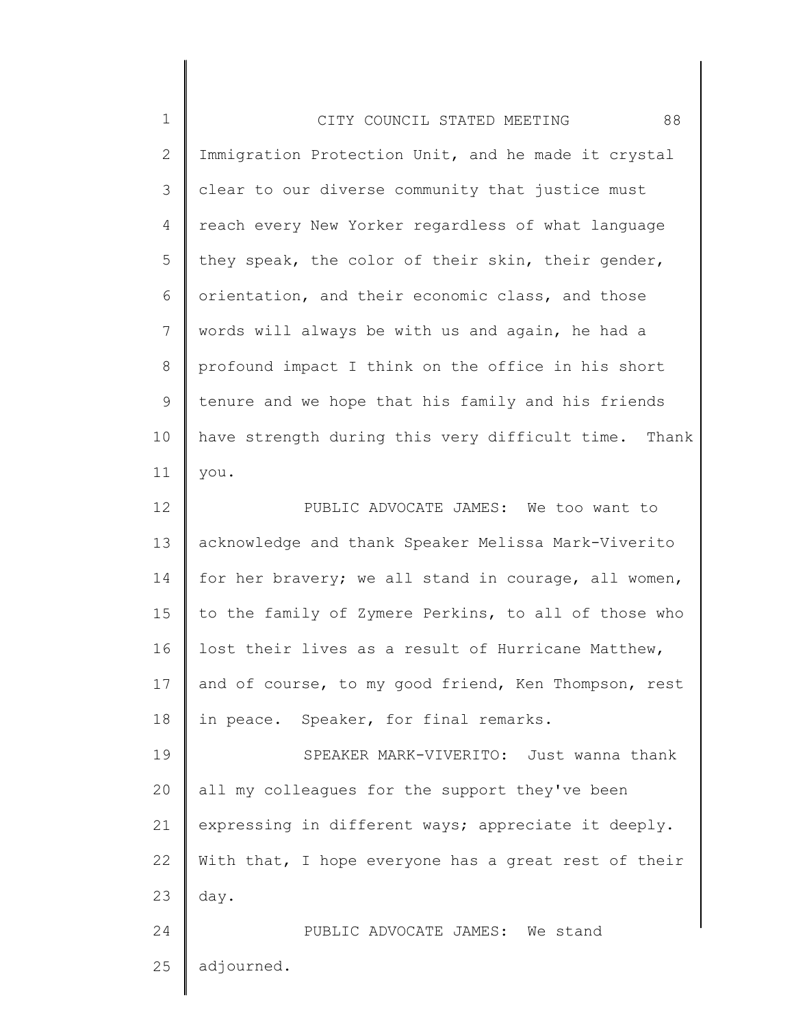Immigration Protection Unit, and he made it crystal clear to our diverse community that justice must reach every New Yorker regardless of what language they speak, the color of their skin, their gender, orientation, and their economic class, and those words will always be with us and again, he had a profound impact I think on the office in his short tenure and we hope that his family and his friends have strength during this very difficult time. Thank you.

PUBLIC ADVOCATE JAMES: We too want to acknowledge and thank Speaker Melissa Mark-Viverito for her bravery; we all stand in courage, all women, to the family of Zymere Perkins, to all of those who lost their lives as a result of Hurricane Matthew, and of course, to my good friend, Ken Thompson, rest in peace. Speaker, for final remarks.

SPEAKER MARK-VIVERITO: Just wanna thank all my colleagues for the support they've been expressing in different ways; appreciate it deeply. With that, I hope everyone has a great rest of their day.

PUBLIC ADVOCATE JAMES: We stand adjourned.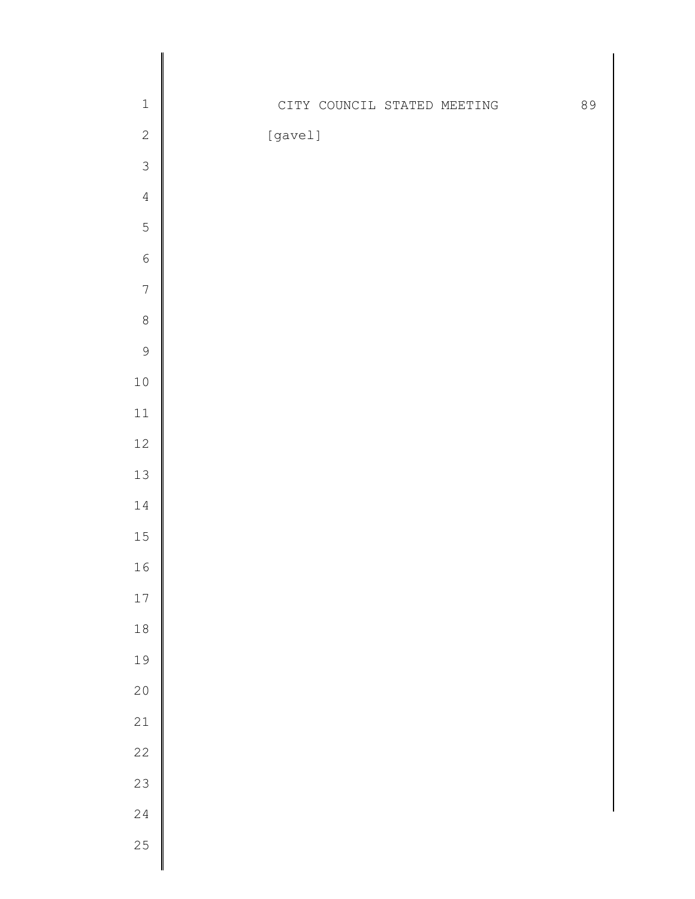[gavel]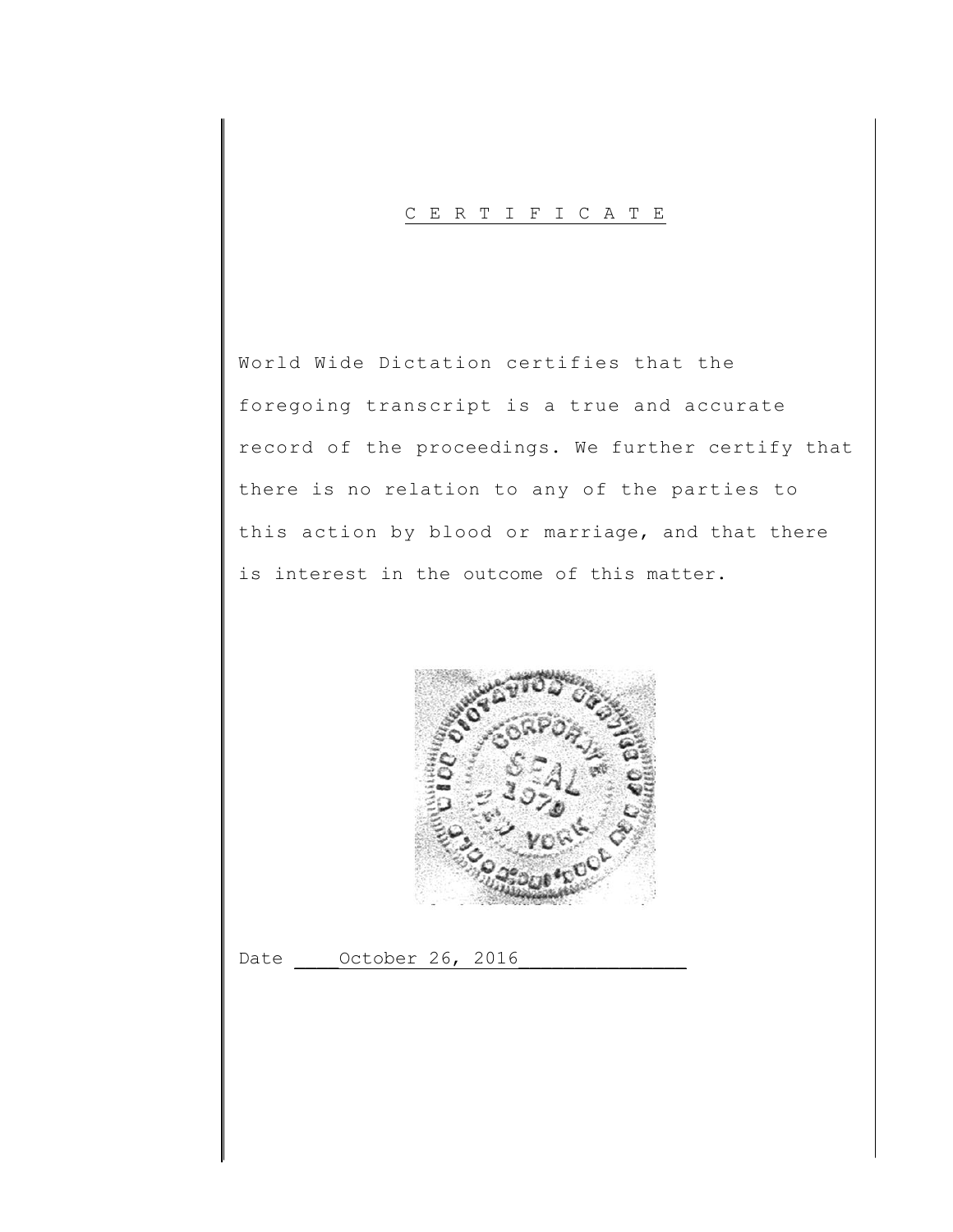# C E R T I F I C A T E

World Wide Dictation certifies that the foregoing transcript is a true and accurate record of the proceedings. We further certify that there is no relation to any of the parties to this action by blood or marriage, and that there is interest in the outcome of this matter.

Date \_\_\_\_October 26, 2016\_\_\_\_\_\_\_\_\_\_\_\_\_\_